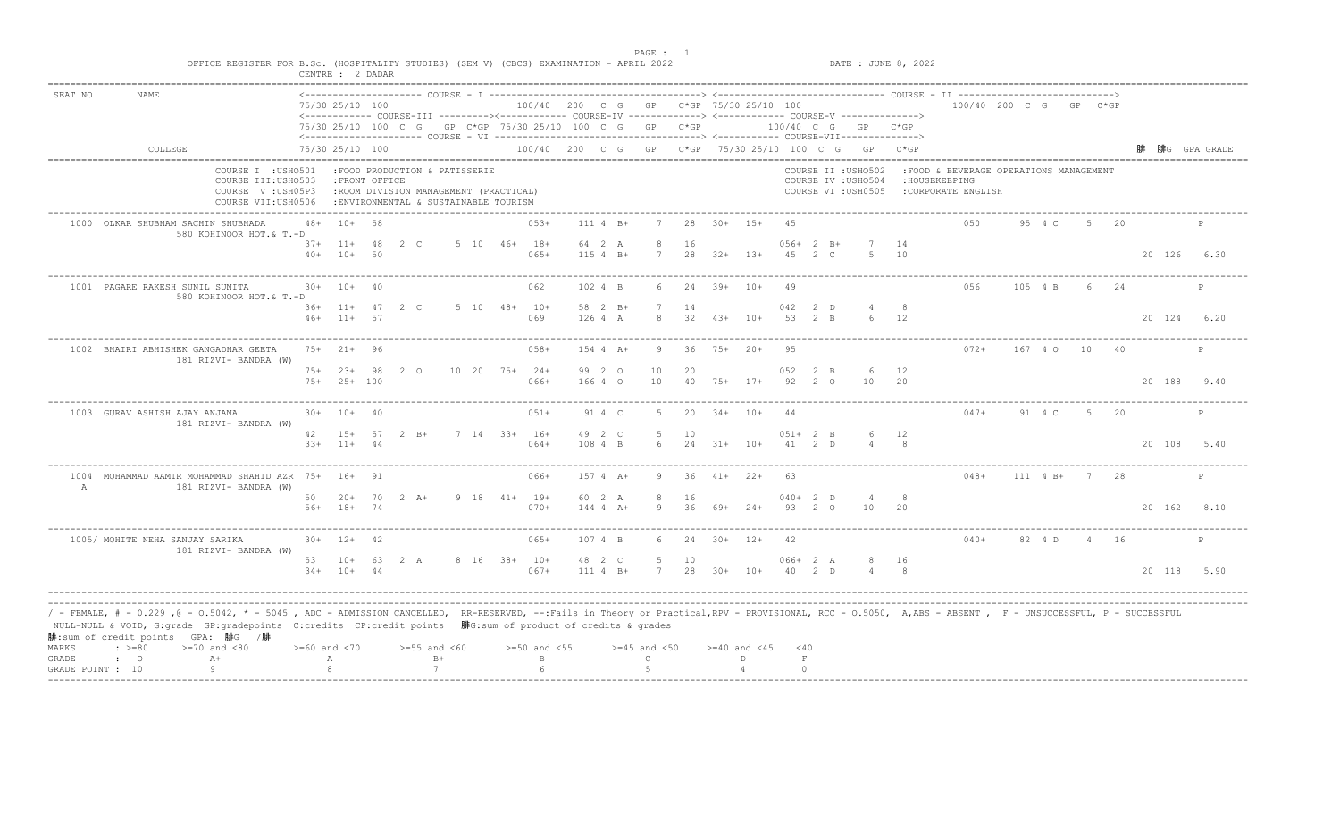OFFICE REGISTER FOR B.Sc. (HOSPITALITY STUDIES) (SEM V) (CBCS) EXAMINATION - APRIL 2022

CENTRE : 2 DADAR

DATE : JUNE 8, 2022

```
SEAT NO   NAME              <-------------------- COURSE - I ------------------------------------> <------------------------------ COURSE - II ---------------------------->
                            75/30 25/10 100                100/40  200  C  G    GP   C*GP 75/30 25/10 100                                100/40 200 C G   GP  C*GP
                            <------------ COURSE-III ---------><------------ COURSE-IV -------------> <------------ COURSE-V -------------->
                            75/30 25/10 100  C  G    GP C*GP 75/30 25/10 100  C  G    GP    C*GP         100/40  C  G    GP    C*GP
                            <---------------------- COURSE - VI ------------------------------> <------------ COURSE-VII-------------->
          COLLEGE           75/30 25/10 100                100/40  200  C  G    GP   C*GP 75/30 25/10 100  C  G    GP   C*GP                                      䏠  䏠G  GPA GRADE
```

COURSE I :USHO501 :FOOD PRODUCTION & PATISSERIE
COURSE III:USHO503 :FRONT OFFICE
COURSE V :USH05P3 :ROOM DIVISION MANAGEMENT (PRACTICAL)
COURSE VII:USH0506 :ENVIRONMENTAL & SUSTAINABLE TOURISM
COURSE II :USHO502 :FOOD & BEVERAGE OPERATIONS MANAGEMENT
COURSE IV :USHO504 :HOUSEKEEPING
COURSE VI :USH0505 :CORPORATE ENGLISH

```
1000  OLKAR SHUBHAM SACHIN SHUBHADA      48+  10+  58                053+    111 4 B+    7   28  30+  15+   45                         050     95 4 C    5   20              P
      580 KOHINOOR HOT.& T.-D
                                         37+  11+  48  2 C    5 10  46+  18+    64 2 A     8   16             056+ 2 B+    7   14
                                         40+  10+  50                065+    115 4 B+    7   28  32+  13+   45  2 C     5   10                                        20  126   6.30

1001  PAGARE RAKESH SUNIL SUNITA         30+  10+  40                062     102 4 B     6   24  39+  10+   49                         056    105 4 B    6   24              P
      580 KOHINOOR HOT.& T.-D
                                         36+  11+  47  2 C    5 10  48+  10+    58 2 B+    7   14             042  2 D     4    8
                                         46+  11+  57                069     126 4 A     8   32  43+  10+   53  2 B     6   12                                        20  124   6.20

1002  BHAIRI ABHISHEK GANGADHAR GEETA    75+  21+  96                058+    154 4 A+    9   36  75+  20+   95                         072+   167 4 O   10   40              P
      181 RIZVI- BANDRA (W)
                                         75+  23+  98  2 O   10 20  75+  24+    99 2 O    10   20             052  2 B     6   12
                                         75+  25+ 100                066+    166 4 O    10   40  75+  17+   92  2 O    10   20                                        20  188   9.40

1003  GURAV ASHISH AJAY ANJANA           30+  10+  40                051+     91 4 C     5   20  34+  10+   44                         047+    91 4 C    5   20              P
      181 RIZVI- BANDRA (W)
                                         42   15+  57  2 B+   7 14  33+  16+    49 2 C     5   10             051+ 2 B     6   12
                                         33+  11+  44                064+    108 4 B     6   24  31+  10+   41  2 D     4    8                                        20  108   5.40

1004  MOHAMMAD AAMIR MOHAMMAD SHAHID AZR 75+  16+  91                066+    157 4 A+    9   36  41+  22+   63                         048+   111 4 B+   7   28              P
      A         181 RIZVI- BANDRA (W)
                                         50   20+  70  2 A+   9 18  41+  19+    60 2 A     8   16             040+ 2 D     4    8
                                         56+  18+  74                070+    144 4 A+    9   36  69+  24+   93  2 O    10   20                                        20  162   8.10

1005/ MOHITE NEHA SANJAY SARIKA          30+  12+  42                065+    107 4 B     6   24  30+  12+   42                         040+    82 4 D    4   16              P
      181 RIZVI- BANDRA (W)
                                         53   10+  63  2 A    8 16  38+  10+    48 2 C     5   10             066+ 2 A     8   16
                                         34+  10+  44                067+    111 4 B+    7   28  30+  10+   40  2 D     4    8                                        20  118   5.90
```

/ - FEMALE, # - 0.229 ,@ - O.5042, * - 5045 , ADC - ADMISSION CANCELLED, RR-RESERVED, --:Fails in Theory or Practical,RPV - PROVISIONAL, RCC - O.5050, A,ABS - ABSENT , F - UNSUCCESSFUL, P - SUCCESSFUL
NULL-NULL & VOID, G:grade GP:gradepoints C:credits CP:credit points 䏠G:sum of product of credits & grades
䏠:sum of credit points GPA: 䏠G /䏠

| MARKS | : >=80 | >=70 and <80 | >=60 and <70 | >=55 and <60 | >=50 and <55 | >=45 and <50 | >=40 and <45 | <40 |
|---|---|---|---|---|---|---|---|---|
| GRADE | : O | A+ | A | B+ | B | C | D | F |
| GRADE POINT | : 10 | 9 | 8 | 7 | 6 | 5 | 4 | 0 |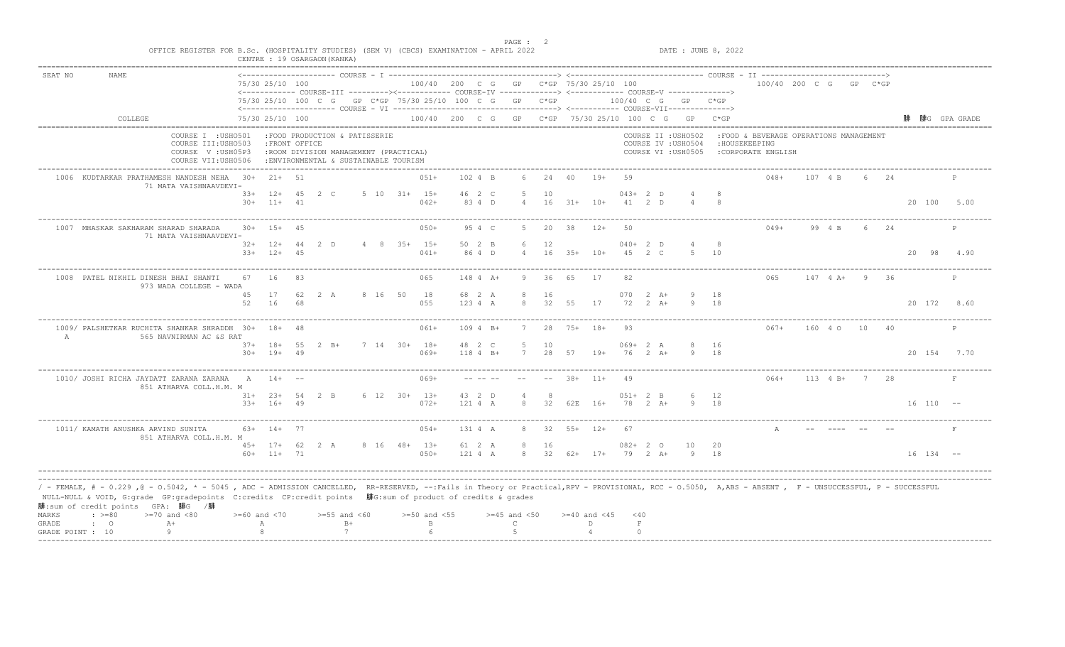OFFICE REGISTER FOR B.Sc. (HOSPITALITY STUDIES) (SEM V) (CBCS) EXAMINATION - APRIL 2022 DATE : JUNE 8, 2022

CENTRE : 19 OSARGAON(KANKA)

```
SEAT NO    NAME                              <--------------------- COURSE - I ------------------------------------> <------------------------------ COURSE - II ---------------------------->
                                             75/30 25/10 100                    100/40  200  C  G    GP   C*GP  75/30 25/10 100                          100/40 200  C  G    GP  C*GP
                                             <------------ COURSE-III ---------><------------ COURSE-IV -------------> <------------ COURSE-V -------------->
                                             75/30 25/10  100  C  G    GP  C*GP  75/30 25/10  100  C  G    GP   C*GP          100/40  C  G    GP   C*GP
                                             <---------------------- COURSE - VI ----------------------------------> <------------ COURSE-VII------------->
           COLLEGE                           75/30 25/10 100                    100/40  200  C  G    GP   C*GP  75/30 25/10 100  C  G    GP   C*GP                              ∑C  ∑CG  GPA GRADE

           COURSE I  :USHO501   :FOOD PRODUCTION & PATISSERIE                                  COURSE II :USHO502   :FOOD & BEVERAGE OPERATIONS MANAGEMENT
           COURSE III:USHO503   :FRONT OFFICE                                                  COURSE IV :USHO504   :HOUSEKEEPING
           COURSE  V :USH05P3   :ROOM DIVISION MANAGEMENT (PRACTICAL)                          COURSE VI :USHO505   :CORPORATE ENGLISH
           COURSE VII:USHO506   :ENVIRONMENTAL & SUSTAINABLE TOURISM

 1006  KUDTARKAR PRATHAMESH NANDESH NEHA   30+  21+  51              051+   102 4  B    6   24   40   19+   59                        048+   107  4 B    6   24          P
            71 MATA VAISHNAAVDEVI-
                                           33+  12+  45   2  C    5  10   31+  15+   46  2  C    5   10        043+  2  D    4    8
                                           30+  11+  41              042+    83 4  D    4   16   31+  10+   41   2  D    4    8                                  20  100   5.00

 1007  MHASKAR SAKHARAM SHARAD SHARADA     30+  15+  45              050+    95 4  C    5   20   38   12+   50                        049+    99  4 B    6   24          P
            71 MATA VAISHNAAVDEVI-
                                           32+  12+  44   2  D    4   8   35+  15+   50  2  B    6   12        040+  2  D    4    8
                                           33+  12+  45              041+    86 4  D    4   16   35+  10+   45   2  C    5   10                                  20   98   4.90

 1008  PATEL NIKHIL DINESH BHAI SHANTI     67   16   83              065    148 4  A+   9   36   65   17    82                        065    147  4 A+   9   36          P
            973 WADA COLLEGE - WADA
                                           45   17   62   2  A    8  16   50   18    68  2  A    8   16        070   2  A+   9   18
                                           52   16   68              055    123 4  A    8   32   55   17    72   2  A+   9   18                                  20  172   8.60

 1009/ PALSHETKAR RUCHITA SHANKAR SHRADDH  30+  18+  48              061+   109 4  B+   7   28   75+  18+   93                        067+   160  4 O   10   40          P
  A         565 NAVNIRMAN AC &S RAT
                                           37+  18+  55   2  B+   7  14   30+  18+   48  2  C    5   10        069+  2  A    8   16
                                           30+  19+  49              069+   118 4  B+   7   28   57   19+   76   2  A+   9   18                                  20  154   7.70

 1010/ JOSHI RICHA JAYDATT ZARANA ZARANA   A    14+  --              069+   -- -- --   --   --   38+  11+   49                        064+   113  4 B+   7   28          F
            851 ATHARVA COLL.H.M. M
                                           31+  23+  54   2  B    6  12   30+  13+   43  2  D    4    8        051+  2  B    6   12
                                           33+  16+  49              072+   121 4  A    8   32   62E  16+   78   2  A+   9   18                                  16  110   --

 1011/ KAMATH ANUSHKA ARVIND SUNITA        63+  14+  77              054+   131 4  A    8   32   55+  12+   67                        A      --  ----   --  --          F
            851 ATHARVA COLL.H.M. M
                                           45+  17+  62   2  A    8  16   48+  13+   61  2  A    8   16        082+  2  O   10   20
                                           60+  11+  71              050+   121 4  A    8   32   62+  17+   79   2  A+   9   18                                  16  134   --
```

/ - FEMALE, # - 0.229 ,@ - O.5042, * - 5045 , ADC - ADMISSION CANCELLED, RR-RESERVED, --:Fails in Theory or Practical,RPV - PROVISIONAL, RCC - O.5050, A,ABS - ABSENT , F - UNSUCCESSFUL, P - SUCCESSFUL

NULL-NULL & VOID, G:grade GP:gradepoints C:credits CP:credit points ∑CG:sum of product of credits & grades

∑C:sum of credit points GPA: ∑CG /∑C

| MARKS | : >=80 | >=70 and <80 | >=60 and <70 | >=55 and <60 | >=50 and <55 | >=45 and <50 | >=40 and <45 | <40 |
|---|---|---|---|---|---|---|---|---|
| GRADE | : O | A+ | A | B+ | B | C | D | F |
| GRADE POINT | : 10 | 9 | 8 | 7 | 6 | 5 | 4 | 0 |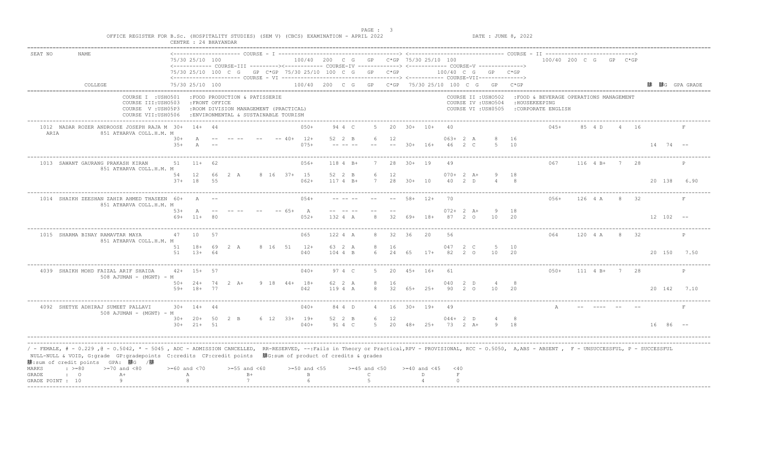OFFICE REGISTER FOR B.Sc. (HOSPITALITY STUDIES) (SEM V) (CBCS) EXAMINATION - APRIL 2022 — DATE : JUNE 8, 2022

CENTRE : 24 BHAYANDAR

| SEAT NO | NAME / COLLEGE | COURSE I / III / VI (75/30 25/10 100 ...) | | | | | | | | | | | | | | | | | | | | | 䝑 | 䝑G | GPA | GRADE |
|---|---|---|---|---|---|---|---|---|---|---|---|---|---|---|---|---|---|---|---|---|---|---|---|---|---|---|

```
SEAT NO   NAME                                  <------------------- COURSE - I -------------------------------> <------------------- COURSE - II ------------------->
                                                75/30 25/10 100                    100/40  200  C  G   GP   C*GP 75/30 25/10 100                   100/40  200  C  G   GP  C*GP
                                                <------- COURSE-III -------><------- COURSE-IV -----------> <------- COURSE-V -------->
                                                75/30 25/10 100  C  G   GP C*GP 75/30 25/10 100  C  G   GP  C*GP   100/40  C  G   GP   C*GP
                                                <---------------------- COURSE - VI ----------------------> <------- COURSE-VII -------->
          COLLEGE                               75/30 25/10 100                    100/40  200  C  G   GP   C*GP 75/30 25/10 100  C  G   GP   C*GP          䝑  䝑G  GPA GRADE

          COURSE I  :USHO501  :FOOD PRODUCTION & PATISSERIE              COURSE II :USHO502  :FOOD & BEVERAGE OPERATIONS MANAGEMENT
          COURSE III:USHO503  :FRONT OFFICE                              COURSE IV :USHO504  :HOUSEKEEPING
          COURSE  V :USHO5P3  :ROOM DIVISION MANAGEMENT (PRACTICAL)      COURSE VI :USHO505  :CORPORATE ENGLISH
          COURSE VII:USHO506  :ENVIRONMENTAL & SUSTAINABLE TOURISM

 1012  NADAR ROZER ANDROOSE JOSEPH RAJA M  30+  14+  44              050+   94 4 C    5  20  30+  10+  40              045+   85 4 D    4  16          F
 ARIA          851 ATHARVA COLL.H.M. M
                                           30+  A   --   -- --  --  -- 40+  12+   52 2 B    6  12       063+ 2 A    8  16
                                           35+  A   --              075+   -- -- --  --  --  30+  16+  46  2 C    5  10                          14  74  --

 1013  SAWANT GAURANG PRAKASH KIRAN        51   11+  62              056+  118 4 B+   7  28  30+  19   49              067   116 4 B+   7  28          P
               851 ATHARVA COLL.H.M. M
                                           54   12   66  2 A    8 16  37+  15    52 2 B    6  12       070+ 2 A+   9  18
                                           37+  18   55              062+  117 4 B+   7  28  30+  10   40  2 D    4   8                          20 138  6.90

 1014  SHAIKH ZEESHAN ZAHIR AHMED THASEEN  60+  A   --              054+   -- -- --  --  --  58+  12+  70              056+  126 4 A    8  32          F
               851 ATHARVA COLL.H.M. M
                                           53+  A   --   -- --  --  -- 65+  A     -- -- --  --  --       072+ 2 A+   9  18
                                           69+  11+  80              052+  132 4 A    8  32  69+  18+  87  2 O   10  20                          12 102  --

 1015  SHARMA BINAY RAMAVTAR MAYA          47   10   57              065   122 4 A    8  32  36   20   56              064   120 4 A    8  32          P
               851 ATHARVA COLL.H.M. M
                                           51   18+  69  2 A    8 16  51   12+   63 2 A    8  16       047  2 C    5  10
                                           51   13+  64              040   104 4 B    6  24  65   17+  82  2 O   10  20                          20 150  7.50

 4039  SHAIKH MOHD FAIZAL ARIF SHAIDA      42+  15+  57              040+   97 4 C    5  20  45+  16+  61              050+  111 4 B+   7  28          P
               508 AJUMAN - (MGNT) - M
                                           50+  24+  74  2 A+   9 18  44+  18+   62 2 A    8  16       040  2 D    4   8
                                           59+  18+  77              042   119 4 A    8  32  65+  25+  90  2 O   10  20                          20 142  7.10

 4092  SHETYE ADHIRAJ SUMEET PALLAVI       30+  14+  44              040+   84 4 D    4  16  30+  19+  49              A     -- ---- --  --          F
               508 AJUMAN - (MGNT) - M
                                           30+  20+  50  2 B    6 12  33+  19+   52 2 B    6  12       044+ 2 D    4   8
                                           30+  21+  51              040+   91 4 C    5  20  48+  25+  73  2 A+   9  18                          16  86  --
```

/ - FEMALE, # - 0.229 ,@ - O.5042, * - 5045 , ADC - ADMISSION CANCELLED, RR-RESERVED, --:Fails in Theory or Practical,RPV - PROVISIONAL, RCC - O.5050, A,ABS - ABSENT , F - UNSUCCESSFUL, P - SUCCESSFUL

NULL-NULL & VOID, G:grade GP:gradepoints C:credits CP:credit points 䝑G:sum of product of credits & grades

䝑:sum of credit points GPA: 䝑G /䝑

| MARKS | : >=80 | >=70 and <80 | >=60 and <70 | >=55 and <60 | >=50 and <55 | >=45 and <50 | >=40 and <45 | <40 |
|---|---|---|---|---|---|---|---|---|
| GRADE | : O | A+ | A | B+ | B | C | D | F |
| GRADE POINT | : 10 | 9 | 8 | 7 | 6 | 5 | 4 | 0 |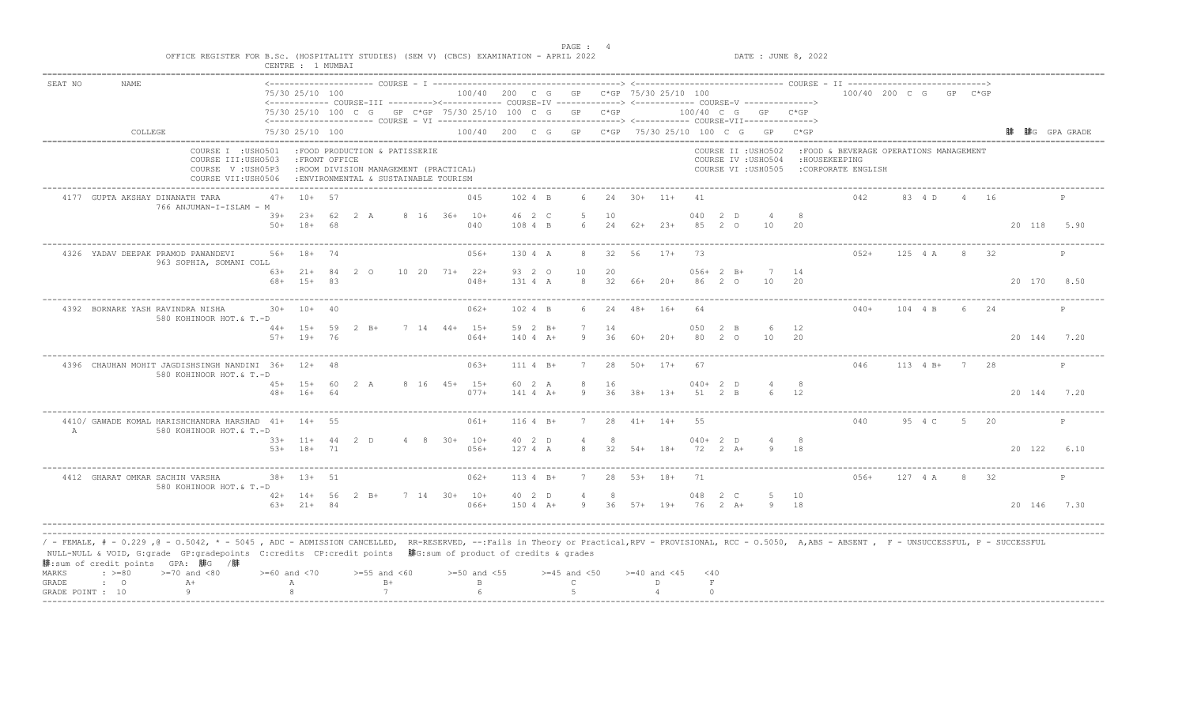OFFICE REGISTER FOR B.Sc. (HOSPITALITY STUDIES) (SEM V) (CBCS) EXAMINATION - APRIL 2022

CENTRE : 1 MUMBAI

DATE : JUNE 8, 2022

```
SEAT NO    NAME                          <-------------------- COURSE - I ------------------------------------> <---------------------------- COURSE - II --------------------------->
                                         75/30 25/10 100                          100/40  200  C  G   GP   C*GP 75/30 25/10 100                                100/40 200 C  G   GP  C*GP
                                         <----------- COURSE-III ---------><----------- COURSE-IV ------------> <----------- COURSE-V ------------->
                                         75/30 25/10 100  C  G   GP  C*GP 75/30 25/10 100  C  G   GP   C*GP     100/40  C  G   GP   C*GP
                                         <-------------------- COURSE - VI ------------------------------------> <----------- COURSE-VII----------->
           COLLEGE                       75/30 25/10 100                          100/40  200  C  G   GP   C*GP 75/30 25/10 100  C  G   GP   C*GP                                    䝤 䝤G GPA GRADE
```

COURSE I :USHO501 :FOOD PRODUCTION & PATISSERIE
COURSE II :USHO502 :FOOD & BEVERAGE OPERATIONS MANAGEMENT
COURSE III:USHO503 :FRONT OFFICE
COURSE IV :USHO504 :HOUSEKEEPING
COURSE V :USH05P3 :ROOM DIVISION MANAGEMENT (PRACTICAL)
COURSE VI :USHO505 :CORPORATE ENGLISH
COURSE VII:USHO506 :ENVIRONMENTAL & SUSTAINABLE TOURISM

```
4177  GUPTA AKSHAY DINANATH TARA         47+  10+  57                  045     102 4  B    6   24   30+  11+  41                               042     83 4  D   4   16           P
      766 ANJUMAN-I-ISLAM - M            39+  23+  62  2  A    8  16  36+ 10+   46 2  C    5   10             040  2  D    4    8
                                         50+  18+  68                  040     108 4  B    6   24   62+  23+  85  2  O   10   20                                     20 118   5.90

4326  YADAV DEEPAK PRAMOD PAWANDEVI      56+  18+  74                  056+    130 4  A    8   32   56   17+  73                               052+    125 4  A   8   32           P
      963 SOPHIA, SOMANI COLL            63+  21+  84  2  O   10  20  71+ 22+   93 2  O   10   20             056+ 2  B+   7   14
                                         68+  15+  83                  048+    131 4  A    8   32   66+  20+  86  2  O   10   20                                     20 170   8.50

4392  BORNARE YASH RAVINDRA NISHA        30+  10+  40                  062+    102 4  B    6   24   48+  16+  64                               040+    104 4  B   6   24           P
      580 KOHINOOR HOT.& T.-D            44+  15+  59  2  B+   7  14  44+ 15+   59 2  B+   7   14             050  2  B    6   12
                                         57+  19+  76                  064+    140 4  A+   9   36   60+  20+  80  2  O   10   20                                     20 144   7.20

4396  CHAUHAN MOHIT JAGDISHSINGH NANDINI 36+  12+  48                  063+    111 4  B+   7   28   50+  17+  67                               046     113 4  B+  7   28           P
      580 KOHINOOR HOT.& T.-D            45+  15+  60  2  A    8  16  45+ 15+   60 2  A    8   16             040+ 2  D    4    8
                                         48+  16+  64                  077+    141 4  A+   9   36   38+  13+  51  2  B    6   12                                     20 144   7.20

4410/ GAWADE KOMAL HARISHCHANDRA HARSHAD 41+  14+  55                  061+    116 4  B+   7   28   41+  14+  55                               040      95 4  C   5   20           P
A     580 KOHINOOR HOT.& T.-D            33+  11+  44  2  D    4   8  30+ 10+   40 2  D    4    8             040+ 2  D    4    8
                                         53+  18+  71                  056+    127 4  A    8   32   54+  18+  72  2  A+   9   18                                     20 122   6.10

4412  GHARAT OMKAR SACHIN VARSHA         38+  13+  51                  062+    113 4  B+   7   28   53+  18+  71                               056+    127 4  A   8   32           P
      580 KOHINOOR HOT.& T.-D            42+  14+  56  2  B+   7  14  30+ 10+   40 2  D    4    8             048  2  C    5   10
                                         63+  21+  84                  066+    150 4  A+   9   36   57+  19+  76  2  A+   9   18                                     20 146   7.30
```

/ - FEMALE, # - 0.229 ,@ - O.5042, * - 5045 , ADC - ADMISSION CANCELLED, RR-RESERVED, --:Fails in Theory or Practical,RPV - PROVISIONAL, RCC - O.5050, A,ABS - ABSENT , F - UNSUCCESSFUL, P - SUCCESSFUL
NULL-NULL & VOID, G:grade GP:gradepoints C:credits CP:credit points 䝤G:sum of product of credits & grades
䝤:sum of credit points GPA: 䝤G /䝤

| MARKS | : >=80 | >=70 and <80 | >=60 and <70 | >=55 and <60 | >=50 and <55 | >=45 and <50 | >=40 and <45 | <40 |
|---|---|---|---|---|---|---|---|---|
| GRADE | : O | A+ | A | B+ | B | C | D | F |
| GRADE POINT | : 10 | 9 | 8 | 7 | 6 | 5 | 4 | 0 |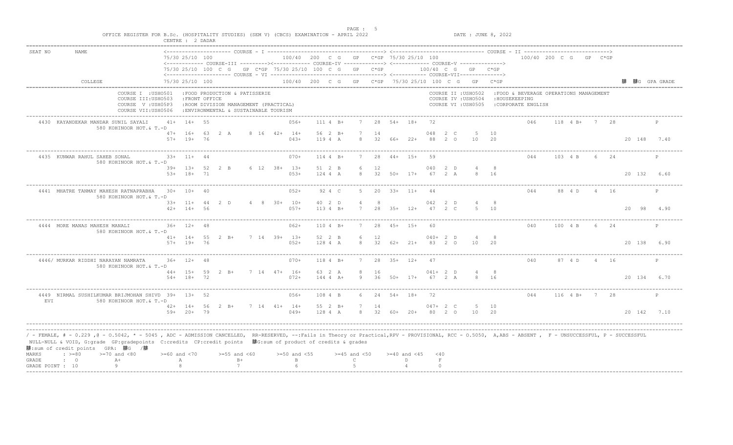OFFICE REGISTER FOR B.Sc. (HOSPITALITY STUDIES) (SEM V) (CBCS) EXAMINATION - APRIL 2022

CENTRE : 2 DADAR

DATE : JUNE 8, 2022

```
SEAT NO    NAME                        <-------------------- COURSE - I ------------------------------------> <------------------------------ COURSE - II ---------------------------->
                                       75/30 25/10 100                   100/40  200  C  G   GP   C*GP 75/30 25/10 100                       100/40 200  C  G   GP  C*GP
                                       <----------- COURSE-III ---------><----------- COURSE-IV -------------> <----------- COURSE-V -------------->
                                       75/30 25/10 100  C  G   GP  C*GP  75/30 25/10 100  C  G   GP   C*GP      100/40  C  G   GP   C*GP
                                       <-------------------- COURSE - VI -------------------------------------> <----------- COURSE-VII------------>
           COLLEGE                     75/30 25/10 100                   100/40  200  C  G   GP   C*GP 75/30 25/10 100  C  G   GP   C*GP                      䑓  䑓G  GPA GRADE

           COURSE I  :USHO501   :FOOD PRODUCTION & PATISSERIE                          COURSE II :USHO502   :FOOD & BEVERAGE OPERATIONS MANAGEMENT
           COURSE III:USHO503   :FRONT OFFICE                                          COURSE IV :USHO504   :HOUSEKEEPING
           COURSE  V :USH05P3   :ROOM DIVISION MANAGEMENT (PRACTICAL)                  COURSE VI :USHO505   :CORPORATE ENGLISH
           COURSE VII:USH0506   :ENVIRONMENTAL & SUSTAINABLE TOURISM

 4430  KAYANDEKAR MANDAR SUNIL SAYALI    41+  14+  55             056+  111 4 B+   7   28  54+  18+  72                  046   118 4 B+   7   28          P
       580 KOHINOOR HOT.& T.-D
                                         47+  16+  63  2 A   8 16  42+  14+  56  2 B+   7   14            048  2 C    5   10
                                         57+  19+  76             043+  119 4 A    8   32  66+  22+  88  2 O   10   20                           20  148   7.40

 4435  KUNWAR RAHUL SAHEB SONAL          33+  11+  44             070+  114 4 B+   7   28  44+  15+  59                  044   103 4 B    6   24          P
       580 KOHINOOR HOT.& T.-D
                                         39+  13+  52  2 B   6 12  38+  13+  51  2 B    6   12            040  2 D    4    8
                                         53+  18+  71             053+  124 4 A    8   32  50+  17+  67  2 A    8   16                           20  132   6.60

 4441  MHATRE TANMAY MAHESH RATNAPRABHA  30+  10+  40             052+   92 4 C    5   20  33+  11+  44                  044    88 4 D    4   16          P
       580 KOHINOOR HOT.& T.-D
                                         33+  11+  44  2 D   4  8  30+  10+  40  2 D    4    8            042  2 D    4    8
                                         42+  14+  56             057+  113 4 B+   7   28  35+  12+  47  2 C    5   10                           20   98   4.90

 4444  MORE MANAS MAHESH MANALI          36+  12+  48             062+  110 4 B+   7   28  45+  15+  60                  040   100 4 B    6   24          P
       580 KOHINOOR HOT.& T.-D
                                         41+  14+  55  2 B+  7 14  39+  13+  52  2 B    6   12            040+ 2 D    4    8
                                         57+  19+  76             052+  128 4 A    8   32  62+  21+  83  2 O   10   20                           20  138   6.90

 4446/ MURKAR RIDDHI NARAYAN NAMRATA     36+  12+  48             070+  118 4 B+   7   28  35+  12+  47                  040    87 4 D    4   16          P
       580 KOHINOOR HOT.& T.-D
                                         44+  15+  59  2 B+  7 14  47+  16+  63  2 A    8   16            041+ 2 D    4    8
                                         54+  18+  72             072+  144 4 A+   9   36  50+  17+  67  2 A    8   16                           20  134   6.70

 4449  NIRMAL SUSHILKUMAR BRIJMOHAN SHIVD 39+ 13+  52             056+  108 4 B    6   24  54+  18+  72                  044   116 4 B+   7   28          P
       EVI                     580 KOHINOOR HOT.& T.-D
                                         42+  14+  56  2 B+  7 14  41+  14+  55  2 B+   7   14            047+ 2 C    5   10
                                         59+  20+  79             049+  128 4 A    8   32  60+  20+  80  2 O   10   20                           20  142   7.10
```

/ - FEMALE, # - 0.229 ,@ - O.5042, * - 5045 , ADC - ADMISSION CANCELLED, RR-RESERVED, --:Fails in Theory or Practical,RPV - PROVISIONAL, RCC - O.5050, A,ABS - ABSENT , F - UNSUCCESSFUL, P - SUCCESSFUL

NULL-NULL & VOID, G:grade GP:gradepoints C:credits CP:credit points 䑓G:sum of product of credits & grades

䑓:sum of credit points GPA: 䑓G /䑓

| MARKS | : >=80 | >=70 and <80 | >=60 and <70 | >=55 and <60 | >=50 and <55 | >=45 and <50 | >=40 and <45 | <40 |
|---|---|---|---|---|---|---|---|---|
| GRADE | : O | A+ | A | B+ | B | C | D | F |
| GRADE POINT : | 10 | 9 | 8 | 7 | 6 | 5 | 4 | 0 |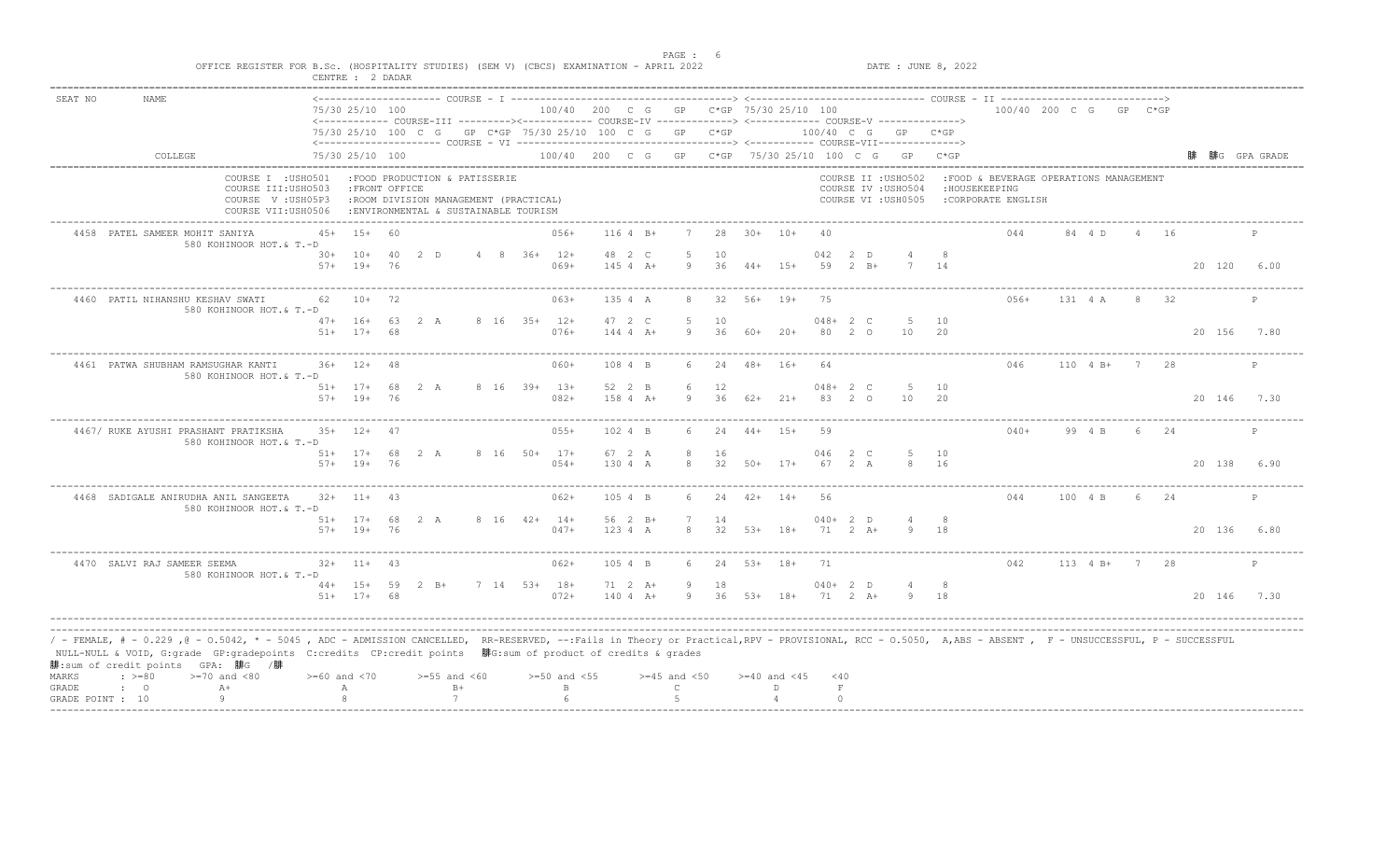OFFICE REGISTER FOR B.Sc. (HOSPITALITY STUDIES) (SEM V) (CBCS) EXAMINATION - APRIL 2022

CENTRE : 2 DADAR

DATE : JUNE 8, 2022

```
SEAT NO    NAME                        <--------------------- COURSE - I -----------------------------------> <------------------------------ COURSE - II --------------------------->
                                       75/30 25/10 100                    100/40  200  C  G    GP    C*GP 75/30 25/10 100                      100/40 200  C  G    GP  C*GP
                                       <----------- COURSE-III ---------><----------- COURSE-IV -------------> <----------- COURSE-V -------------->
                                       75/30 25/10 100  C  G   GP  C*GP 75/30 25/10 100  C  G    GP    C*GP       100/40  C  G    GP    C*GP
                                       <-------------------- COURSE - VI ----------------------------------> <----------- COURSE-VII------------->
           COLLEGE                     75/30 25/10 100                    100/40  200  C  G    GP    C*GP 75/30 25/10 100  C  G    GP    C*GP                        䏝  䏝G  GPA GRADE

           COURSE I  :USHO501   :FOOD PRODUCTION & PATISSERIE                          COURSE II :USHO502   :FOOD & BEVERAGE OPERATIONS MANAGEMENT
           COURSE III:USHO503   :FRONT OFFICE                                          COURSE IV :USHO504   :HOUSEKEEPING
           COURSE  V :USH05P3   :ROOM DIVISION MANAGEMENT (PRACTICAL)                  COURSE VI :USHO505   :CORPORATE ENGLISH
           COURSE VII:USHO506   :ENVIRONMENTAL & SUSTAINABLE TOURISM

4458  PATEL SAMEER MOHIT SANIYA        45+  15+  60                       056+    116 4  B+    7    28   30+  10+  40                          044     84 4  D    4   16              P
      580 KOHINOOR HOT.& T.-D          30+  10+  40  2  D    4   8   36+  12+    48 2  C    5    10          042  2  D    4    8
                                       57+  19+  76                       069+    145 4  A+    9    36   44+  15+  59  2  B+   7   14                                   20  120   6.00

4460  PATIL NIHANSHU KESHAV SWATI      62   10+  72                       063+    135 4  A     8    32   56+  19+  75                          056+   131 4  A    8   32              P
      580 KOHINOOR HOT.& T.-D          47+  16+  63  2  A    8  16   35+  12+    47 2  C    5    10          048+ 2  C    5   10
                                       51+  17+  68                       076+    144 4  A+    9    36   60+  20+  80  2  O   10   20                                   20  156   7.80

4461  PATWA SHUBHAM RAMSUGHAR KANTI    36+  12+  48                       060+    108 4  B     6    24   48+  16+  64                          046    110 4  B+   7   28              P
      580 KOHINOOR HOT.& T.-D          51+  17+  68  2  A    8  16   39+  13+    52 2  B    6    12          048+ 2  C    5   10
                                       57+  19+  76                       082+    158 4  A+    9    36   62+  21+  83  2  O   10   20                                   20  146   7.30

4467/ RUKE AYUSHI PRASHANT PRATIKSHA   35+  12+  47                       055+    102 4  B     6    24   44+  15+  59                          040+    99 4  B    6   24              P
      580 KOHINOOR HOT.& T.-D          51+  17+  68  2  A    8  16   50+  17+    67 2  A    8    16          046  2  C    5   10
                                       57+  19+  76                       054+    130 4  A     8    32   50+  17+  67  2  A    8   16                                   20  138   6.90

4468  SADIGALE ANIRUDHA ANIL SANGEETA  32+  11+  43                       062+    105 4  B     6    24   42+  14+  56                          044    100 4  B    6   24              P
      580 KOHINOOR HOT.& T.-D          51+  17+  68  2  A    8  16   42+  14+    56 2  B+   7    14          040+ 2  D    4    8
                                       57+  19+  76                       047+    123 4  A     8    32   53+  18+  71  2  A+   9   18                                   20  136   6.80

4470  SALVI RAJ SAMEER SEEMA           32+  11+  43                       062+    105 4  B     6    24   53+  18+  71                          042    113 4  B+   7   28              P
      580 KOHINOOR HOT.& T.-D          44+  15+  59  2  B+   7  14   53+  18+    71 2  A+   9    18          040+ 2  D    4    8
                                       51+  17+  68                       072+    140 4  A+    9    36   53+  18+  71  2  A+   9   18                                   20  146   7.30
```

/ - FEMALE, # - 0.229 ,@ - O.5042, * - 5045 , ADC - ADMISSION CANCELLED, RR-RESERVED, --:Fails in Theory or Practical,RPV - PROVISIONAL, RCC - O.5050, A,ABS - ABSENT , F - UNSUCCESSFUL, P - SUCCESSFUL

NULL-NULL & VOID, G:grade GP:gradepoints C:credits CP:credit points 䏝G:sum of product of credits & grades

䏝:sum of credit points GPA: 䏝G /䏝

| MARKS | : >=80 | >=70 and <80 | >=60 and <70 | >=55 and <60 | >=50 and <55 | >=45 and <50 | >=40 and <45 | <40 |
|---|---|---|---|---|---|---|---|---|
| GRADE | : O | A+ | A | B+ | B | C | D | F |
| GRADE POINT | : 10 | 9 | 8 | 7 | 6 | 5 | 4 | 0 |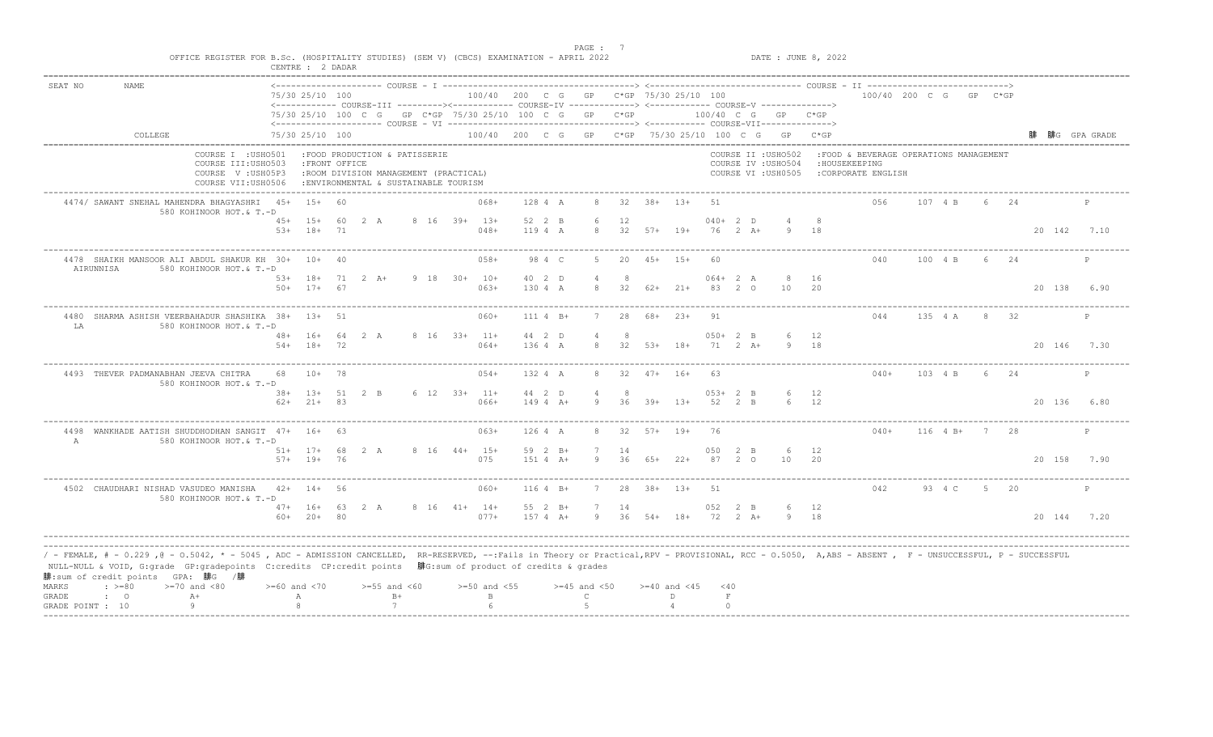OFFICE REGISTER FOR B.Sc. (HOSPITALITY STUDIES) (SEM V) (CBCS) EXAMINATION - APRIL 2022

CENTRE : 2 DADAR

DATE : JUNE 8, 2022

```
SEAT NO    NAME                                <-------------------- COURSE - I ------------------------------------> <---------------------------- COURSE - II ---------------------------->
                                               75/30 25/10 100                    100/40  200  C  G   GP   C*GP  75/30 25/10 100                              100/40  200  C  G   GP  C*GP
                                               <------------ COURSE-III ---------><------------ COURSE-IV -------------> <------------ COURSE-V -------------->
                                               75/30 25/10 100  C  G   GP  C*GP  75/30 25/10  100  C  G   GP   C*GP      100/40  C  G   GP   C*GP
                                               <--------------------- COURSE - VI -------------------------------------> <------------ COURSE-VII------------->
           COLLEGE                             75/30 25/10 100                    100/40  200  C  G   GP   C*GP  75/30 25/10 100  C  G   GP   C*GP                                  䏈  䏈G  GPA GRADE

                  COURSE I  :USHO501   :FOOD PRODUCTION & PATISSERIE                                COURSE II :USHO502   :FOOD & BEVERAGE OPERATIONS MANAGEMENT
                  COURSE III:USHO503   :FRONT OFFICE                                                COURSE IV :USHO504   :HOUSEKEEPING
                  COURSE  V :USH05P3   :ROOM DIVISION MANAGEMENT (PRACTICAL)                         COURSE VI :USHO505   :CORPORATE ENGLISH
                  COURSE VII:USHO506   :ENVIRONMENTAL & SUSTAINABLE TOURISM
```

```
4474/ SAWANT SNEHAL MAHENDRA BHAGYASHRI  45+  15+  60              068+   128 4  A    8   32   38+  13+   51                    056    107 4  B    6   24           P
      580 KOHINOOR HOT.& T.-D
                                         45+  15+  60  2  A   8 16  39+  13+   52 2  B    6   12              040+  2  D    4    8
                                         53+  18+  71              048+   119 4  A    8   32   57+  19+   76  2  A+   9   18                              20  142   7.10

4478  SHAIKH MANSOOR ALI ABDUL SHAKUR KH 30+  10+  40              058+    98 4  C    5   20   45+  15+   60                    040    100 4  B    6   24           P
  AIRUNNISA      580 KOHINOOR HOT.& T.-D
                                         53+  18+  71  2  A+  9 18  30+  10+   40 2  D    4    8              064+  2  A    8   16
                                         50+  17+  67              063+   130 4  A    8   32   62+  21+   83  2  O   10   20                              20  138   6.90

4480  SHARMA ASHISH VEERBAHADUR SHASHIKA 38+  13+  51              060+   111 4  B+   7   28   68+  23+   91                    044    135 4  A    8   32           P
  LA             580 KOHINOOR HOT.& T.-D
                                         48+  16+  64  2  A   8 16  33+  11+   44 2  D    4    8              050+  2  B    6   12
                                         54+  18+  72              064+   136 4  A    8   32   53+  18+   71  2  A+   9   18                              20  146   7.30

4493  THEVER PADMANABHAN JEEVA CHITRA    68   10+  78              054+   132 4  A    8   32   47+  16+   63                    040+   103 4  B    6   24           P
      580 KOHINOOR HOT.& T.-D
                                         38+  13+  51  2  B   6 12  33+  11+   44 2  D    4    8              053+  2  B    6   12
                                         62+  21+  83              066+   149 4  A+   9   36   39+  13+   52  2  B    6   12                              20  136   6.80

4498  WANKHADE AATISH SHUDDHODHAN SANGIT 47+  16+  63              063+   126 4  A    8   32   57+  19+   76                    040+   116 4  B+   7   28           P
  A              580 KOHINOOR HOT.& T.-D
                                         51+  17+  68  2  A   8 16  44+  15+   59 2  B+   7   14              050   2  B    6   12
                                         57+  19+  76              075    151 4  A+   9   36   65+  22+   87  2  O   10   20                              20  158   7.90

4502  CHAUDHARI NISHAD VASUDEO MANISHA   42+  14+  56              060+   116 4  B+   7   28   38+  13+   51                    042     93 4  C    5   20           P
      580 KOHINOOR HOT.& T.-D
                                         47+  16+  63  2  A   8 16  41+  14+   55 2  B+   7   14              052   2  B    6   12
                                         60+  20+  80              077+   157 4  A+   9   36   54+  18+   72  2  A+   9   18                              20  144   7.20
```

/ - FEMALE, # - 0.229 ,@ - O.5042, * - 5045 , ADC - ADMISSION CANCELLED, RR-RESERVED, --:Fails in Theory or Practical,RPV - PROVISIONAL, RCC - O.5050, A,ABS - ABSENT , F - UNSUCCESSFUL, P - SUCCESSFUL

NULL-NULL & VOID, G:grade GP:gradepoints C:credits CP:credit points 䏈G:sum of product of credits & grades

䏈:sum of credit points GPA: 䏈G /䏈

| MARKS | : >=80 | >=70 and <80 | >=60 and <70 | >=55 and <60 | >=50 and <55 | >=45 and <50 | >=40 and <45 | <40 |
|---|---|---|---|---|---|---|---|---|
| GRADE | : O | A+ | A | B+ | B | C | D | F |
| GRADE POINT | : 10 | 9 | 8 | 7 | 6 | 5 | 4 | 0 |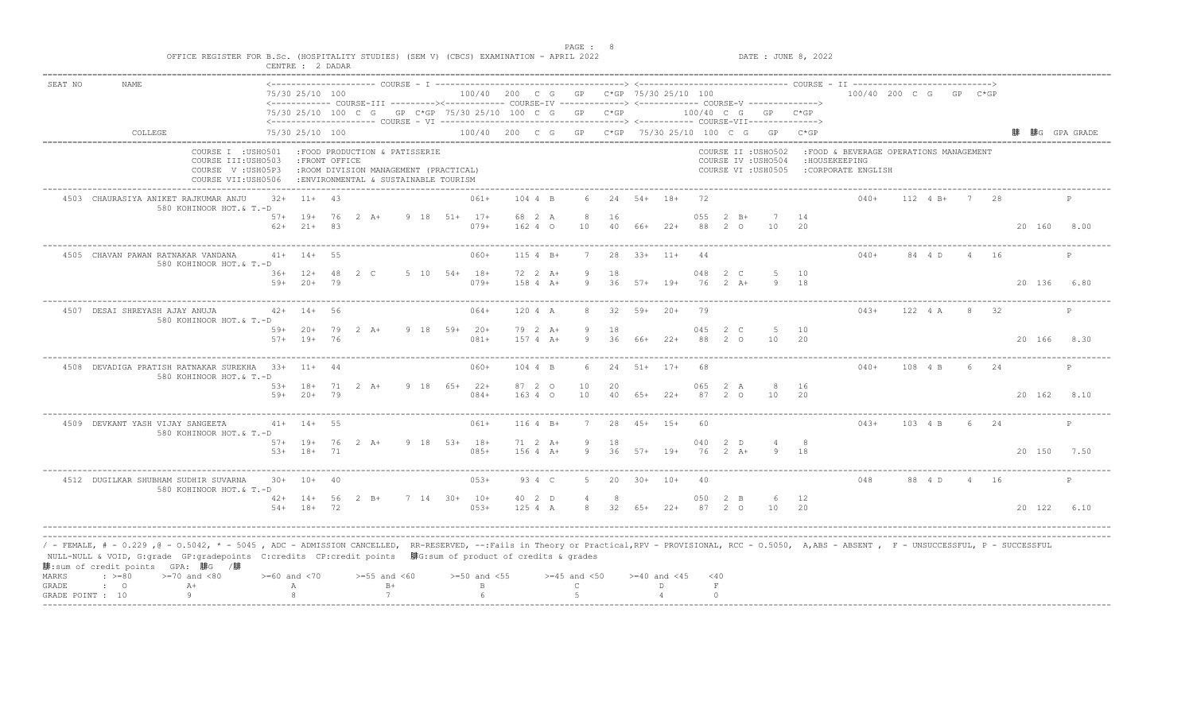OFFICE REGISTER FOR B.Sc. (HOSPITALITY STUDIES) (SEM V) (CBCS) EXAMINATION - APRIL 2022 — CENTRE : 2 DADAR — DATE : JUNE 8, 2022

COURSE I :USHO501 :FOOD PRODUCTION & PATISSERIE
COURSE II :USHO502 :FOOD & BEVERAGE OPERATIONS MANAGEMENT
COURSE III:USHO503 :FRONT OFFICE
COURSE IV :USHO504 :HOUSEKEEPING
COURSE V :USH05P3 :ROOM DIVISION MANAGEMENT (PRACTICAL)
COURSE VI :USHO505 :CORPORATE ENGLISH
COURSE VII:USHO506 :ENVIRONMENTAL & SUSTAINABLE TOURISM

Header layout:
- Line 1: COURSE I: 75/30 25/10 100 | 100/40 200 C G GP C*GP | COURSE II: 75/30 25/10 100 | 100/40 200 C G GP C*GP
- Line 2: COURSE III: 75/30 25/10 100 C G GP C*GP | COURSE IV: 75/30 25/10 100 C G GP C*GP | COURSE V: 100/40 C G GP C*GP
- Line 3: COURSE VI: 75/30 25/10 100 | 100/40 200 C G GP C*GP | COURSE VII: 75/30 25/10 100 C G GP C*GP | 䀢 䀢G GPA GRADE

| SEAT NO | NAME / COLLEGE | Line | Course data | 䀢 | 䀢G | GPA | GRADE |
|---|---|---|---|---|---|---|---|
| 4503 | CHAURASIYA ANIKET RAJKUMAR ANJU, 580 KOHINOOR HOT.& T.-D | 1 | 32+ 11+ 43 061+ 104 4 B 6 24 54+ 18+ 72 040+ 112 4 B+ 7 28 | | | | P |
| | | 2 | 57+ 19+ 76 2 A+ 9 18 51+ 17+ 68 2 A 8 16 055 2 B+ 7 14 | | | | |
| | | 3 | 62+ 21+ 83 079+ 162 4 O 10 40 66+ 22+ 88 2 O 10 20 | 20 | 160 | 8.00 | |
| 4505 | CHAVAN PAWAN RATNAKAR VANDANA, 580 KOHINOOR HOT.& T.-D | 1 | 41+ 14+ 55 060+ 115 4 B+ 7 28 33+ 11+ 44 040+ 84 4 D 4 16 | | | | P |
| | | 2 | 36+ 12+ 48 2 C 5 10 54+ 18+ 72 2 A+ 9 18 048 2 C 5 10 | | | | |
| | | 3 | 59+ 20+ 79 079+ 158 4 A+ 9 36 57+ 19+ 76 2 A+ 9 18 | 20 | 136 | 6.80 | |
| 4507 | DESAI SHREYASH AJAY ANUJA, 580 KOHINOOR HOT.& T.-D | 1 | 42+ 14+ 56 064+ 120 4 A 8 32 59+ 20+ 79 043+ 122 4 A 8 32 | | | | P |
| | | 2 | 59+ 20+ 79 2 A+ 9 18 59+ 20+ 79 2 A+ 9 18 045 2 C 5 10 | | | | |
| | | 3 | 57+ 19+ 76 081+ 157 4 A+ 9 36 66+ 22+ 88 2 O 10 20 | 20 | 166 | 8.30 | |
| 4508 | DEVADIGA PRATISH RATNAKAR SUREKHA, 580 KOHINOOR HOT.& T.-D | 1 | 33+ 11+ 44 060+ 104 4 B 6 24 51+ 17+ 68 040+ 108 4 B 6 24 | | | | P |
| | | 2 | 53+ 18+ 71 2 A+ 9 18 65+ 22+ 87 2 O 10 20 065 2 A 8 16 | | | | |
| | | 3 | 59+ 20+ 79 084+ 163 4 O 10 40 65+ 22+ 87 2 O 10 20 | 20 | 162 | 8.10 | |
| 4509 | DEVKANT YASH VIJAY SANGEETA, 580 KOHINOOR HOT.& T.-D | 1 | 41+ 14+ 55 061+ 116 4 B+ 7 28 45+ 15+ 60 043+ 103 4 B 6 24 | | | | P |
| | | 2 | 57+ 19+ 76 2 A+ 9 18 53+ 18+ 71 2 A+ 9 18 040 2 D 4 8 | | | | |
| | | 3 | 53+ 18+ 71 085+ 156 4 A+ 9 36 57+ 19+ 76 2 A+ 9 18 | 20 | 150 | 7.50 | |
| 4512 | DUGILKAR SHUBHAM SUDHIR SUVARNA, 580 KOHINOOR HOT.& T.-D | 1 | 30+ 10+ 40 053+ 93 4 C 5 20 30+ 10+ 40 048 88 4 D 4 16 | | | | P |
| | | 2 | 42+ 14+ 56 2 B+ 7 14 30+ 10+ 40 2 D 4 8 050 2 B 6 12 | | | | |
| | | 3 | 54+ 18+ 72 053+ 125 4 A 8 32 65+ 22+ 87 2 O 10 20 | 20 | 122 | 6.10 | |

/ - FEMALE, # - 0.229 ,@ - O.5042, * - 5045 , ADC - ADMISSION CANCELLED, RR-RESERVED, --:Fails in Theory or Practical,RPV - PROVISIONAL, RCC - O.5050, A,ABS - ABSENT , F - UNSUCCESSFUL, P - SUCCESSFUL
NULL-NULL & VOID, G:grade GP:gradepoints C:credits CP:credit points 䀢G:sum of product of credits & grades
䀢:sum of credit points GPA: 䀢G /䀢

| MARKS | : >=80 | >=70 and <80 | >=60 and <70 | >=55 and <60 | >=50 and <55 | >=45 and <50 | >=40 and <45 | <40 |
|---|---|---|---|---|---|---|---|---|
| GRADE | : O | A+ | A | B+ | B | C | D | F |
| GRADE POINT | : 10 | 9 | 8 | 7 | 6 | 5 | 4 | 0 |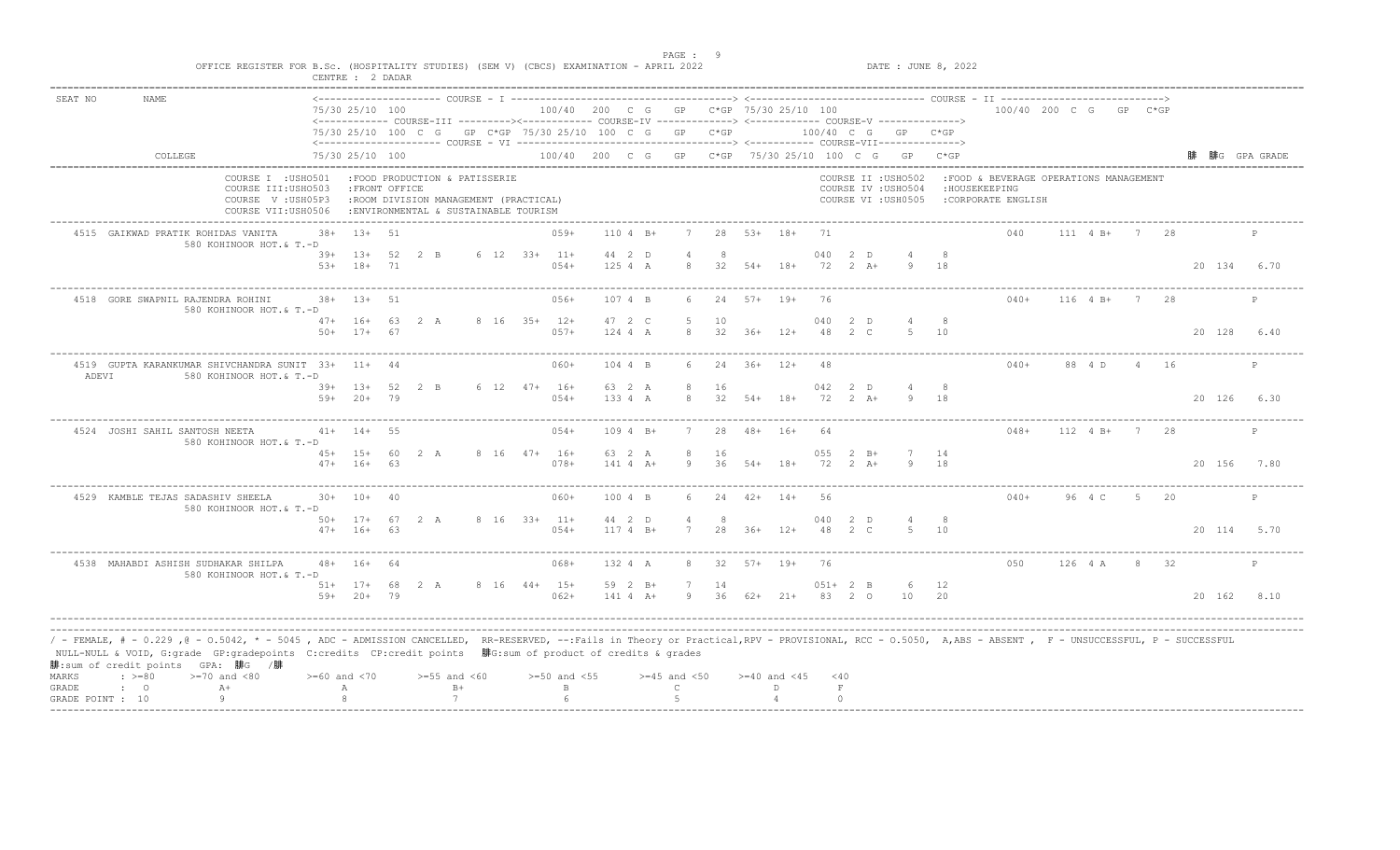OFFICE REGISTER FOR B.Sc. (HOSPITALITY STUDIES) (SEM V) (CBCS) EXAMINATION - APRIL 2022 DATE : JUNE 8, 2022

CENTRE : 2 DADAR

COURSE I :USHO501 :FOOD PRODUCTION & PATISSERIE
COURSE II :USHO502 :FOOD & BEVERAGE OPERATIONS MANAGEMENT
COURSE III:USHO503 :FRONT OFFICE
COURSE IV :USHO504 :HOUSEKEEPING
COURSE V :USH05P3 :ROOM DIVISION MANAGEMENT (PRACTICAL)
COURSE VI :USHO505 :CORPORATE ENGLISH
COURSE VII:USHO506 :ENVIRONMENTAL & SUSTAINABLE TOURISM

Column layout:
- Line 1: COURSE I — 75/30 25/10 100 | 100/40 200 C G GP C*GP | 75/30 25/10 100 ; COURSE II — 100/40 200 C G GP C*GP
- Line 2: COURSE-III — 75/30 25/10 100 C G GP C*GP | COURSE-IV — 75/30 25/10 100 C G GP C*GP | COURSE-V — 100/40 C G GP C*GP
- Line 3: COURSE VI — 75/30 25/10 100 | 100/40 200 C G GP C*GP | COURSE-VII — 75/30 25/10 100 C G GP C*GP | ΣC ΣCG GPA GRADE

| SEAT NO | NAME / COLLEGE | Line | Details | ΣC | ΣCG | GPA | GRADE |
|---|---|---|---|---|---|---|---|
| 4515 | GAIKWAD PRATIK ROHIDAS VANITA, 580 KOHINOOR HOT.& T.-D | 1 | 38+ 13+ 51 \| 059+ 110 4 B+ 7 28 \| 53+ 18+ 71 \| 040 111 4 B+ 7 28 | | | | P |
| | | 2 | 39+ 13+ 52 2 B 6 12 \| 33+ 11+ 44 2 D 4 8 \| 040 2 D 4 8 | | | | |
| | | 3 | 53+ 18+ 71 \| 054+ 125 4 A 8 32 \| 54+ 18+ 72 2 A+ 9 18 | 20 | 134 | 6.70 | |
| 4518 | GORE SWAPNIL RAJENDRA ROHINI, 580 KOHINOOR HOT.& T.-D | 1 | 38+ 13+ 51 \| 056+ 107 4 B 6 24 \| 57+ 19+ 76 \| 040+ 116 4 B+ 7 28 | | | | P |
| | | 2 | 47+ 16+ 63 2 A 8 16 \| 35+ 12+ 47 2 C 5 10 \| 040 2 D 4 8 | | | | |
| | | 3 | 50+ 17+ 67 \| 057+ 124 4 A 8 32 \| 36+ 12+ 48 2 C 5 10 | 20 | 128 | 6.40 | |
| 4519 | GUPTA KARANKUMAR SHIVCHANDRA SUNIT ADEVI, 580 KOHINOOR HOT.& T.-D | 1 | 33+ 11+ 44 \| 060+ 104 4 B 6 24 \| 36+ 12+ 48 \| 040+ 88 4 D 4 16 | | | | P |
| | | 2 | 39+ 13+ 52 2 B 6 12 \| 47+ 16+ 63 2 A 8 16 \| 042 2 D 4 8 | | | | |
| | | 3 | 59+ 20+ 79 \| 054+ 133 4 A 8 32 \| 54+ 18+ 72 2 A+ 9 18 | 20 | 126 | 6.30 | |
| 4524 | JOSHI SAHIL SANTOSH NEETA, 580 KOHINOOR HOT.& T.-D | 1 | 41+ 14+ 55 \| 054+ 109 4 B+ 7 28 \| 48+ 16+ 64 \| 048+ 112 4 B+ 7 28 | | | | P |
| | | 2 | 45+ 15+ 60 2 A 8 16 \| 47+ 16+ 63 2 A 8 16 \| 055 2 B+ 7 14 | | | | |
| | | 3 | 47+ 16+ 63 \| 078+ 141 4 A+ 9 36 \| 54+ 18+ 72 2 A+ 9 18 | 20 | 156 | 7.80 | |
| 4529 | KAMBLE TEJAS SADASHIV SHEELA, 580 KOHINOOR HOT.& T.-D | 1 | 30+ 10+ 40 \| 060+ 100 4 B 6 24 \| 42+ 14+ 56 \| 040+ 96 4 C 5 20 | | | | P |
| | | 2 | 50+ 17+ 67 2 A 8 16 \| 33+ 11+ 44 2 D 4 8 \| 040 2 D 4 8 | | | | |
| | | 3 | 47+ 16+ 63 \| 054+ 117 4 B+ 7 28 \| 36+ 12+ 48 2 C 5 10 | 20 | 114 | 5.70 | |
| 4538 | MAHABDI ASHISH SUDHAKAR SHILPA, 580 KOHINOOR HOT.& T.-D | 1 | 48+ 16+ 64 \| 068+ 132 4 A 8 32 \| 57+ 19+ 76 \| 050 126 4 A 8 32 | | | | P |
| | | 2 | 51+ 17+ 68 2 A 8 16 \| 44+ 15+ 59 2 B+ 7 14 \| 051+ 2 B 6 12 | | | | |
| | | 3 | 59+ 20+ 79 \| 062+ 141 4 A+ 9 36 \| 62+ 21+ 83 2 O 10 20 | 20 | 162 | 8.10 | |

/ - FEMALE, # - 0.229 ,@ - O.5042, * - 5045 , ADC - ADMISSION CANCELLED, RR-RESERVED, --:Fails in Theory or Practical,RPV - PROVISIONAL, RCC - O.5050, A,ABS - ABSENT , F - UNSUCCESSFUL, P - SUCCESSFUL
NULL-NULL & VOID, G:grade GP:gradepoints C:credits CP:credit points ΣCG:sum of product of credits & grades
ΣC:sum of credit points GPA: ΣCG /ΣC

| MARKS | >=80 | >=70 and <80 | >=60 and <70 | >=55 and <60 | >=50 and <55 | >=45 and <50 | >=40 and <45 | <40 |
|---|---|---|---|---|---|---|---|---|
| GRADE | O | A+ | A | B+ | B | C | D | F |
| GRADE POINT | 10 | 9 | 8 | 7 | 6 | 5 | 4 | 0 |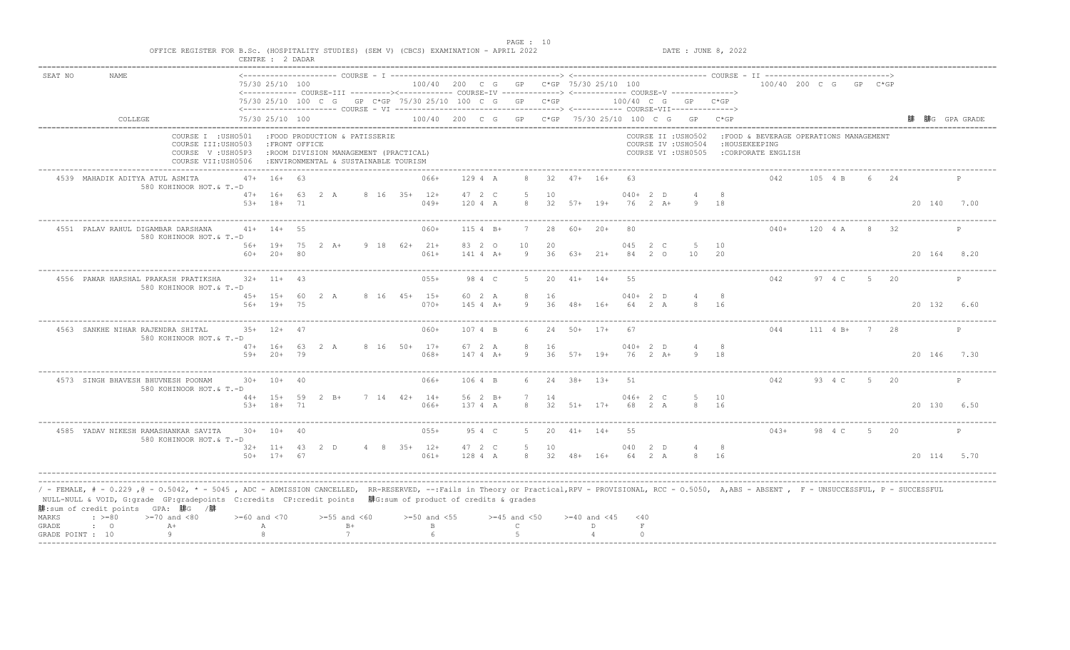OFFICE REGISTER FOR B.Sc. (HOSPITALITY STUDIES) (SEM V) (CBCS) EXAMINATION - APRIL 2022 — DATE : JUNE 8, 2022

CENTRE : 2 DADAR

Column layout:

- COURSE - I: 75/30 25/10 100 | 100/40 200 C G GP C*GP
- COURSE - II: 75/30 25/10 100 | 100/40 200 C G GP C*GP
- COURSE-III: 75/30 25/10 100 C G GP C*GP
- COURSE-IV: 75/30 25/10 100 C G GP C*GP
- COURSE-V: 100/40 C G GP C*GP
- COURSE - VI: 75/30 25/10 100 | 100/40 200 C G GP C*GP
- COURSE-VII: 75/30 25/10 100 C G GP C*GP
- 䏑 䏑G GPA GRADE

Course codes:

- COURSE I : USHO501 : FOOD PRODUCTION & PATISSERIE
- COURSE II : USHO502 : FOOD & BEVERAGE OPERATIONS MANAGEMENT
- COURSE III : USHO503 : FRONT OFFICE
- COURSE IV : USHO504 : HOUSEKEEPING
- COURSE V : USH05P3 : ROOM DIVISION MANAGEMENT (PRACTICAL)
- COURSE VI : USHO505 : CORPORATE ENGLISH
- COURSE VII : USHO506 : ENVIRONMENTAL & SUSTAINABLE TOURISM

| SEAT NO | NAME / COLLEGE | Line | Marks |
|---|---|---|---|
| 4539 | MAHADIK ADITYA ATUL ASMITA | 1 | 47+ 16+ 63 066+ 129 4 A 8 32 47+ 16+ 63 042 105 4 B 6 24 P |
| | 580 KOHINOOR HOT.& T.-D | 2 | 47+ 16+ 63 2 A 8 16 35+ 12+ 47 2 C 5 10 040+ 2 D 4 8 |
| | | 3 | 53+ 18+ 71 049+ 120 4 A 8 32 57+ 19+ 76 2 A+ 9 18 20 140 7.00 |
| 4551 | PALAV RAHUL DIGAMBAR DARSHANA | 1 | 41+ 14+ 55 060+ 115 4 B+ 7 28 60+ 20+ 80 040+ 120 4 A 8 32 P |
| | 580 KOHINOOR HOT.& T.-D | 2 | 56+ 19+ 75 2 A+ 9 18 62+ 21+ 83 2 O 10 20 045 2 C 5 10 |
| | | 3 | 60+ 20+ 80 061+ 141 4 A+ 9 36 63+ 21+ 84 2 O 10 20 20 164 8.20 |
| 4556 | PAWAR HARSHAL PRAKASH PRATIKSHA | 1 | 32+ 11+ 43 055+ 98 4 C 5 20 41+ 14+ 55 042 97 4 C 5 20 P |
| | 580 KOHINOOR HOT.& T.-D | 2 | 45+ 15+ 60 2 A 8 16 45+ 15+ 60 2 A 8 16 040+ 2 D 4 8 |
| | | 3 | 56+ 19+ 75 070+ 145 4 A+ 9 36 48+ 16+ 64 2 A 8 16 20 132 6.60 |
| 4563 | SANKHE NIHAR RAJENDRA SHITAL | 1 | 35+ 12+ 47 060+ 107 4 B 6 24 50+ 17+ 67 044 111 4 B+ 7 28 P |
| | 580 KOHINOOR HOT.& T.-D | 2 | 47+ 16+ 63 2 A 8 16 50+ 17+ 67 2 A 8 16 040+ 2 D 4 8 |
| | | 3 | 59+ 20+ 79 068+ 147 4 A+ 9 36 57+ 19+ 76 2 A+ 9 18 20 146 7.30 |
| 4573 | SINGH BHAVESH BHUVNESH POONAM | 1 | 30+ 10+ 40 066+ 106 4 B 6 24 38+ 13+ 51 042 93 4 C 5 20 P |
| | 580 KOHINOOR HOT.& T.-D | 2 | 44+ 15+ 59 2 B+ 7 14 42+ 14+ 56 2 B+ 7 14 046+ 2 C 5 10 |
| | | 3 | 53+ 18+ 71 066+ 137 4 A 8 32 51+ 17+ 68 2 A 8 16 20 130 6.50 |
| 4585 | YADAV NIKESH RAMASHANKAR SAVITA | 1 | 30+ 10+ 40 055+ 95 4 C 5 20 41+ 14+ 55 043+ 98 4 C 5 20 P |
| | 580 KOHINOOR HOT.& T.-D | 2 | 32+ 11+ 43 2 D 4 8 35+ 12+ 47 2 C 5 10 040 2 D 4 8 |
| | | 3 | 50+ 17+ 67 061+ 128 4 A 8 32 48+ 16+ 64 2 A 8 16 20 114 5.70 |

/ - FEMALE, # - 0.229 ,@ - 0.5042, * - 5045 , ADC - ADMISSION CANCELLED, RR-RESERVED, --:Fails in Theory or Practical,RPV - PROVISIONAL, RCC - 0.5050, A,ABS - ABSENT , F - UNSUCCESSFUL, P - SUCCESSFUL

NULL-NULL & VOID, G:grade GP:gradepoints C:credits CP:credit points 䏑G:sum of product of credits & grades

䏑:sum of credit points GPA: 䏑G /䏑

| MARKS | : >=80 | >=70 and <80 | >=60 and <70 | >=55 and <60 | >=50 and <55 | >=45 and <50 | >=40 and <45 | <40 |
|---|---|---|---|---|---|---|---|---|
| GRADE | : O | A+ | A | B+ | B | C | D | F |
| GRADE POINT | : 10 | 9 | 8 | 7 | 6 | 5 | 4 | 0 |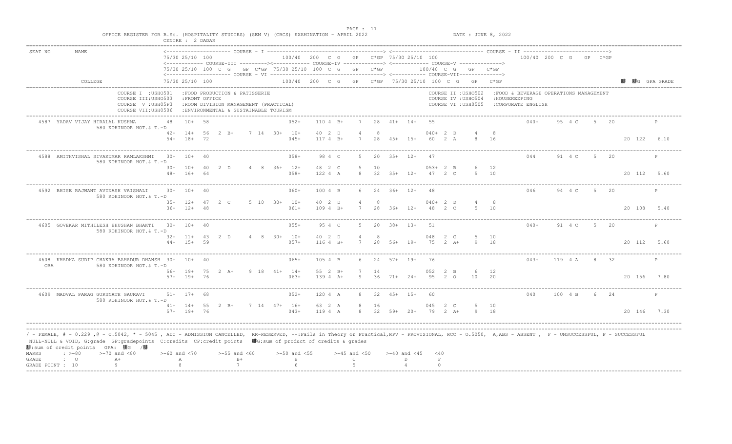OFFICE REGISTER FOR B.Sc. (HOSPITALITY STUDIES) (SEM V) (CBCS) EXAMINATION - APRIL 2022 — DATE : JUNE 8, 2022

CENTRE : 2 DADAR

```
SEAT NO    NAME                     <--------------------- COURSE - I ----------------------------------> <---------------------------- COURSE - II ---------------------------->
                                    75/30 25/10 100                     100/40  200  C  G    GP   C*GP 75/30 25/10 100                               100/40  200  C  G    GP  C*GP
                                    <----------- COURSE-III ---------><----------- COURSE-IV -------------> <----------- COURSE-V -------------->
                                    75/30 25/10  100  C  G    GP  C*GP  75/30 25/10  100  C  G    GP   C*GP          100/40  C  G    GP    C*GP
                                    <-------------------- COURSE - VI --------------------------------> <----------- COURSE-VII------------->
           COLLEGE                  75/30 25/10  100                     100/40  200  C  G    GP   C*GP  75/30 25/10 100  C  G    GP    C*GP                              䞉  䞉G  GPA GRADE
```

COURSE I :USHO501 :FOOD PRODUCTION & PATISSERIE — COURSE II :USHO502 :FOOD & BEVERAGE OPERATIONS MANAGEMENT
COURSE III:USHO503 :FRONT OFFICE — COURSE IV :USHO504 :HOUSEKEEPING
COURSE V :USH05P3 :ROOM DIVISION MANAGEMENT (PRACTICAL) — COURSE VI :USHO505 :CORPORATE ENGLISH
COURSE VII:USHO506 :ENVIRONMENTAL & SUSTAINABLE TOURISM

```
4587  YADAV VIJAY HIRALAL KUSHMA         48   10+  58                  052+   110 4  B+    7   28   41+  14+   55                               040+   95 4 C    5   20              P
      580 KOHINOOR HOT.& T.-D
                                         42+  14+  56  2  B+   7  14  30+  10+   40 2  D     4    8         040+  2  D     4    8
                                         54+  18+  72                  045+   117 4  B+    7   28   45+  15+   60  2  A     8   16                                          20  122   6.10

4588  AMITHVISHAL SIVAKUMAR RAMLAKSHMI   30+  10+  40                  058+    98 4  C     5   20   35+  12+   47                               044    91 4 C    5   20              P
      580 KOHINOOR HOT.& T.-D
                                         30+  10+  40  2  D    4   8  36+  12+   48 2  C     5   10         053+  2  B     6   12
                                         48+  16+  64                  058+   122 4  A     8   32   35+  12+   47  2  C     5   10                                          20  112   5.60

4592  BHISE RAJWANT AVINASH VAISHALI     30+  10+  40                  060+   100 4  B     6   24   36+  12+   48                               046    94 4 C    5   20              P
      580 KOHINOOR HOT.& T.-D
                                         35+  12+  47  2  C    5  10  30+  10+   40 2  D     4    8         040+  2  D     4    8
                                         36+  12+  48                  061+   109 4  B+    7   28   36+  12+   48  2  C     5   10                                          20  108   5.40

4605  GOVEKAR MITHILESH BHUSHAN BHAKTI   30+  10+  40                  055+    95 4  C     5   20   38+  13+   51                               040+   91 4 C    5   20              P
      580 KOHINOOR HOT.& T.-D
                                         32+  11+  43  2  D    4   8  30+  10+   40 2  D     4    8         048   2  C     5   10
                                         44+  15+  59                  057+   116 4  B+    7   28   56+  19+   75  2  A+    9   18                                          20  112   5.60

4608  KHADKA SUDIP CHAKRA BAHADUR DHANSH 30+  10+  40                  065+   105 4  B     6   24   57+  19+   76                               043+  119 4 A    8   32              P
 OBA          580 KOHINOOR HOT.& T.-D
                                         56+  19+  75  2  A+   9  18  41+  14+   55 2  B+    7   14         052   2  B     6   12
                                         57+  19+  76                  063+   139 4  A+    9   36   71+  24+   95  2  O    10   20                                          20  156   7.80

4609  MADVAL PARAG GURUNATH GAURAVI      51+  17+  68                  052+   120 4  A     8   32   45+  15+   60                               040   100 4 B    6   24              P
      580 KOHINOOR HOT.& T.-D
                                         41+  14+  55  2  B+   7  14  47+  16+   63 2  A     8   16         045   2  C     5   10
                                         57+  19+  76                  043+   119 4  A     8   32   59+  20+   79  2  A+    9   18                                          20  146   7.30
```

/ - FEMALE, # - 0.229 ,@ - O.5042, * - 5045 , ADC - ADMISSION CANCELLED, RR-RESERVED, --:Fails in Theory or Practical,RPV - PROVISIONAL, RCC - O.5050, A,ABS - ABSENT , F - UNSUCCESSFUL, P - SUCCESSFUL
NULL-NULL & VOID, G:grade GP:gradepoints C:credits CP:credit points 䞉G:sum of product of credits & grades
䞉:sum of credit points GPA: 䞉G /䞉

| MARKS | : >=80 | >=70 and <80 | >=60 and <70 | >=55 and <60 | >=50 and <55 | >=45 and <50 | >=40 and <45 | <40 |
|---|---|---|---|---|---|---|---|---|
| GRADE | : O | A+ | A | B+ | B | C | D | F |
| GRADE POINT | : 10 | 9 | 8 | 7 | 6 | 5 | 4 | 0 |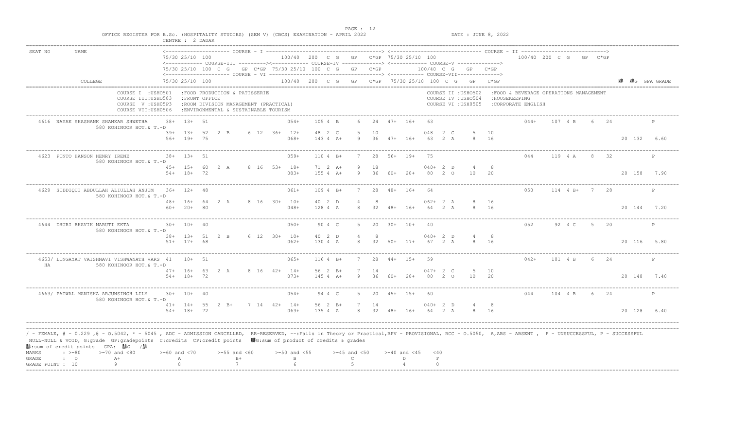OFFICE REGISTER FOR B.Sc. (HOSPITALITY STUDIES) (SEM V) (CBCS) EXAMINATION - APRIL 2022 — CENTRE : 2 DADAR — DATE : JUNE 8, 2022

```
SEAT NO     NAME                         <--------------------- COURSE - I ------------------------------------> <----------------------------- COURSE - II ---------------------------->
                                         75/30 25/10 100                    100/40  200  C  G   GP   C*GP 75/30 25/10 100                                100/40 200 C  G   GP  C*GP
                                         <------------ COURSE-III ---------><----------- COURSE-IV -------------> <----------- COURSE-V -------------->
                                         75/30 25/10 100  C  G   GP  C*GP 75/30 25/10 100  C  G   GP   C*GP        100/40  C  G   GP   C*GP
                                         <------------------------- COURSE - VI -----------------------------> <----------- COURSE-VII------------>
            COLLEGE                      75/30 25/10 100                    100/40  200  C  G   GP   C*GP 75/30 25/10 100  C  G   GP   C*GP                                     䏃  䏃G  GPA GRADE

            COURSE I  :USHO501   :FOOD PRODUCTION & PATISSERIE                              COURSE II :USHO502   :FOOD & BEVERAGE OPERATIONS MANAGEMENT
            COURSE III:USHO503   :FRONT OFFICE                                              COURSE IV :USHO504   :HOUSEKEEPING
            COURSE  V :USH05P3   :ROOM DIVISION MANAGEMENT (PRACTICAL)                      COURSE VI :USHO505   :CORPORATE ENGLISH
            COURSE VII:USHO506   :ENVIRONMENTAL & SUSTAINABLE TOURISM

 4616  NAYAK SHASHANK SHANKAR SHWETHA     38+  13+  51                054+   105 4  B    6   24   47+  16+   63                     044+   107 4  B    6   24                 P
            580 KOHINOOR HOT.& T.-D
                                          39+  13+  52  2  B    6  12  36+  12+  48  2  C    5   10          048  2  C    5   10
                                          56+  19+  75                068+   143 4  A+   9   36   47+  16+   63  2  A    8   16                                   20  132   6.60

 4623  PINTO HANSON HENRY IRENE           38+  13+  51                059+   110 4  B+   7   28   56+  19+   75                     044    119 4  A    8   32                 P
            580 KOHINOOR HOT.& T.-D
                                          45+  15+  60  2  A    8  16  53+  18+  71  2  A+   9   18          040+  2  D    4    8
                                          54+  18+  72                083+   155 4  A+   9   36   60+  20+   80  2  O   10   20                                   20  158   7.90

 4629  SIDDIQUI ABDULLAH ALIULLAH ANJUM   36+  12+  48                061+   109 4  B+   7   28   48+  16+   64                     050    114 4  B+   7   28                 P
            580 KOHINOOR HOT.& T.-D
                                          48+  16+  64  2  A    8  16  30+  10+  40  2  D    4    8          062+  2  A    8   16
                                          60+  20+  80                048+   128 4  A    8   32   48+  16+   64  2  A    8   16                                   20  144   7.20

 4644  DHURI BHAVIK MARUTI EKTA           30+  10+  40                050+    90 4  C    5   20   30+  10+   40                     052     92 4  C    5   20                 P
            580 KOHINOOR HOT.& T.-D
                                          38+  13+  51  2  B    6  12  30+  10+  40  2  D    4    8          040+  2  D    4    8
                                          51+  17+  68                062+   130 4  A    8   32   50+  17+   67  2  A    8   16                                   20  116   5.80

 4653/ LINGAYAT VAISHNAVI VISHWANATH VARS 41   10+  51                065+   116 4  B+   7   28   44+  15+   59                     042+   101 4  B    6   24                 P
   HA       580 KOHINOOR HOT.& T.-D
                                          47+  16+  63  2  A    8  16  42+  14+  56  2  B+   7   14          047+  2  C    5   10
                                          54+  18+  72                073+   145 4  A+   9   36   60+  20+   80  2  O   10   20                                   20  148   7.40

 4663/ PATWAL MANISHA ARJUNSINGH LILY     30+  10+  40                054+    94 4  C    5   20   45+  15+   60                     044    104 4  B    6   24                 P
            580 KOHINOOR HOT.& T.-D
                                          41+  14+  55  2  B+   7  14  42+  14+  56  2  B+   7   14          040+  2  D    4    8
                                          54+  18+  72                063+   135 4  A    8   32   48+  16+   64  2  A    8   16                                   20  128   6.40
```

/ - FEMALE, # - 0.229 ,@ - O.5042, * - 5045 , ADC - ADMISSION CANCELLED, RR-RESERVED, --:Fails in Theory or Practical,RPV - PROVISIONAL, RCC - O.5050, A,ABS - ABSENT , F - UNSUCCESSFUL, P - SUCCESSFUL
NULL-NULL & VOID, G:grade GP:gradepoints C:credits CP:credit points 䏃G:sum of product of credits & grades
䏃:sum of credit points GPA: 䏃G /䏃

| MARKS | : >=80 | >=70 and <80 | >=60 and <70 | >=55 and <60 | >=50 and <55 | >=45 and <50 | >=40 and <45 | <40 |
|---|---|---|---|---|---|---|---|---|
| GRADE | : O | A+ | A | B+ | B | C | D | F |
| GRADE POINT | : 10 | 9 | 8 | 7 | 6 | 5 | 4 | 0 |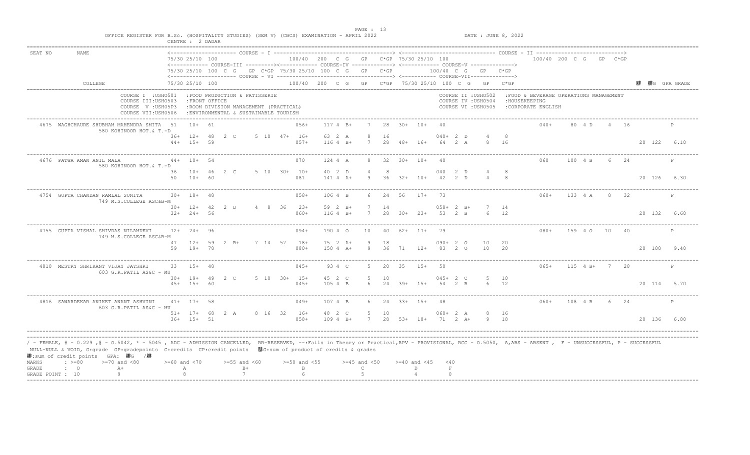OFFICE REGISTER FOR B.Sc. (HOSPITALITY STUDIES) (SEM V) (CBCS) EXAMINATION - APRIL 2022 — CENTRE : 2 DADAR — DATE : JUNE 8, 2022

COURSE I :USHO501 :FOOD PRODUCTION & PATISSERIE
COURSE II :USHO502 :FOOD & BEVERAGE OPERATIONS MANAGEMENT
COURSE III:USHO503 :FRONT OFFICE
COURSE IV :USHO504 :HOUSEKEEPING
COURSE V :USH05P3 :ROOM DIVISION MANAGEMENT (PRACTICAL)
COURSE VI :USHO505 :CORPORATE ENGLISH
COURSE VII:USHO506 :ENVIRONMENTAL & SUSTAINABLE TOURISM

Column layout:
- Line 1: COURSE I: 75/30 25/10 100 | 100/40 200 C G GP C*GP | COURSE II: 75/30 25/10 100 | 100/40 200 C G GP C*GP
- Line 2: COURSE III: 75/30 25/10 100 C G GP C*GP | COURSE IV: 75/30 25/10 100 C G GP C*GP | COURSE V: 100/40 C G GP C*GP
- Line 3: COURSE VI: 75/30 25/10 100 | 100/40 200 C G GP C*GP | COURSE VII: 75/30 25/10 100 C G GP C*GP | 䏠 䏠G GPA GRADE

```
SEAT NO NAME / COLLEGE

4675 WAGHCHAURE SHUBHAM MAHENDRA SMITA  51   10+  61             056+  117 4 B+   7  28  30+  10+  40          040+  80 4 D    4  16        P
     580 KOHINOOR HOT.& T.-D
                                  36+  12+  48  2 C    5 10   47+  16+   63 2 A    8  16            040+ 2 D   4   8
                                  44+  15+  59                057+  116 4 B+   7  28  48+  16+  64  2 A   8  16               20 122   6.10

4676 PATWA AMAN ANIL MALA           44+  10+  54             070   124 4 A    8  32  30+  10+  40          060   100 4 B    6  24        P
     580 KOHINOOR HOT.& T.-D
                                  36   10+  46  2 C    5 10   30+  10+   40 2 D    4   8            040  2 D   4   8
                                  50   10+  60                081   141 4 A+   9  36  32+  10+  42  2 D   4   8               20 126   6.30

4754 GUPTA CHANDAN RAMLAL SUNITA    30+  18+  48             058+  106 4 B    6  24  56   17+  73          060+  133 4 A    8  32        P
     749 M.S.COLLEGE ASC&B-M
                                  30+  12+  42  2 D    4  8   36   23+   59 2 B+   7  14            058+ 2 B+  7  14
                                  32+  24+  56                060+  116 4 B+   7  28  30+  23+  53  2 B   6  12               20 132   6.60

4755 GUPTA VISHAL SHIVDAS NILAMDEVI 72+  24+  96             094+  190 4 O   10  40  62+  17+  79          080+  159 4 O   10  40        P
     749 M.S.COLLEGE ASC&B-M
                                  47   12+  59  2 B+   7 14   57   18+   75 2 A+   9  18            090+ 2 O  10  20
                                  59   19+  78                080+  158 4 A+   9  36  71   12+  83  2 O  10  20               20 188   9.40

4810 MESTRY SHRIKANT VIJAY JAYSHRI  33   15+  48             045+   93 4 C    5  20  35   15+  50          065+  115 4 B+   7  28        P
     603 G.R.PATIL AS&C - MU
                                  30+  19+  49  2 C    5 10   30+  15+   45 2 C    5  10            045+ 2 C   5  10
                                  45+  15+  60                045+  105 4 B    6  24  39+  15+  54  2 B   6  12               20 114   5.70

4816 SAWARDEKAR ANIKET ANANT ASHVINI 41+ 17+  58             049+  107 4 B    6  24  33+  15+  48          060+  108 4 B    6  24        P
     603 G.R.PATIL AS&C - MU
                                  51+  17+  68  2 A    8 16   32   16+   48 2 C    5  10            060+ 2 A   8  16
                                  36+  15+  51                058+  109 4 B+   7  28  53+  18+  71  2 A+  9  18               20 136   6.80
```

/ - FEMALE, # - 0.229 ,@ - O.5042, * - 5045 , ADC - ADMISSION CANCELLED, RR-RESERVED, --:Fails in Theory or Practical,RPV - PROVISIONAL, RCC - O.5050, A,ABS - ABSENT , F - UNSUCCESSFUL, P - SUCCESSFUL
NULL-NULL & VOID, G:grade GP:gradepoints C:credits CP:credit points 䏠G:sum of product of credits & grades
䏠:sum of credit points GPA: 䏠G /䏠

| MARKS | : >=80 | >=70 and <80 | >=60 and <70 | >=55 and <60 | >=50 and <55 | >=45 and <50 | >=40 and <45 | <40 |
|---|---|---|---|---|---|---|---|---|
| GRADE | : O | A+ | A | B+ | B | C | D | F |
| GRADE POINT | : 10 | 9 | 8 | 7 | 6 | 5 | 4 | 0 |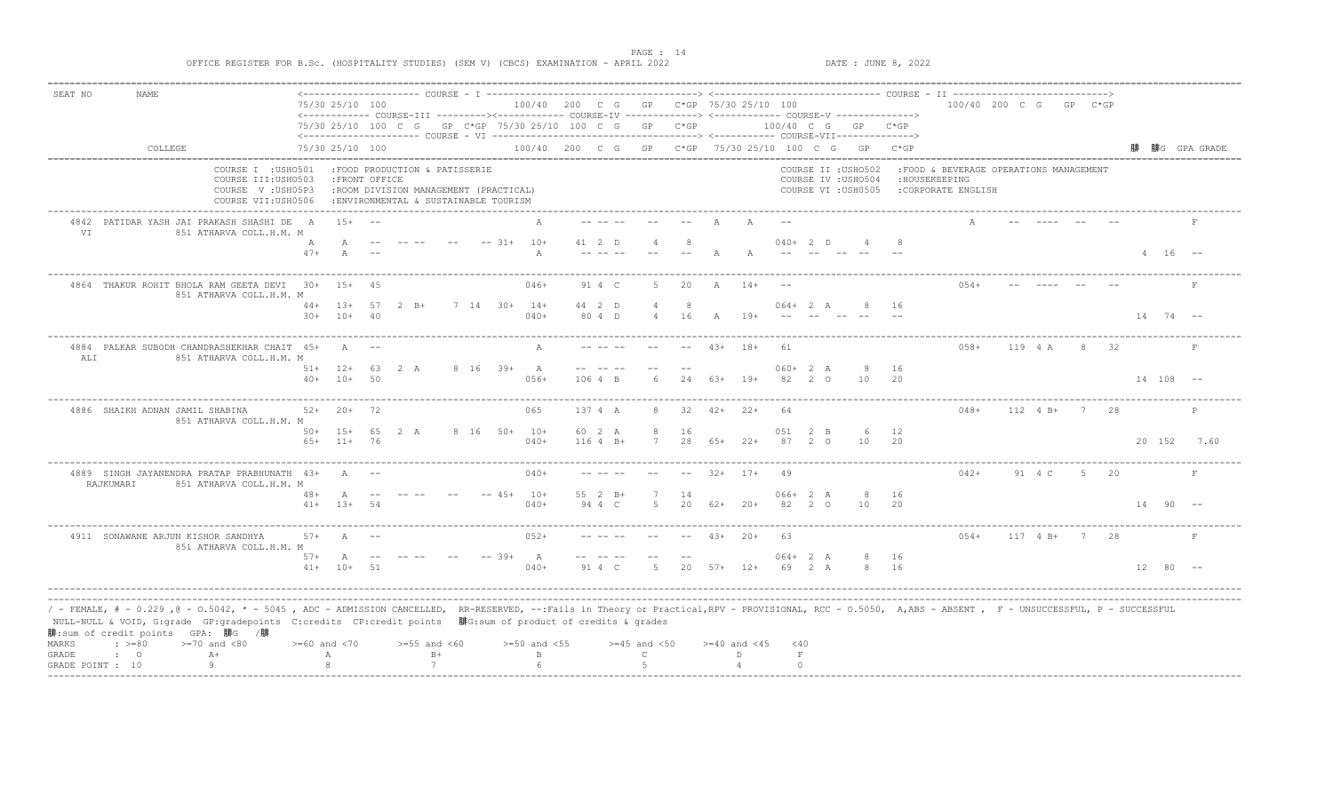OFFICE REGISTER FOR B.Sc. (HOSPITALITY STUDIES) (SEM V) (CBCS) EXAMINATION - APRIL 2022

DATE : JUNE 8, 2022

```
SEAT NO    NAME                  <-------------------- COURSE - I ------------------------------------> <---------------------------- COURSE - II -------------------------->
                                 75/30 25/10 100                       100/40  200  C  G   GP   C*GP 75/30 25/10 100                     100/40 200  C  G   GP  C*GP
                                 <----------- COURSE-III ---------><----------- COURSE-IV -------------> <----------- COURSE-V ------------->
                                 75/30 25/10 100  C  G   GP  C*GP 75/30 25/10  100  C  G   GP   C*GP       100/40  C  G   GP   C*GP
                                 <-------------------------- COURSE - VI -----------------------------> <----------- COURSE-VII------------->
           COLLEGE               75/30 25/10 100                       100/40  200  C  G   GP   C*GP  75/30 25/10 100  C  G   GP   C*GP                              䣢  䣢G  GPA GRADE
```

COURSE I :USHO501 :FOOD PRODUCTION & PATISSERIE
COURSE III:USHO503 :FRONT OFFICE
COURSE V :USHO5P3 :ROOM DIVISION MANAGEMENT (PRACTICAL)
COURSE VII:USHO506 :ENVIRONMENTAL & SUSTAINABLE TOURISM
COURSE II :USHO502 :FOOD & BEVERAGE OPERATIONS MANAGEMENT
COURSE IV :USHO504 :HOUSEKEEPING
COURSE VI :USHO505 :CORPORATE ENGLISH

```
 4842  PATIDAR YASH JAI PRAKASH SHASHI DE   A    15+  --                     A      -- -- --   --   --    A     A    --                        A     --  ----  --   --            F
 VI           851 ATHARVA COLL.H.M. M
                                        A    A    --   -- --   --   -- 31+  10+    41  2  D    4    8             040+  2  D    4    8
                                       47+   A    --                        A      -- -- --   --   --    A     A    --   --  --  --   --                                      4   16   --

 4864  THAKUR ROHIT BHOLA RAM GEETA DEVI  30+  15+  45                       046+    91  4  C    5   20    A    14+   --                       054+   --  ----  --   --            F
              851 ATHARVA COLL.H.M. M
                                       44+  13+  57   2  B+    7  14  30+  14+    44  2  D    4    8             064+  2  A    8   16
                                       30+  10+  40                        040+    80  4  D    4   16    A    19+   --   --  --  --   --                                     14   74   --

 4884  PALKAR SUBODH CHANDRASHEKHAR CHAIT 45+   A   --                        A      -- -- --   --   --   43+   18+   61                       058+   119  4  A    8   32            F
 ALI          851 ATHARVA COLL.H.M. M
                                       51+  12+  63   2  A     8  16  39+   A     -- -- --   --   --             060+  2  A    8   16
                                       40+  10+  50                        056+   106  4  B    6   24   63+   19+   82   2  O   10   20                                     14  108   --

 4886  SHAIKH ADNAN JAMIL SHABINA         52+  20+  72                       065    137  4  A    8   32   42+   22+   64                       048+   112  4  B+   7   28            P
              851 ATHARVA COLL.H.M. M
                                       50+  15+  65   2  A     8  16  50+  10+    60  2  A    8   16             051   2  B    6   12
                                       65+  11+  76                        040+   116  4  B+   7   28   65+   22+   87   2  O   10   20                                     20  152  7.60

 4889  SINGH JAYANENDRA PRATAP PRABHUNATH 43+   A   --                       040+    -- -- --   --   --   32+   17+   49                       042+    91  4  C    5   20            F
 RAJKUMARI    851 ATHARVA COLL.H.M. M
                                       48+   A    --   -- --   --   -- 45+  10+    55  2  B+   7   14             066+  2  A    8   16
                                       41+  13+  54                        040+    94  4  C    5   20   62+   20+   82   2  O   10   20                                     14   90   --

 4911  SONAWANE ARJUN KISHOR SANDHYA      57+   A   --                       052+    -- -- --   --   --   43+   20+   63                       054+   117  4  B+   7   28            F
              851 ATHARVA COLL.H.M. M
                                       57+   A    --   -- --   --   -- 39+   A     -- -- --   --   --             064+  2  A    8   16
                                       41+  10+  51                        040+    91  4  C    5   20   57+   12+   69   2  A    8   16                                     12   80   --
```

/ - FEMALE, # - 0.229 ,@ - O.5042, * - 5045 , ADC - ADMISSION CANCELLED, RR-RESERVED, --:Fails in Theory or Practical,RPV - PROVISIONAL, RCC - O.5050, A,ABS - ABSENT , F - UNSUCCESSFUL, P - SUCCESSFUL
NULL-NULL & VOID, G:grade GP:gradepoints C:credits CP:credit points 䣢G:sum of product of credits & grades
䣢:sum of credit points GPA: 䣢G /䣢

| MARKS | : >=80 | >=70 and <80 | >=60 and <70 | >=55 and <60 | >=50 and <55 | >=45 and <50 | >=40 and <45 | <40 |
|---|---|---|---|---|---|---|---|---|
| GRADE | : O | A+ | A | B+ | B | C | D | F |
| GRADE POINT | : 10 | 9 | 8 | 7 | 6 | 5 | 4 | 0 |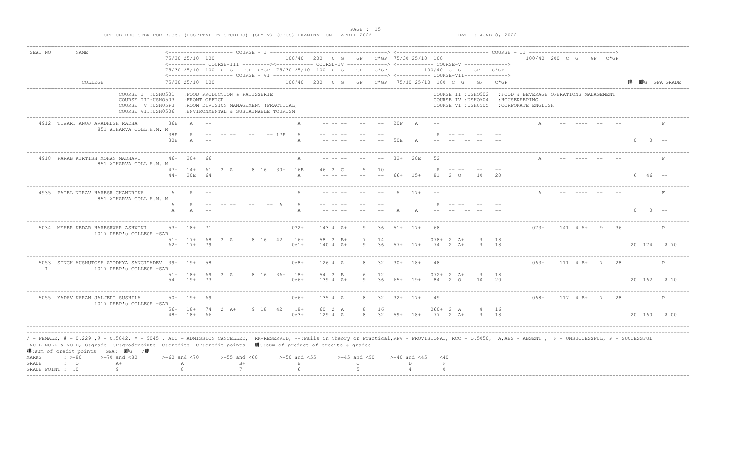OFFICE REGISTER FOR B.Sc. (HOSPITALITY STUDIES) (SEM V) (CBCS) EXAMINATION - APRIL 2022

DATE : JUNE 8, 2022

```
SEAT NO    NAME                   <-------------------- COURSE - I ------------------------------------> <---------------------------- COURSE - II ---------------------------->
                                  75/30 25/10 100                          100/40  200  C  G    GP    C*GP 75/30 25/10 100                          100/40  200  C  G    GP  C*GP
                                  <----------- COURSE-III ---------><----------- COURSE-IV -------------> <----------- COURSE-V ------------->
                                  75/30 25/10  100  C  G    GP  C*GP  75/30 25/10  100  C  G    GP    C*GP         100/40  C  G    GP    C*GP
                                  <-------------------------- COURSE - VI ---------------------------------> <----------- COURSE-VII------------->
           COLLEGE                75/30 25/10 100                          100/40  200  C  G    GP    C*GP  75/30 25/10 100  C  G    GP    C*GP                                  䏬  䏬G  GPA GRADE

                    COURSE I  :USHO501   :FOOD PRODUCTION & PATISSERIE                          COURSE II :USHO502   :FOOD & BEVERAGE OPERATIONS MANAGEMENT
                    COURSE III:USHO503   :FRONT OFFICE                                          COURSE IV :USHO504   :HOUSEKEEPING
                    COURSE  V :USH05P3   :ROOM DIVISION MANAGEMENT (PRACTICAL)                  COURSE VI :USHO505   :CORPORATE ENGLISH
                    COURSE VII:USHO506   :ENVIRONMENTAL & SUSTAINABLE TOURISM

 4912  TIWARI ANUJ AVADHESH RADHA        36E    A    --                           A      -- -- --    --    --   20F    A    --                           A      -- ----  --   --          F
              851 ATHARVA COLL.H.M. M
                                         38E    A    --   -- --    --    -- 17F   A      -- -- --    --    --              A   -- --    --    --
                                         30E    A    --                           A      -- -- --    --    --   50E    A    --   --  --   --    --                                      0    0   --

 4918  PARAB KIRTISH MOHAN MADHAVI       46+   20+   66                           A      -- -- --    --    --   32+   20E   52                           A      -- ----  --   --          F
              851 ATHARVA COLL.H.M. M
                                         47+   14+   61   2  A     8  16   30+   16E     46  2  C     5    10              A   -- --    --    --
                                         44+   20E   64                           A      -- -- --    --    --   66+   15+   81   2  O    10    20                                     6   46   --

 4935  PATEL NIRAV HARESH CHANDRIKA       A     A    --                           A      -- -- --    --    --    A    17+   --                           A      -- ----  --   --          F
              851 ATHARVA COLL.H.M. M
                                          A     A    --   -- --    --    --  A    A      -- -- --    --    --              A   -- --    --    --
                                          A     A    --                           A      -- -- --    --    --    A     A    --   --  --   --    --                                      0    0   --

 5034  MEHER KEDAR HARESHWAR ASHWINI     53+   18+   71                         072+    143  4  A+    9    36   51+   17+   68                         073+    141  4  A+   9   36          P
              1017 DEEP's COLLEGE -SAR
                                         51+   17+   68   2  A     8  16   42    16+     58  2  B+    7    14              078+  2  A+    9    18
                                         62+   17+   79                         061+    140  4  A+    9    36   57+   17+   74   2  A+    9    18                                    20  174   8.70

 5053  SINGH AUSHUTOSH AYODHYA SANGITADEV 39+  19+   58                         068+    126  4  A     8    32   30+   18+   48                         063+    111  4  B+   7   28          P
   I          1017 DEEP's COLLEGE -SAR
                                         51+   18+   69   2  A     8  16   36+   18+     54  2  B     6    12              072+  2  A+    9    18
                                         54    19+   73                         066+    139  4  A+    9    36   65+   19+   84   2  O    10    20                                    20  162   8.10

 5055  YADAV KARAN JALJEET SUSHILA       50+   19+   69                         066+    135  4  A     8    32   32+   17+   49                         068+    117  4  B+   7   28          P
              1017 DEEP's COLLEGE -SAR
                                         56+   18+   74   2  A+    9  18   42    18+     60  2  A     8    16              060+  2  A     8    16
                                         48+   18+   66                         063+    129  4  A     8    32   59+   18+   77   2  A+    9    18                                    20  160   8.00
```

/ - FEMALE, # - 0.229 ,@ - O.5042, * - 5045 , ADC - ADMISSION CANCELLED, RR-RESERVED, --:Fails in Theory or Practical,RPV - PROVISIONAL, RCC - O.5050, A,ABS - ABSENT , F - UNSUCCESSFUL, P - SUCCESSFUL

NULL-NULL & VOID, G:grade GP:gradepoints C:credits CP:credit points 䏬G:sum of product of credits & grades

䏬:sum of credit points GPA: 䏬G /䏬

| MARKS | : >=80 | >=70 and <80 | >=60 and <70 | >=55 and <60 | >=50 and <55 | >=45 and <50 | >=40 and <45 | <40 |
|---|---|---|---|---|---|---|---|---|
| GRADE | : O | A+ | A | B+ | B | C | D | F |
| GRADE POINT | : 10 | 9 | 8 | 7 | 6 | 5 | 4 | 0 |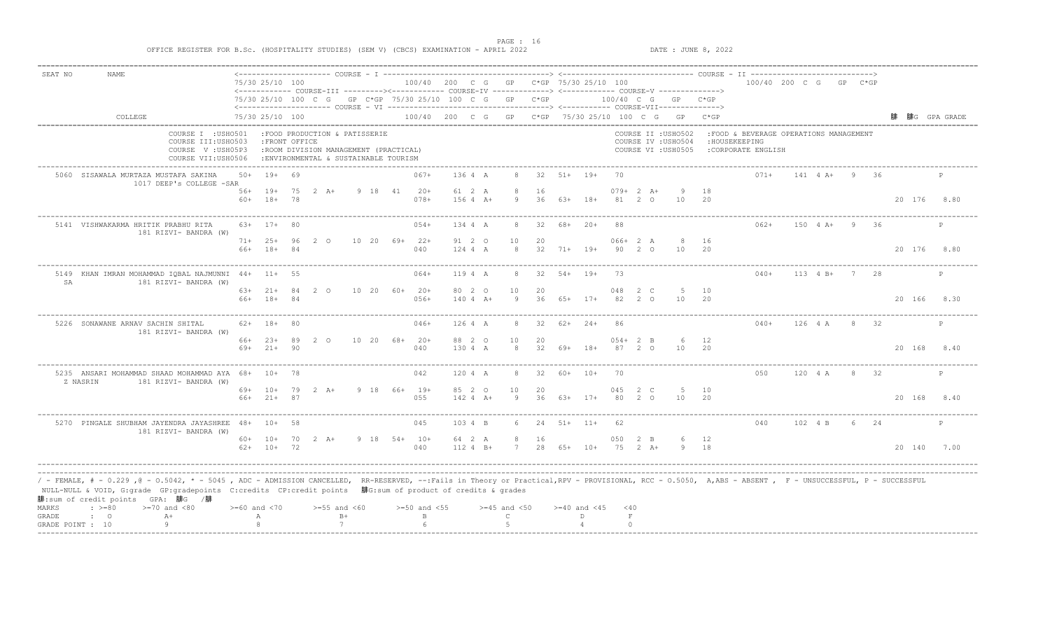OFFICE REGISTER FOR B.Sc. (HOSPITALITY STUDIES) (SEM V) (CBCS) EXAMINATION - APRIL 2022

DATE : JUNE 8, 2022

```
SEAT NO   NAME                         <------------------- COURSE - I ---------------------------------> <------------------------- COURSE - II --------------------------->
                                       75/30 25/10 100                       100/40  200  C  G   GP   C*GP 75/30 25/10 100                         100/40 200 C G   GP  C*GP
                                       <---------- COURSE-III --------><---------- COURSE-IV ------------> <----------- COURSE-V ------------->
                                       75/30 25/10 100 C G   GP C*GP 75/30 25/10 100 C G   GP   C*GP       100/40 C G   GP   C*GP
                                       <----------------------- COURSE - VI --------------------------------> <----------- COURSE-VII----------->
          COLLEGE                      75/30 25/10 100                       100/40  200  C  G   GP   C*GP  75/30 25/10 100 C G  GP  C*GP                                ∑ ∑CG GPA GRADE

              COURSE I  :USHO501   :FOOD PRODUCTION & PATISSERIE                      COURSE II :USHO502  :FOOD & BEVERAGE OPERATIONS MANAGEMENT
              COURSE III:USHO503   :FRONT OFFICE                                      COURSE IV :USHO504  :HOUSEKEEPING
              COURSE  V :USH05P3   :ROOM DIVISION MANAGEMENT (PRACTICAL)              COURSE VI :USHO505  :CORPORATE ENGLISH
              COURSE VII:USHO506   :ENVIRONMENTAL & SUSTAINABLE TOURISM

 5060  SISAWALA MURTAZA MUSTAFA SAKINA   50+  19+  69                 067+   136 4 A    8   32  51+  19+  70                          071+   141 4 A+  9   36              P
       1017 DEEP's COLLEGE -SAR
                                         56+  19+  75  2 A+   9 18  41  20+   61 2 A    8   16            079+ 2 A+   9   18
                                         60+  18+  78                 078+   156 4 A+   9   36  63+  18+  81  2 O    10   20                                     20 176  8.80

 5141  VISHWAKARMA HRITIK PRABHU RITA    63+  17+  80                 054+   134 4 A    8   32  68+  20+  88                          062+   150 4 A+  9   36              P
       181 RIZVI- BANDRA (W)
                                         71+  25+  96  2 O   10 20  69+  22+   91 2 O   10   20            066+ 2 A    8   16
                                         66+  18+  84                 040    124 4 A    8   32  71+  19+  90  2 O    10   20                                     20 176  8.80

 5149  KHAN IMRAN MOHAMMAD IQBAL NAJMUNNI 44+  11+  55                064+   119 4 A    8   32  54+  19+  73                          040+   113 4 B+  7   28              P
  SA          181 RIZVI- BANDRA (W)
                                         63+  21+  84  2 O   10 20  60+  20+   80 2 O   10   20            048  2 C    5   10
                                         66+  18+  84                 056+   140 4 A+   9   36  65+  17+  82  2 O    10   20                                     20 166  8.30

 5226  SONAWANE ARNAV SACHIN SHITAL      62+  18+  80                 046+   126 4 A    8   32  62+  24+  86                          040+   126 4 A   8   32              P
       181 RIZVI- BANDRA (W)
                                         66+  23+  89  2 O   10 20  68+  20+   88 2 O   10   20            054+ 2 B    6   12
                                         69+  21+  90                 040    130 4 A    8   32  69+  18+  87  2 O    10   20                                     20 168  8.40

 5235  ANSARI MOHAMMAD SHAAD MOHAMMAD AYA 68+  10+  78                042    120 4 A    8   32  60+  10+  70                          050    120 4 A   8   32              P
  Z NASRIN    181 RIZVI- BANDRA (W)
                                         69+  10+  79  2 A+   9 18  66+  19+   85 2 O   10   20            045  2 C    5   10
                                         66+  21+  87                 055    142 4 A+   9   36  63+  17+  80  2 O    10   20                                     20 168  8.40

 5270  PINGALE SHUBHAM JAYENDRA JAYASHREE 48+  10+  58                045    103 4 B    6   24  51+  11+  62                          040    102 4 B   6   24              P
       181 RIZVI- BANDRA (W)
                                         60+  10+  70  2 A+   9 18  54+  10+   64 2 A    8   16            050  2 B    6   12
                                         62+  10+  72                 040    112 4 B+   7   28  65+  10+  75  2 A+    9   18                                     20 140  7.00
```

/ - FEMALE, # - 0.229 ,@ - O.5042, * - 5045 , ADC - ADMISSION CANCELLED, RR-RESERVED, --:Fails in Theory or Practical,RPV - PROVISIONAL, RCC - O.5050, A,ABS - ABSENT , F - UNSUCCESSFUL, P - SUCCESSFUL
NULL-NULL & VOID, G:grade GP:gradepoints C:credits CP:credit points ∑G:sum of product of credits & grades
∑:sum of credit points GPA: ∑G /∑

| MARKS | : >=80 | >=70 and <80 | >=60 and <70 | >=55 and <60 | >=50 and <55 | >=45 and <50 | >=40 and <45 | <40 |
|---|---|---|---|---|---|---|---|---|
| GRADE | : O | A+ | A | B+ | B | C | D | F |
| GRADE POINT | : 10 | 9 | 8 | 7 | 6 | 5 | 4 | 0 |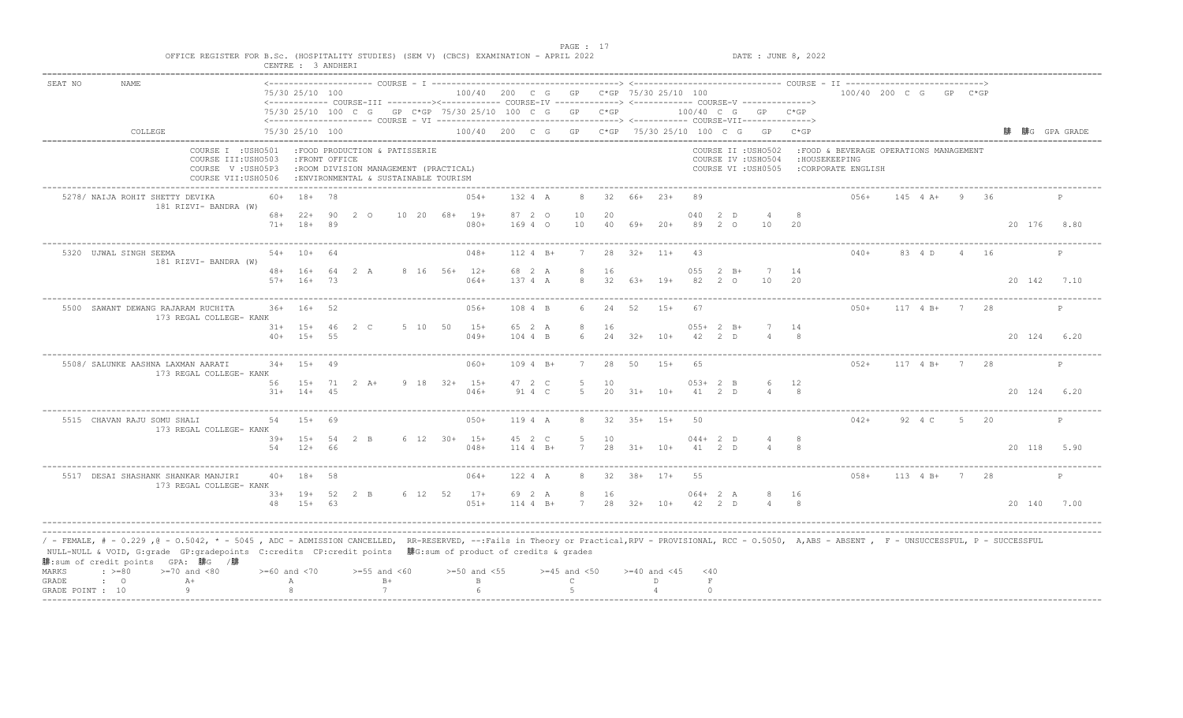OFFICE REGISTER FOR B.Sc. (HOSPITALITY STUDIES) (SEM V) (CBCS) EXAMINATION - APRIL 2022

CENTRE : 3 ANDHERI

DATE : JUNE 8, 2022

```
SEAT NO    NAME                    <-------------------- COURSE - I ------------------------------------> <----------------------------- COURSE - II ---------------------------->
                                   75/30 25/10 100                   100/40  200  C  G   GP   C*GP 75/30 25/10 100                    100/40 200 C G   GP  C*GP
                                   <----------- COURSE-III ---------><----------- COURSE-IV -------------> <----------- COURSE-V -------------->
                                   75/30 25/10 100 C G  GP C*GP 75/30 25/10 100 C G  GP  C*GP        100/40 C G   GP   C*GP
                                   <-------------------- COURSE - VI ------------------------------------> <----------- COURSE-VII------------>
           COLLEGE                 75/30 25/10 100                   100/40  200  C  G   GP   C*GP 75/30 25/10 100 C G  GP  C*GP                              腓 腓G GPA GRADE

           COURSE I  :USHO501  :FOOD PRODUCTION & PATISSERIE                             COURSE II :USHO502  :FOOD & BEVERAGE OPERATIONS MANAGEMENT
           COURSE III:USHO503  :FRONT OFFICE                                             COURSE IV :USHO504  :HOUSEKEEPING
           COURSE  V :USH05P3  :ROOM DIVISION MANAGEMENT (PRACTICAL)                     COURSE VI :USHO505  :CORPORATE ENGLISH
           COURSE VII:USHO506  :ENVIRONMENTAL & SUSTAINABLE TOURISM
```

| SEAT NO | NAME / COLLEGE | Row | Marks | GPA/Result |
|---|---|---|---|---|
| 5278/ | NAIJA ROHIT SHETTY DEVIKA | 1 | 60+ 18+ 78 054+ 132 4 A 8 32 66+ 23+ 89 056+ 145 4 A+ 9 36 | P |
| | 181 RIZVI- BANDRA (W) | 2 | 68+ 22+ 90 2 O 10 20 68+ 19+ 87 2 O 10 20 040 2 D 4 8 | |
| | | 3 | 71+ 18+ 89 080+ 169 4 O 10 40 69+ 20+ 89 2 O 10 20 | 20 176 8.80 |
| 5320 | UJWAL SINGH SEEMA | 1 | 54+ 10+ 64 048+ 112 4 B+ 7 28 32+ 11+ 43 040+ 83 4 D 4 16 | P |
| | 181 RIZVI- BANDRA (W) | 2 | 48+ 16+ 64 2 A 8 16 56+ 12+ 68 2 A 8 16 055 2 B+ 7 14 | |
| | | 3 | 57+ 16+ 73 064+ 137 4 A 8 32 63+ 19+ 82 2 O 10 20 | 20 142 7.10 |
| 5500 | SAWANT DEWANG RAJARAM RUCHITA | 1 | 36+ 16+ 52 056+ 108 4 B 6 24 52 15+ 67 050+ 117 4 B+ 7 28 | P |
| | 173 REGAL COLLEGE- KANK | 2 | 31+ 15+ 46 2 C 5 10 50 15+ 65 2 A 8 16 055+ 2 B+ 7 14 | |
| | | 3 | 40+ 15+ 55 049+ 104 4 B 6 24 32+ 10+ 42 2 D 4 8 | 20 124 6.20 |
| 5508/ | SALUNKE AASHNA LAXMAN AARATI | 1 | 34+ 15+ 49 060+ 109 4 B+ 7 28 50 15+ 65 052+ 117 4 B+ 7 28 | P |
| | 173 REGAL COLLEGE- KANK | 2 | 56 15+ 71 2 A+ 9 18 32+ 15+ 47 2 C 5 10 053+ 2 B 6 12 | |
| | | 3 | 31+ 14+ 45 046+ 91 4 C 5 20 31+ 10+ 41 2 D 4 8 | 20 124 6.20 |
| 5515 | CHAVAN RAJU SOMU SHALI | 1 | 54 15+ 69 050+ 119 4 A 8 32 35+ 15+ 50 042+ 92 4 C 5 20 | P |
| | 173 REGAL COLLEGE- KANK | 2 | 39+ 15+ 54 2 B 6 12 30+ 15+ 45 2 C 5 10 044+ 2 D 4 8 | |
| | | 3 | 54 12+ 66 048+ 114 4 B+ 7 28 31+ 10+ 41 2 D 4 8 | 20 118 5.90 |
| 5517 | DESAI SHASHANK SHANKAR MANJIRI | 1 | 40+ 18+ 58 064+ 122 4 A 8 32 38+ 17+ 55 058+ 113 4 B+ 7 28 | P |
| | 173 REGAL COLLEGE- KANK | 2 | 33+ 19+ 52 2 B 6 12 52 17+ 69 2 A 8 16 064+ 2 A 8 16 | |
| | | 3 | 48 15+ 63 051+ 114 4 B+ 7 28 32+ 10+ 42 2 D 4 8 | 20 140 7.00 |

/ - FEMALE, # - 0.229 ,@ - O.5042, * - 5045 , ADC - ADMISSION CANCELLED, RR-RESERVED, --:Fails in Theory or Practical,RPV - PROVISIONAL, RCC - O.5050, A,ABS - ABSENT , F - UNSUCCESSFUL, P - SUCCESSFUL
NULL-NULL & VOID, G:grade GP:gradepoints C:credits CP:credit points 腓G:sum of product of credits & grades
腓:sum of credit points GPA: 腓G /腓

| MARKS | : >=80 | >=70 and <80 | >=60 and <70 | >=55 and <60 | >=50 and <55 | >=45 and <50 | >=40 and <45 | <40 |
|---|---|---|---|---|---|---|---|---|
| GRADE | : O | A+ | A | B+ | B | C | D | F |
| GRADE POINT | : 10 | 9 | 8 | 7 | 6 | 5 | 4 | 0 |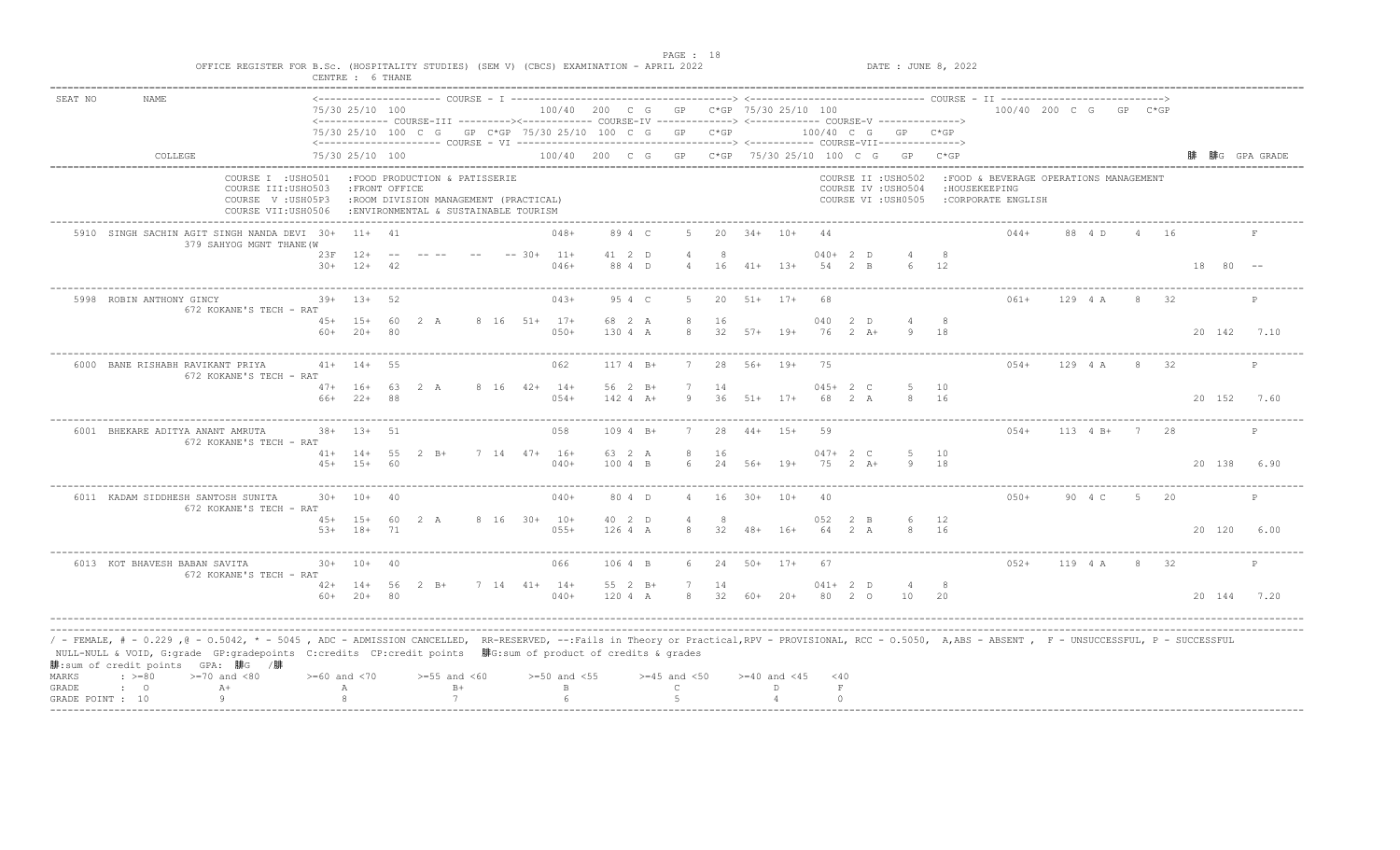OFFICE REGISTER FOR B.Sc. (HOSPITALITY STUDIES) (SEM V) (CBCS) EXAMINATION - APRIL 2022 — DATE : JUNE 8, 2022

CENTRE : 6 THANE

Column layout:

- Line 1: COURSE - I: 75/30 25/10 100 | 100/40 200 C G GP C*GP | COURSE - II: 75/30 25/10 100 | 100/40 200 C G GP C*GP
- Line 2: COURSE-III: 75/30 25/10 100 C G GP C*GP | COURSE-IV: 75/30 25/10 100 C G GP C*GP | COURSE-V: 100/40 C G GP C*GP
- Line 3: COURSE - VI: 75/30 25/10 100 | 100/40 200 C G GP C*GP | COURSE-VII: 75/30 25/10 100 C G GP C*GP | 䏁 䏁G GPA GRADE

Course codes:

- COURSE I : USHO501 : FOOD PRODUCTION & PATISSERIE
- COURSE II : USHO502 : FOOD & BEVERAGE OPERATIONS MANAGEMENT
- COURSE III: USHO503 : FRONT OFFICE
- COURSE IV : USHO504 : HOUSEKEEPING
- COURSE V : USH05P3 : ROOM DIVISION MANAGEMENT (PRACTICAL)
- COURSE VI : USH0505 : CORPORATE ENGLISH
- COURSE VII: USH0506 : ENVIRONMENTAL & SUSTAINABLE TOURISM

| SEAT NO | NAME / COLLEGE | Line | Marks |
|---|---|---|---|
| 5910 | SINGH SACHIN AGIT SINGH NANDA DEVI / 379 SAHYOG MGNT THANE(W | 1 | 30+ 11+ 41 \| 048+ 89 4 C 5 20 \| 34+ 10+ 44 \| 044+ 88 4 D 4 16 \| F |
| | | 2 | 23F 12+ -- -- -- -- -- 30+ 11+ 41 2 D 4 8 \| 040+ 2 D 4 8 |
| | | 3 | 30+ 12+ 42 \| 046+ 88 4 D 4 16 \| 41+ 13+ 54 2 B 6 12 \| 18 80 -- |
| 5998 | ROBIN ANTHONY GINCY / 672 KOKANE'S TECH - RAT | 1 | 39+ 13+ 52 \| 043+ 95 4 C 5 20 \| 51+ 17+ 68 \| 061+ 129 4 A 8 32 \| P |
| | | 2 | 45+ 15+ 60 2 A 8 16 \| 51+ 17+ 68 2 A 8 16 \| 040 2 D 4 8 |
| | | 3 | 60+ 20+ 80 \| 050+ 130 4 A 8 32 \| 57+ 19+ 76 2 A+ 9 18 \| 20 142 7.10 |
| 6000 | BANE RISHABH RAVIKANT PRIYA / 672 KOKANE'S TECH - RAT | 1 | 41+ 14+ 55 \| 062 117 4 B+ 7 28 \| 56+ 19+ 75 \| 054+ 129 4 A 8 32 \| P |
| | | 2 | 47+ 16+ 63 2 A 8 16 \| 42+ 14+ 56 2 B+ 7 14 \| 045+ 2 C 5 10 |
| | | 3 | 66+ 22+ 88 \| 054+ 142 4 A+ 9 36 \| 51+ 17+ 68 2 A 8 16 \| 20 152 7.60 |
| 6001 | BHEKARE ADITYA ANANT AMRUTA / 672 KOKANE'S TECH - RAT | 1 | 38+ 13+ 51 \| 058 109 4 B+ 7 28 \| 44+ 15+ 59 \| 054+ 113 4 B+ 7 28 \| P |
| | | 2 | 41+ 14+ 55 2 B+ 7 14 \| 47+ 16+ 63 2 A 8 16 \| 047+ 2 C 5 10 |
| | | 3 | 45+ 15+ 60 \| 040+ 100 4 B 6 24 \| 56+ 19+ 75 2 A+ 9 18 \| 20 138 6.90 |
| 6011 | KADAM SIDDHESH SANTOSH SUNITA / 672 KOKANE'S TECH - RAT | 1 | 30+ 10+ 40 \| 040+ 80 4 D 4 16 \| 30+ 10+ 40 \| 050+ 90 4 C 5 20 \| P |
| | | 2 | 45+ 15+ 60 2 A 8 16 \| 30+ 10+ 40 2 D 4 8 \| 052 2 B 6 12 |
| | | 3 | 53+ 18+ 71 \| 055+ 126 4 A 8 32 \| 48+ 16+ 64 2 A 8 16 \| 20 120 6.00 |
| 6013 | KOT BHAVESH BABAN SAVITA / 672 KOKANE'S TECH - RAT | 1 | 30+ 10+ 40 \| 066 106 4 B 6 24 \| 50+ 17+ 67 \| 052+ 119 4 A 8 32 \| P |
| | | 2 | 42+ 14+ 56 2 B+ 7 14 \| 41+ 14+ 55 2 B+ 7 14 \| 041+ 2 D 4 8 |
| | | 3 | 60+ 20+ 80 \| 040+ 120 4 A 8 32 \| 60+ 20+ 80 2 O 10 20 \| 20 144 7.20 |

/ - FEMALE, # - 0.229 ,@ - O.5042, * - 5045 , ADC - ADMISSION CANCELLED, RR-RESERVED, --:Fails in Theory or Practical,RPV - PROVISIONAL, RCC - O.5050, A,ABS - ABSENT , F - UNSUCCESSFUL, P - SUCCESSFUL

NULL-NULL & VOID, G:grade GP:gradepoints C:credits CP:credit points 䏁G:sum of product of credits & grades

䏁:sum of credit points GPA: 䏁G /䏁

| MARKS | : >=80 | >=70 and <80 | >=60 and <70 | >=55 and <60 | >=50 and <55 | >=45 and <50 | >=40 and <45 | <40 |
|---|---|---|---|---|---|---|---|---|
| GRADE | : O | A+ | A | B+ | B | C | D | F |
| GRADE POINT | : 10 | 9 | 8 | 7 | 6 | 5 | 4 | 0 |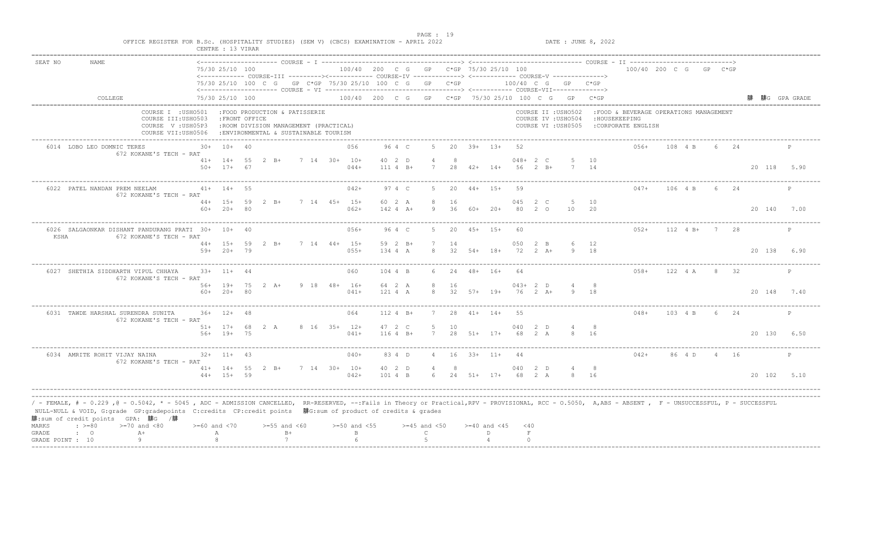OFFICE REGISTER FOR B.Sc. (HOSPITALITY STUDIES) (SEM V) (CBCS) EXAMINATION - APRIL 2022

CENTRE : 13 VIRAR

DATE : JUNE 8, 2022

| SEAT NO | NAME | COURSE - I 75/30 25/10 100 | 100/40 200 C G GP C*GP | COURSE - II 75/30 25/10 100 | 100/40 200 C G GP C*GP | 䳊 | 䳊G | GPA | GRADE |
|---|---|---|---|---|---|---|---|---|---|
| | | COURSE-III 75/30 25/10 100 C G GP C*GP | COURSE-IV 75/30 25/10 100 C G GP C*GP | COURSE-V 100/40 C G GP C*GP | | | | | |
| | COLLEGE | COURSE - VI 75/30 25/10 100 | 100/40 200 C G GP C*GP | COURSE-VII 75/30 25/10 100 C G GP C*GP | | | | | |

COURSE I :USHO501 :FOOD PRODUCTION & PATISSERIE
COURSE II :USHO502 :FOOD & BEVERAGE OPERATIONS MANAGEMENT
COURSE III:USHO503 :FRONT OFFICE
COURSE IV :USHO504 :HOUSEKEEPING
COURSE V :USH05P3 :ROOM DIVISION MANAGEMENT (PRACTICAL)
COURSE VI :USHO505 :CORPORATE ENGLISH
COURSE VII:USHO506 :ENVIRONMENTAL & SUSTAINABLE TOURISM

```
6014 LOBO LEO DOMNIC TERES                 30+  10+  40          056    96 4 C    5  20  39+  13+  52                 056+  108 4 B   6  24           P
          672 KOKANE'S TECH - RAT
                                           41+  14+  55  2 B+  7 14  30+  10+  40 2 D  4  8   048+ 2 C  5  10
                                           50+  17+  67           044+  111 4 B+  7  28  42+  14+  56  2 B+  7  14                               20  118  5.90

6022 PATEL NANDAN PREM NEELAM              41+  14+  55          042+   97 4 C    5  20  44+  15+  59                 047+  106 4 B   6  24           P
          672 KOKANE'S TECH - RAT
                                           44+  15+  59  2 B+  7 14  45+  15+  60 2 A  8  16  045 2 C  5  10
                                           60+  20+  80           062+  142 4 A+  9  36  60+  20+  80  2 O  10  20                                20  140  7.00

6026 SALGAONKAR DISHANT PANDURANG PRATI    30+  10+  40          056+   96 4 C    5  20  45+  15+  60                 052+  112 4 B+  7  28           P
 KSHA     672 KOKANE'S TECH - RAT
                                           44+  15+  59  2 B+  7 14  44+  15+  59 2 B+  7  14  050 2 B  6  12
                                           59+  20+  79           055+  134 4 A   8  32  54+  18+  72  2 A+  9  18                                20  138  6.90

6027 SHETHIA SIDDHARTH VIPUL CHHAYA        33+  11+  44          060    104 4 B   6  24  48+  16+  64                 058+  122 4 A   8  32           P
          672 KOKANE'S TECH - RAT
                                           56+  19+  75  2 A+  9 18  48+  16+  64 2 A  8  16  043+ 2 D  4  8
                                           60+  20+  80           041+  121 4 A   8  32  57+  19+  76  2 A+  9  18                                20  148  7.40

6031 TAWDE HARSHAL SURENDRA SUNITA         36+  12+  48          064    112 4 B+  7  28  41+  14+  55                 048+  103 4 B   6  24           P
          672 KOKANE'S TECH - RAT
                                           51+  17+  68  2 A   8 16  35+  12+  47 2 C  5  10  040 2 D  4  8
                                           56+  19+  75           041+  116 4 B+  7  28  51+  17+  68  2 A   8  16                                20  130  6.50

6034 AMRITE ROHIT VIJAY NAINA              32+  11+  43          040+   83 4 D    4  16  33+  11+  44                 042+   86 4 D   4  16           P
          672 KOKANE'S TECH - RAT
                                           41+  14+  55  2 B+  7 14  30+  10+  40 2 D  4  8   040 2 D  4  8
                                           44+  15+  59           042+  101 4 B   6  24  51+  17+  68  2 A   8  16                                20  102  5.10
```

/ - FEMALE, # - 0.229 ,@ - O.5042, * - 5045 , ADC - ADMISSION CANCELLED, RR-RESERVED, --:Fails in Theory or Practical,RPV - PROVISIONAL, RCC - O.5050, A,ABS - ABSENT , F - UNSUCCESSFUL, P - SUCCESSFUL
NULL-NULL & VOID, G:grade GP:gradepoints C:credits CP:credit points 䳊G:sum of product of credits & grades
䳊:sum of credit points GPA: 䳊G /䳊

| MARKS | : >=80 | >=70 and <80 | >=60 and <70 | >=55 and <60 | >=50 and <55 | >=45 and <50 | >=40 and <45 | <40 |
|---|---|---|---|---|---|---|---|---|
| GRADE | : O | A+ | A | B+ | B | C | D | F |
| GRADE POINT | : 10 | 9 | 8 | 7 | 6 | 5 | 4 | 0 |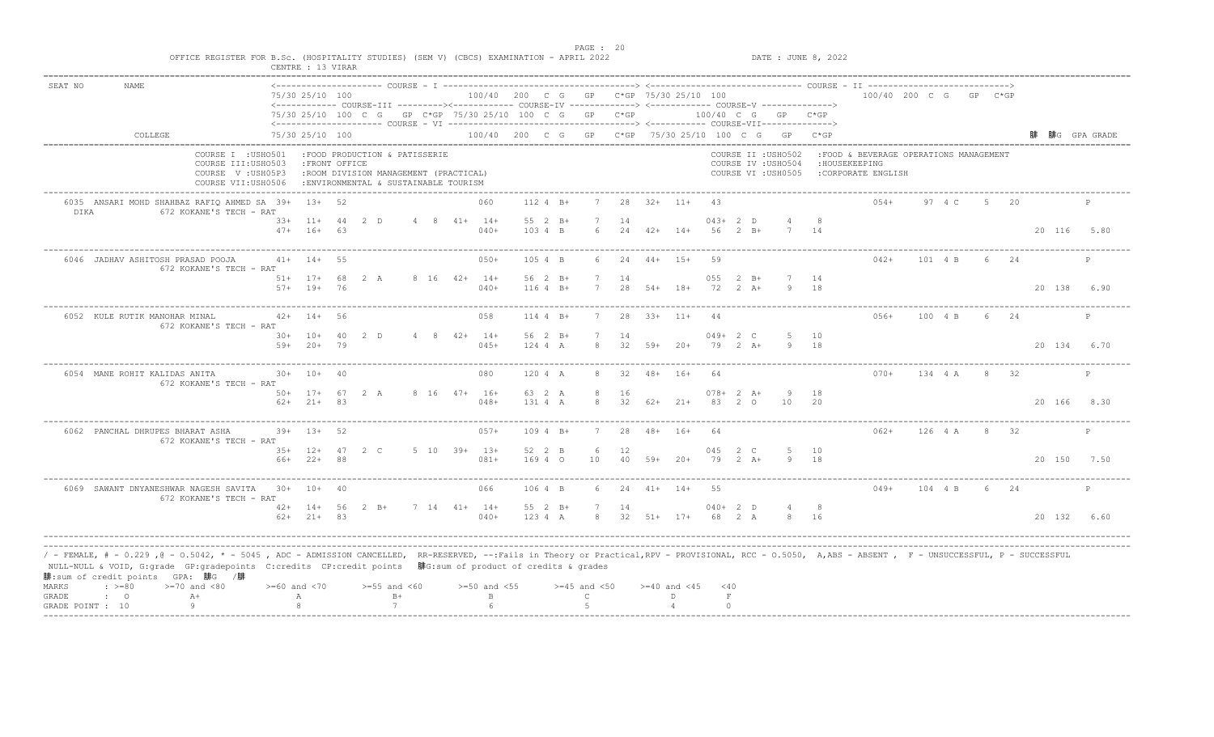OFFICE REGISTER FOR B.Sc. (HOSPITALITY STUDIES) (SEM V) (CBCS) EXAMINATION - APRIL 2022 DATE : JUNE 8, 2022

CENTRE : 13 VIRAR

| SEAT NO | NAME | COURSE - I | | | | | | | | | | | COURSE - II | | | | | | | |
|---|---|---|---|---|---|---|---|---|---|---|---|---|---|---|---|---|---|---|---|---|
| | | 75/30 25/10 100 | | | | | 100/40 | 200 C G | GP | C*GP | 75/30 25/10 100 | | | | 100/40 | 200 C G | GP | C*GP | | |
| | | COURSE-III | | | | | COURSE-IV | | | | COURSE-V | | | | | | | | | |
| | | 75/30 25/10 100 C G | | GP C*GP | | | 75/30 25/10 100 C G | | GP | C*GP | 100/40 C G | GP | C*GP | | | | | | | |
| | | COURSE - VI | | | | | | | | | COURSE-VII | | | | | | | | | |
| | COLLEGE | 75/30 25/10 100 | | | | | 100/40 | 200 C G | GP | C*GP | 75/30 25/10 100 C G | GP | C*GP | | | | | | ∑C ∑CG | GPA GRADE |

COURSE I :USHO501 :FOOD PRODUCTION & PATISSERIE
COURSE II :USHO502 :FOOD & BEVERAGE OPERATIONS MANAGEMENT
COURSE III:USHO503 :FRONT OFFICE
COURSE IV :USHO504 :HOUSEKEEPING
COURSE V :USH05P3 :ROOM DIVISION MANAGEMENT (PRACTICAL)
COURSE VI :USHO505 :CORPORATE ENGLISH
COURSE VII:USHO506 :ENVIRONMENTAL & SUSTAINABLE TOURISM

```
6035 ANSARI MOHD SHAHBAZ RAFIQ AHMED SA  39+ 13+ 52           060    112 4 B+   7  28  32+ 11+ 43              054+   97 4 C   5  20          P
DIKA        672 KOKANE'S TECH - RAT
                                        33+ 11+ 44  2 D   4  8  41+ 14+  55 2 B+   7  14      043+ 2 D   4   8
                                        47+ 16+ 63              040+    103 4 B    6  24  42+ 14+ 56  2 B+  7  14                     20 116   5.80

6046 JADHAV ASHITOSH PRASAD POOJA       41+ 14+ 55              050+    105 4 B    6  24  44+ 15+ 59              042+  101 4 B   6  24          P
            672 KOKANE'S TECH - RAT
                                        51+ 17+ 68  2 A   8 16  42+ 14+  56 2 B+   7  14      055  2 B+  7  14
                                        57+ 19+ 76              040+    116 4 B+   7  28  54+ 18+ 72  2 A+  9  18                     20 138   6.90

6052 KULE RUTIK MANOHAR MINAL           42+ 14+ 56              058     114 4 B+   7  28  33+ 11+ 44              056+  100 4 B   6  24          P
            672 KOKANE'S TECH - RAT
                                        30+ 10+ 40  2 D   4  8  42+ 14+  56 2 B+   7  14      049+ 2 C   5  10
                                        59+ 20+ 79              045+    124 4 A    8  32  59+ 20+ 79  2 A+  9  18                     20 134   6.70

6054 MANE ROHIT KALIDAS ANITA           30+ 10+ 40              080     120 4 A    8  32  48+ 16+ 64              070+  134 4 A   8  32          P
            672 KOKANE'S TECH - RAT
                                        50+ 17+ 67  2 A   8 16  47+ 16+  63 2 A    8  16      078+ 2 A+  9  18
                                        62+ 21+ 83              048+    131 4 A    8  32  62+ 21+ 83  2 O  10  20                     20 166   8.30

6062 PANCHAL DHRUPES BHARAT ASHA        39+ 13+ 52              057+    109 4 B+   7  28  48+ 16+ 64              062+  126 4 A   8  32          P
            672 KOKANE'S TECH - RAT
                                        35+ 12+ 47  2 C   5 10  39+ 13+  52 2 B    6  12      045  2 C   5  10
                                        66+ 22+ 88              081+    169 4 O   10  40  59+ 20+ 79  2 A+  9  18                     20 150   7.50

6069 SAWANT DNYANESHWAR NAGESH SAVITA   30+ 10+ 40              066     106 4 B    6  24  41+ 14+ 55              049+  104 4 B   6  24          P
            672 KOKANE'S TECH - RAT
                                        42+ 14+ 56  2 B+  7 14  41+ 14+  55 2 B+   7  14      040+ 2 D   4   8
                                        62+ 21+ 83              040+    123 4 A    8  32  51+ 17+ 68  2 A   8  16                     20 132   6.60
```

/ - FEMALE, # - 0.229 ,@ - O.5042, * - 5045 , ADC - ADMISSION CANCELLED, RR-RESERVED, --:Fails in Theory or Practical,RPV - PROVISIONAL, RCC - O.5050, A,ABS - ABSENT , F - UNSUCCESSFUL, P - SUCCESSFUL
NULL-NULL & VOID, G:grade GP:gradepoints C:credits CP:credit points ∑CG:sum of product of credits & grades
∑C:sum of credit points GPA: ∑CG /∑C

| MARKS | : >=80 | >=70 and <80 | >=60 and <70 | >=55 and <60 | >=50 and <55 | >=45 and <50 | >=40 and <45 | <40 |
|---|---|---|---|---|---|---|---|---|
| GRADE | : O | A+ | A | B+ | B | C | D | F |
| GRADE POINT | : 10 | 9 | 8 | 7 | 6 | 5 | 4 | 0 |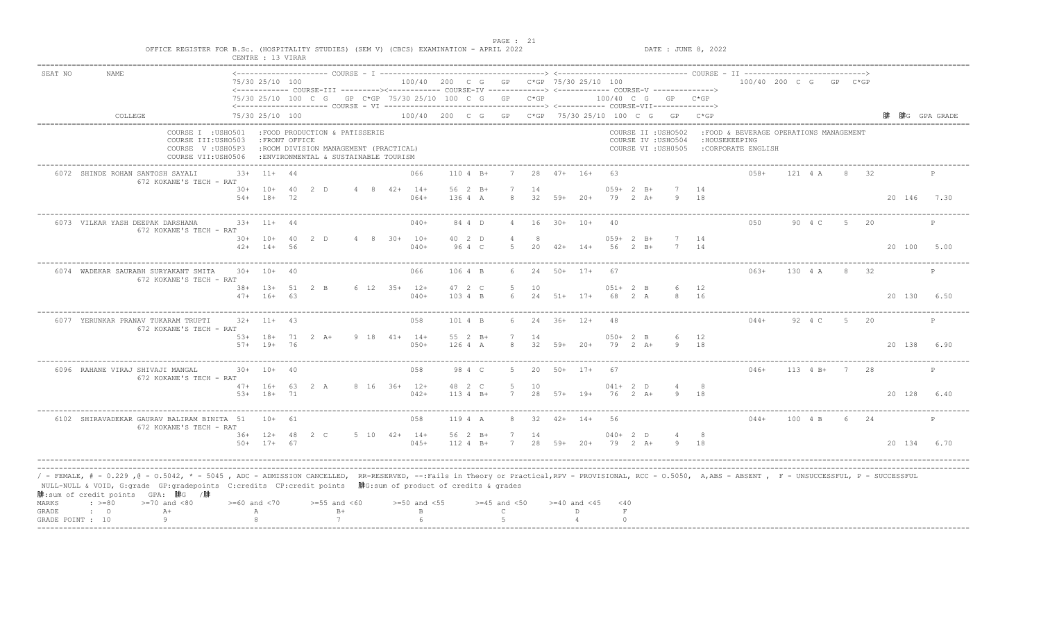OFFICE REGISTER FOR B.Sc. (HOSPITALITY STUDIES) (SEM V) (CBCS) EXAMINATION - APRIL 2022 DATE : JUNE 8, 2022

CENTRE : 13 VIRAR

```
SEAT NO   NAME                                  <------------------- COURSE - I ------------------------------> <-------------------- COURSE - II --------------------->
                                                75/30 25/10 100                100/40  200  C  G   GP   C*GP 75/30 25/10 100                    100/40 200 C G   GP  C*GP
                                                <---------- COURSE-III ---------><--------- COURSE-IV -----------> <---------- COURSE-V ------------>
                                                75/30 25/10 100  C  G   GP C*GP 75/30 25/10 100  C  G   GP   C*GP        100/40  C  G   GP   C*GP
                                                <------------------- COURSE - VI ---------------------------> <---------- COURSE-VII ----------->
          COLLEGE                               75/30 25/10 100                100/40  200  C  G   GP   C*GP 75/30 25/10 100  C  G   GP   C*GP                          脿 脿G GPA GRADE

              COURSE I  :USHO501  :FOOD PRODUCTION & PATISSERIE                                COURSE II :USHO502  :FOOD & BEVERAGE OPERATIONS MANAGEMENT
              COURSE III:USHO503  :FRONT OFFICE                                                COURSE IV :USHO504  :HOUSEKEEPING
              COURSE  V :USH05P3  :ROOM DIVISION MANAGEMENT (PRACTICAL)                        COURSE VI :USHO505  :CORPORATE ENGLISH
              COURSE VII:USHO506  :ENVIRONMENTAL & SUSTAINABLE TOURISM

6072  SHINDE ROHAN SANTOSH SAYALI          33+  11+  44                066    110 4 B+   7   28  47+  16+  63                        058+   121 4 A    8   32              P
          672 KOKANE'S TECH - RAT          30+  10+  40   2 D    4  8  42+  14+   56 2 B+   7   14            059+ 2 B+   7   14
                                           54+  18+  72                064+   136 4 A    8   32  59+  20+  79  2 A+   9   18                                  20 146   7.30

6073  VILKAR YASH DEEPAK DARSHANA          33+  11+  44                040+    84 4 D    4   16  30+  10+  40                        050     90 4 C    5   20              P
          672 KOKANE'S TECH - RAT          30+  10+  40   2 D    4  8  30+  10+   40 2 D    4    8            059+ 2 B+   7   14
                                           42+  14+  56                040+    96 4 C    5   20  42+  14+  56  2 B+   7   14                                  20 100   5.00

6074  WADEKAR SAURABH SURYAKANT SMITA      30+  10+  40                066    106 4 B    6   24  50+  17+  67                        063+   130 4 A    8   32              P
          672 KOKANE'S TECH - RAT          38+  13+  51   2 B    6 12  35+  12+   47 2 C    5   10            051+ 2 B    6   12
                                           47+  16+  63                040+   103 4 B    6   24  51+  17+  68  2 A    8   16                                  20 130   6.50

6077  YERUNKAR PRANAV TUKARAM TRUPTI       32+  11+  43                058    101 4 B    6   24  36+  12+  48                        044+    92 4 C    5   20              P
          672 KOKANE'S TECH - RAT          53+  18+  71   2 A+   9 18  41+  14+   55 2 B+   7   14            050+ 2 B    6   12
                                           57+  19+  76                050+   126 4 A    8   32  59+  20+  79  2 A+   9   18                                  20 138   6.90

6096  RAHANE VIRAJ SHIVAJI MANGAL          30+  10+  40                058     98 4 C    5   20  50+  17+  67                        046+   113 4 B+   7   28              P
          672 KOKANE'S TECH - RAT          47+  16+  63   2 A    8 16  36+  12+   48 2 C    5   10            041+ 2 D    4    8
                                           53+  18+  71                042+   113 4 B+   7   28  57+  19+  76  2 A+   9   18                                  20 128   6.40

6102  SHIRAVADEKAR GAURAV BALIRAM BINITA   51   10+  61                058    119 4 A    8   32  42+  14+  56                        044+   100 4 B    6   24              P
          672 KOKANE'S TECH - RAT          36+  12+  48   2 C    5 10  42+  14+   56 2 B+   7   14            040+ 2 D    4    8
                                           50+  17+  67                045+   112 4 B+   7   28  59+  20+  79  2 A+   9   18                                  20 134   6.70
```

/ - FEMALE, # - 0.229 ,@ - O.5042, * - 5045 , ADC - ADMISSION CANCELLED, RR-RESERVED, --:Fails in Theory or Practical,RPV - PROVISIONAL, RCC - O.5050, A,ABS - ABSENT , F - UNSUCCESSFUL, P - SUCCESSFUL

NULL-NULL & VOID, G:grade GP:gradepoints C:credits CP:credit points 脿G:sum of product of credits & grades

脿:sum of credit points GPA: 脿G /脿

| MARKS | : >=80 | >=70 and <80 | >=60 and <70 | >=55 and <60 | >=50 and <55 | >=45 and <50 | >=40 and <45 | <40 |
|---|---|---|---|---|---|---|---|---|
| GRADE | : O | A+ | A | B+ | B | C | D | F |
| GRADE POINT | : 10 | 9 | 8 | 7 | 6 | 5 | 4 | 0 |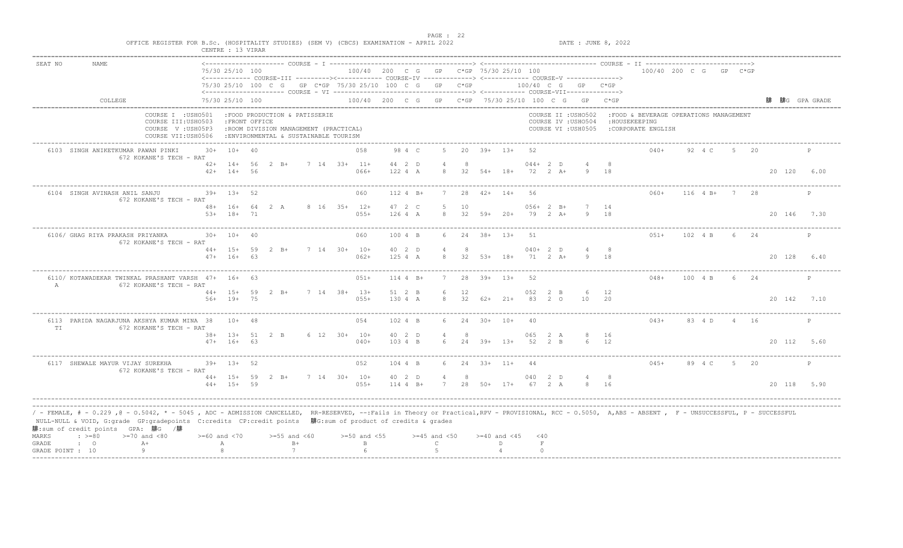OFFICE REGISTER FOR B.Sc. (HOSPITALITY STUDIES) (SEM V) (CBCS) EXAMINATION - APRIL 2022 DATE : JUNE 8, 2022

CENTRE : 13 VIRAR

```
SEAT NO     NAME                         <--------------------- COURSE - I ------------------------------------> <------------------------------ COURSE - II ---------------------------->
                                         75/30 25/10 100                100/40  200  C  G   GP   C*GP 75/30 25/10 100                          100/40 200 C G   GP  C*GP
                                         <------------ COURSE-III ---------><------------ COURSE-IV -------------> <------------ COURSE-V -------------->
                                         75/30 25/10 100  C  G   GP  C*GP 75/30 25/10 100  C  G   GP   C*GP       100/40  C  G   GP   C*GP
                                         <--------------------- COURSE - VI ---------------------------------> <------------ COURSE-VII------------>
            COLLEGE                      75/30 25/10 100                100/40  200  C  G   GP   C*GP  75/30 25/10 100  C  G   GP   C*GP                        ∑C ∑CG GPA GRADE

            COURSE I  :USHO501  :FOOD PRODUCTION & PATISSERIE                          COURSE II :USHO502  :FOOD & BEVERAGE OPERATIONS MANAGEMENT
            COURSE III:USHO503  :FRONT OFFICE                                          COURSE IV :USHO504  :HOUSEKEEPING
            COURSE  V :USH05P3  :ROOM DIVISION MANAGEMENT (PRACTICAL)                  COURSE VI :USH0505  :CORPORATE ENGLISH
            COURSE VII:USH0506  :ENVIRONMENTAL & SUSTAINABLE TOURISM

6103  SINGH ANIKETKUMAR PAWAN PINKI    30+  10+  40                058    98 4 C     5   20   39+  13+  52                         040+    92 4 C    5   20          P
            672 KOKANE'S TECH - RAT
                                       42+  14+  56   2  B+   7  14  33+  11+   44  2  D    4    8         044+  2  D    4    8
                                       42+  14+  56                066+   122 4 A    8   32   54+  18+  72   2  A+   9   18                              20  120   6.00

6104  SINGH AVINASH ANIL SANJU         39+  13+  52                060    112 4 B+   7   28   42+  14+  56                         060+   116 4 B+   7   28          P
            672 KOKANE'S TECH - RAT
                                       48+  16+  64   2  A    8  16  35+  12+   47  2  C    5   10         056+  2  B+   7   14
                                       53+  18+  71                055+   126 4 A    8   32   59+  20+  79   2  A+   9   18                              20  146   7.30

6106/ GHAG RIYA PRAKASH PRIYANKA       30+  10+  40                060    100 4 B    6   24   38+  13+  51                         051+   102 4 B    6   24          P
            672 KOKANE'S TECH - RAT
                                       44+  15+  59   2  B+   7  14  30+  10+   40  2  D    4    8         040+  2  D    4    8
                                       47+  16+  63                062+   125 4 A    8   32   53+  18+  71   2  A+   9   18                              20  128   6.40

6110/ KOTAWADEKAR TWINKAL PRASHANT VARSH A  47+  16+  63           051+   114 4 B+   7   28   39+  13+  52                         048+   100 4 B    6   24          P
            672 KOKANE'S TECH - RAT
                                       44+  15+  59   2  B+   7  14  38+  13+   51  2  B    6   12         052   2  B    6   12
                                       56+  19+  75                055+   130 4 A    8   32   62+  21+  83   2  O   10   20                              20  142   7.10

6113  PARIDA NAGARJUNA AKSHYA KUMAR MINA TI  38   10+  48          054    102 4 B    6   24   30+  10+  40                         043+    83 4 D    4   16          P
            672 KOKANE'S TECH - RAT
                                       38+  13+  51   2  B    6  12  30+  10+   40  2  D    4    8         065   2  A    8   16
                                       47+  16+  63                040+   103 4 B    6   24   39+  13+  52   2  B    6   12                              20  112   5.60

6117  SHEWALE MAYUR VIJAY SUREKHA      39+  13+  52                052    104 4 B    6   24   33+  11+  44                         045+    89 4 C    5   20          P
            672 KOKANE'S TECH - RAT
                                       44+  15+  59   2  B+   7  14  30+  10+   40  2  D    4    8         040   2  D    4    8
                                       44+  15+  59                055+   114 4 B+   7   28   50+  17+  67   2  A    8   16                              20  118   5.90
```

/ - FEMALE, # - 0.229 ,@ - O.5042, * - 5045 , ADC - ADMISSION CANCELLED, RR-RESERVED, --:Fails in Theory or Practical,RPV - PROVISIONAL, RCC - O.5050, A,ABS - ABSENT , F - UNSUCCESSFUL, P - SUCCESSFUL

NULL-NULL & VOID, G:grade GP:gradepoints C:credits CP:credit points ∑CG:sum of product of credits & grades

∑C:sum of credit points GPA: ∑CG /∑C

| MARKS | : >=80 | >=70 and <80 | >=60 and <70 | >=55 and <60 | >=50 and <55 | >=45 and <50 | >=40 and <45 | <40 |
|---|---|---|---|---|---|---|---|---|
| GRADE | : O | A+ | A | B+ | B | C | D | F |
| GRADE POINT | : 10 | 9 | 8 | 7 | 6 | 5 | 4 | 0 |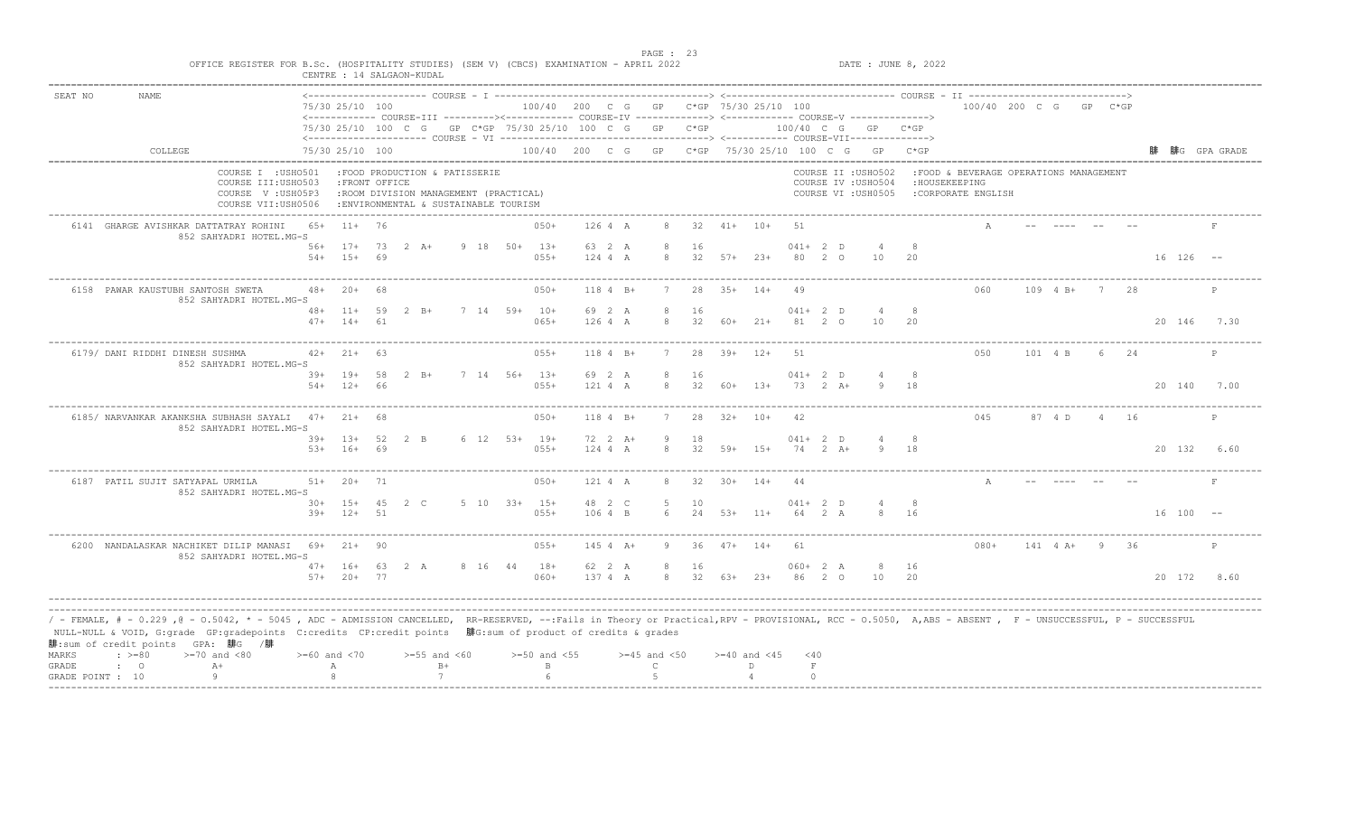OFFICE REGISTER FOR B.Sc. (HOSPITALITY STUDIES) (SEM V) (CBCS) EXAMINATION - APRIL 2022

CENTRE : 14 SALGAON-KUDAL

DATE : JUNE 8, 2022

```
SEAT NO   NAME                       <-------------------- COURSE - I ------------------------------------> <------------------------------ COURSE - II --------------------------->
                                     75/30 25/10 100                  100/40  200  C  G   GP   C*GP 75/30 25/10 100                          100/40  200  C  G   GP  C*GP
                                     <----------- COURSE-III ---------><----------- COURSE-IV -------------> <----------- COURSE-V -------------->
                                     75/30 25/10 100  C  G   GP C*GP 75/30 25/10 100  C  G   GP   C*GP       100/40  C  G   GP   C*GP
                                     <-------------------------- COURSE - VI ----------------------------> <----------- COURSE-VII------------->
          COLLEGE                    75/30 25/10 100                  100/40  200  C  G   GP   C*GP 75/30 25/10 100  C  G   GP   C*GP                                 腓  腓G  GPA GRADE

                   COURSE I  :USHO501   :FOOD PRODUCTION & PATISSERIE                           COURSE II :USHO502   :FOOD & BEVERAGE OPERATIONS MANAGEMENT
                   COURSE III:USHO503   :FRONT OFFICE                                           COURSE IV :USHO504   :HOUSEKEEPING
                   COURSE  V :USH05P3   :ROOM DIVISION MANAGEMENT (PRACTICAL)                   COURSE VI :USH0505   :CORPORATE ENGLISH
                   COURSE VII:USH0506   :ENVIRONMENTAL & SUSTAINABLE TOURISM
-------------------------------------------------------------------------------------------------------------------------------------------------------------------------
 6141  GHARGE AVISHKAR DATTATRAY ROHINI   65+  11+  76            050+   126 4 A    8   32  41+  10+  51                        A    --  ----  --  --              F
       852 SAHYADRI HOTEL.MG-S
                                          56+  17+  73  2 A+   9 18  50+  13+   63 2 A    8   16             041+ 2 D    4   8
                                          54+  15+  69            055+   124 4 A    8   32  57+  23+  80  2 O   10  20                                     16 126  --
-------------------------------------------------------------------------------------------------------------------------------------------------------------------------
 6158  PAWAR KAUSTUBH SANTOSH SWETA       48+  20+  68            050+   118 4 B+   7   28  35+  14+  49                        060   109 4 B+   7  28              P
       852 SAHYADRI HOTEL.MG-S
                                          48+  11+  59  2 B+   7 14  59+  10+   69 2 A    8   16             041+ 2 D    4   8
                                          47+  14+  61            065+   126 4 A    8   32  60+  21+  81  2 O   10  20                                     20 146  7.30
-------------------------------------------------------------------------------------------------------------------------------------------------------------------------
 6179/ DANI RIDDHI DINESH SUSHMA          42+  21+  63            055+   118 4 B+   7   28  39+  12+  51                        050   101 4 B    6  24              P
       852 SAHYADRI HOTEL.MG-S
                                          39+  19+  58  2 B+   7 14  56+  13+   69 2 A    8   16             041+ 2 D    4   8
                                          54+  12+  66            055+   121 4 A    8   32  60+  13+  73  2 A+   9  18                                     20 140  7.00
-------------------------------------------------------------------------------------------------------------------------------------------------------------------------
 6185/ NARVANKAR AKANKSHA SUBHASH SAYALI  47+  21+  68            050+   118 4 B+   7   28  32+  10+  42                        045    87 4 D    4  16              P
       852 SAHYADRI HOTEL.MG-S
                                          39+  13+  52  2 B    6 12  53+  19+   72 2 A+   9   18             041+ 2 D    4   8
                                          53+  16+  69            055+   124 4 A    8   32  59+  15+  74  2 A+   9  18                                     20 132  6.60
-------------------------------------------------------------------------------------------------------------------------------------------------------------------------
 6187  PATIL SUJIT SATYAPAL URMILA        51+  20+  71            050+   121 4 A    8   32  30+  14+  44                        A    --  ----  --  --              F
       852 SAHYADRI HOTEL.MG-S
                                          30+  15+  45  2 C    5 10  33+  15+   48 2 C    5   10             041+ 2 D    4   8
                                          39+  12+  51            055+   106 4 B    6   24  53+  11+  64  2 A    8  16                                     16 100  --
-------------------------------------------------------------------------------------------------------------------------------------------------------------------------
 6200  NANDALASKAR NACHIKET DILIP MANASI  69+  21+  90            055+   145 4 A+   9   36  47+  14+  61                        080+  141 4 A+   9  36              P
       852 SAHYADRI HOTEL.MG-S
                                          47+  16+  63  2 A    8 16  44   18+   62 2 A    8   16             060+ 2 A    8  16
                                          57+  20+  77            060+   137 4 A    8   32  63+  23+  86  2 O   10  20                                     20 172  8.60
-------------------------------------------------------------------------------------------------------------------------------------------------------------------------
```

/ - FEMALE, # - 0.229 ,@ - O.5042, * - 5045 , ADC - ADMISSION CANCELLED, RR-RESERVED, --:Fails in Theory or Practical,RPV - PROVISIONAL, RCC - O.5050, A,ABS - ABSENT , F - UNSUCCESSFUL, P - SUCCESSFUL

NULL-NULL & VOID, G:grade GP:gradepoints C:credits CP:credit points 腓G:sum of product of credits & grades

腓:sum of credit points GPA: 腓G /腓

| MARKS | : >=80 | >=70 and <80 | >=60 and <70 | >=55 and <60 | >=50 and <55 | >=45 and <50 | >=40 and <45 | <40 |
|---|---|---|---|---|---|---|---|---|
| GRADE | : O | A+ | A | B+ | B | C | D | F |
| GRADE POINT | : 10 | 9 | 8 | 7 | 6 | 5 | 4 | 0 |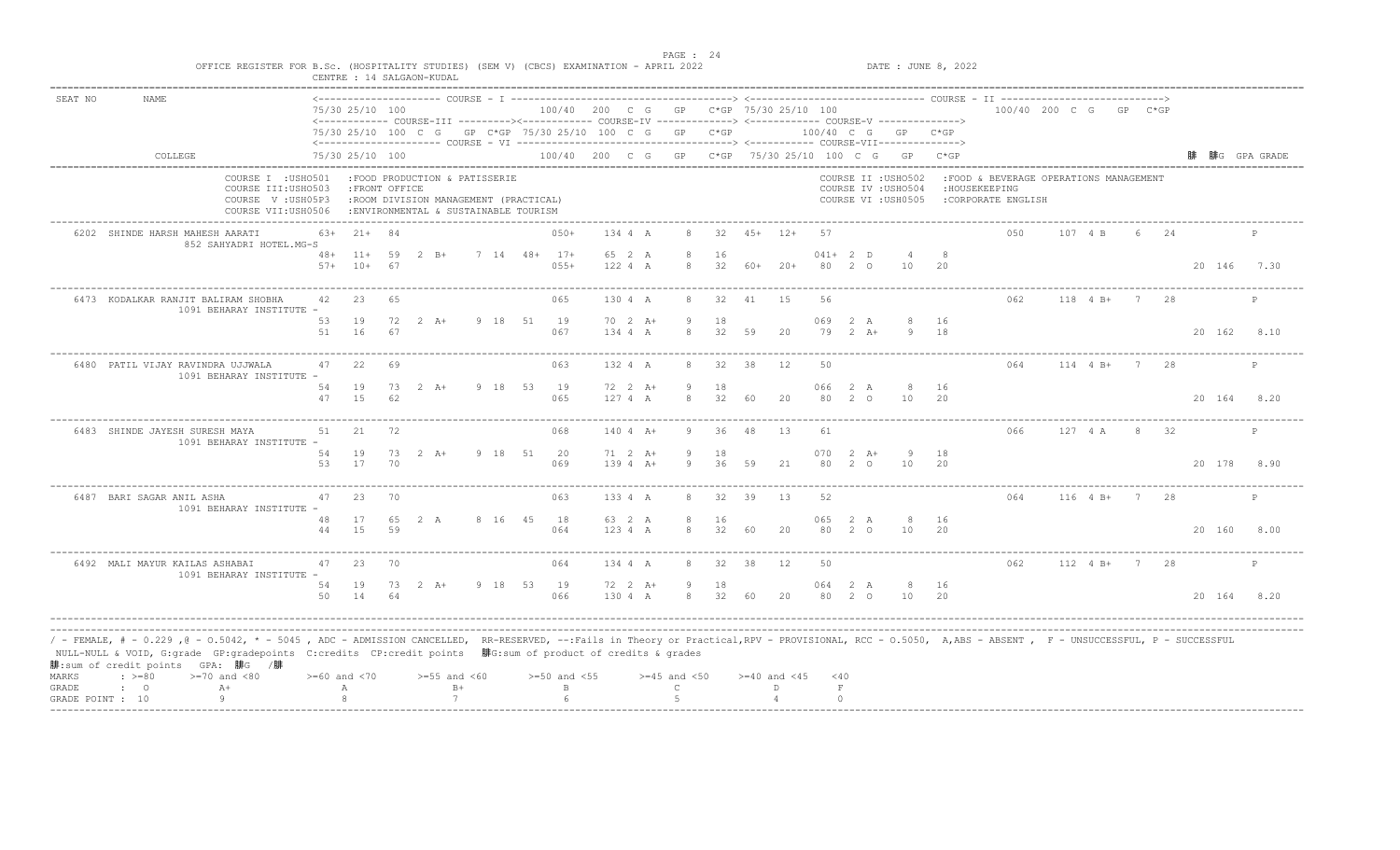OFFICE REGISTER FOR B.Sc. (HOSPITALITY STUDIES) (SEM V) (CBCS) EXAMINATION - APRIL 2022 DATE : JUNE 8, 2022

CENTRE : 14 SALGAON-KUDAL

| SEAT NO | NAME / COLLEGE | COURSE I / III / V / VII | COURSE II / IV / VI | |
|---|---|---|---|---|
| | | 75/30 25/10 100 &#124; 100/40 200 C G GP C*GP &#124; 75/30 25/10 100 | 100/40 200 C G GP C*GP | |
| | | COURSE-III: 75/30 25/10 100 C G GP C*GP &#124; COURSE-IV: 75/30 25/10 100 C G GP C*GP &#124; COURSE-V: 100/40 C G GP C*GP | | |
| | | COURSE-VI: 75/30 25/10 100 &#124; 100/40 200 C G GP C*GP &#124; COURSE-VII: 75/30 25/10 100 C G GP C*GP | | 䏻 䏻G GPA GRADE |

COURSE I :USHO501 :FOOD PRODUCTION & PATISSERIE
COURSE III:USHO503 :FRONT OFFICE
COURSE V :USH05P3 :ROOM DIVISION MANAGEMENT (PRACTICAL)
COURSE VII:USH0506 :ENVIRONMENTAL & SUSTAINABLE TOURISM
COURSE II :USHO502 :FOOD & BEVERAGE OPERATIONS MANAGEMENT
COURSE IV :USHO504 :HOUSEKEEPING
COURSE VI :USH0505 :CORPORATE ENGLISH

| SEAT NO | NAME / COLLEGE | Marks | Result |
|---|---|---|---|
| 6202 | SHINDE HARSH MAHESH AARATI<br>852 SAHYADRI HOTEL.MG-S | 63+ 21+ 84 &#124; 050+ 134 4 A 8 32 &#124; 45+ 12+ 57 &#124; 050 107 4 B 6 24<br>48+ 11+ 59 2 B+ 7 14 &#124; 48+ 17+ 65 2 A 8 16 &#124; 041+ 2 D 4 8<br>57+ 10+ 67 &#124; 055+ 122 4 A 8 32 &#124; 60+ 20+ 80 2 O 10 20 | P<br>20 146 7.30 |
| 6473 | KODALKAR RANJIT BALIRAM SHOBHA<br>1091 BEHARAY INSTITUTE - | 42 23 65 &#124; 065 130 4 A 8 32 &#124; 41 15 56 &#124; 062 118 4 B+ 7 28<br>53 19 72 2 A+ 9 18 &#124; 51 19 70 2 A+ 9 18 &#124; 069 2 A 8 16<br>51 16 67 &#124; 067 134 4 A 8 32 &#124; 59 20 79 2 A+ 9 18 | P<br>20 162 8.10 |
| 6480 | PATIL VIJAY RAVINDRA UJJWALA<br>1091 BEHARAY INSTITUTE - | 47 22 69 &#124; 063 132 4 A 8 32 &#124; 38 12 50 &#124; 064 114 4 B+ 7 28<br>54 19 73 2 A+ 9 18 &#124; 53 19 72 2 A+ 9 18 &#124; 066 2 A 8 16<br>47 15 62 &#124; 065 127 4 A 8 32 &#124; 60 20 80 2 O 10 20 | P<br>20 164 8.20 |
| 6483 | SHINDE JAYESH SURESH MAYA<br>1091 BEHARAY INSTITUTE - | 51 21 72 &#124; 068 140 4 A+ 9 36 &#124; 48 13 61 &#124; 066 127 4 A 8 32<br>54 19 73 2 A+ 9 18 &#124; 51 20 71 2 A+ 9 18 &#124; 070 2 A+ 9 18<br>53 17 70 &#124; 069 139 4 A+ 9 36 &#124; 59 21 80 2 O 10 20 | P<br>20 178 8.90 |
| 6487 | BARI SAGAR ANIL ASHA<br>1091 BEHARAY INSTITUTE - | 47 23 70 &#124; 063 133 4 A 8 32 &#124; 39 13 52 &#124; 064 116 4 B+ 7 28<br>48 17 65 2 A 8 16 &#124; 45 18 63 2 A 8 16 &#124; 065 2 A 8 16<br>44 15 59 &#124; 064 123 4 A 8 32 &#124; 60 20 80 2 O 10 20 | P<br>20 160 8.00 |
| 6492 | MALI MAYUR KAILAS ASHABAI<br>1091 BEHARAY INSTITUTE - | 47 23 70 &#124; 064 134 4 A 8 32 &#124; 38 12 50 &#124; 062 112 4 B+ 7 28<br>54 19 73 2 A+ 9 18 &#124; 53 19 72 2 A+ 9 18 &#124; 064 2 A 8 16<br>50 14 64 &#124; 066 130 4 A 8 32 &#124; 60 20 80 2 O 10 20 | P<br>20 164 8.20 |

/ - FEMALE, # - 0.229 ,@ - O.5042, * - 5045 , ADC - ADMISSION CANCELLED, RR-RESERVED, --:Fails in Theory or Practical,RPV - PROVISIONAL, RCC - O.5050, A,ABS - ABSENT , F - UNSUCCESSFUL, P - SUCCESSFUL
NULL-NULL & VOID, G:grade GP:gradepoints C:credits CP:credit points 䏻G:sum of product of credits & grades
䏻:sum of credit points GPA: 䏻G /䏻

| MARKS | >=80 | >=70 and <80 | >=60 and <70 | >=55 and <60 | >=50 and <55 | >=45 and <50 | >=40 and <45 | <40 |
|---|---|---|---|---|---|---|---|---|
| GRADE | O | A+ | A | B+ | B | C | D | F |
| GRADE POINT | 10 | 9 | 8 | 7 | 6 | 5 | 4 | 0 |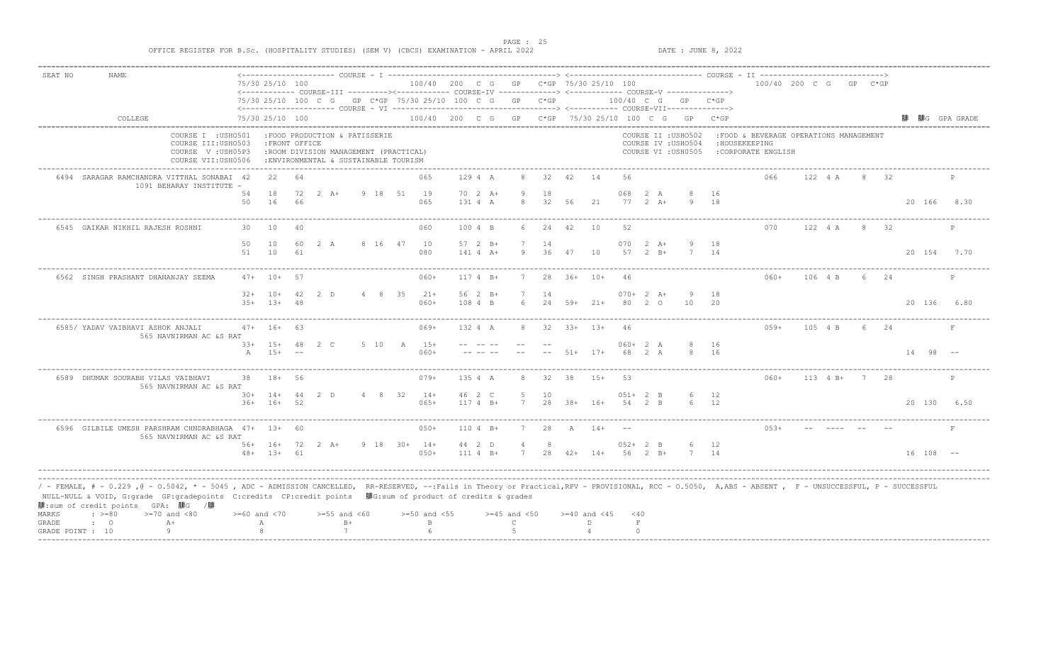OFFICE REGISTER FOR B.Sc. (HOSPITALITY STUDIES) (SEM V) (CBCS) EXAMINATION - APRIL 2022

DATE : JUNE 8, 2022

```
SEAT NO    NAME                          <-------------------- COURSE - I ------------------------------------> <---------------------------- COURSE - II ---------------------------->
                                         75/30 25/10 100                    100/40  200  C  G    GP   C*GP  75/30 25/10 100                        100/40  200  C  G   GP  C*GP
                                         <----------- COURSE-III ---------><----------- COURSE-IV -------------> <----------- COURSE-V ------------->
                                         75/30 25/10 100  C  G    GP C*GP 75/30 25/10 100  C  G    GP   C*GP      100/40  C  G    GP   C*GP
                                         <-------------------- COURSE - VI --------------------------> <----------- COURSE-VII-------------->
           COLLEGE                       75/30 25/10 100                    100/40  200  C  G    GP   C*GP  75/30 25/10 100  C  G   GP   C*GP                                       ΣC ΣCG GPA GRADE

                    COURSE I  :USHO501   :FOOD PRODUCTION & PATISSERIE                                  COURSE II :USHO502   :FOOD & BEVERAGE OPERATIONS MANAGEMENT
                    COURSE III:USHO503   :FRONT OFFICE                                                  COURSE IV :USHO504   :HOUSEKEEPING
                    COURSE  V :USH05P3   :ROOM DIVISION MANAGEMENT (PRACTICAL)                          COURSE VI :USH0505   :CORPORATE ENGLISH
                    COURSE VII:USH0506   :ENVIRONMENTAL & SUSTAINABLE TOURISM

 6494  SARAGAR RAMCHANDRA VITTHAL SONABAI 42   22   64                065      129 4  A     8   32   42    14    56                          066     122  4  A    8   32        P
       1091 BEHARAY INSTITUTE -
                                         54    18   72  2  A+    9  18  51    19     70 2  A+    9   18          068   2  A     8   16
                                         50    16   66                065      131 4  A     8   32   56    21    77   2  A+    9   18                                        20 166    8.30

 6545  GAIKAR NIKHIL RAJESH ROSHNI       30    10   40                060      100 4  B     6   24   42    10    52                          070     122  4  A    8   32        P

                                         50    10   60  2  A     8  16  47    10     57 2  B+    7   14          070   2  A+    9   18
                                         51    10   61                080      141 4  A+    9   36   47    10    57   2  B+    7   14                                        20 154    7.70

 6562  SINGH PRASHANT DHANANJAY SEEMA    47+   10+  57                060+     117 4  B+    7   28   36+   10+   46                          060+    106  4  B    6   24        P

                                         32+   10+  42  2  D     4   8  35    21+    56 2  B+    7   14          070+  2  A+    9   18
                                         35+   13+  48                060+     108 4  B     6   24   59+   21+   80   2  O    10   20                                        20 136    6.80

 6585/ YADAV VAIBHAVI ASHOK ANJALI       47+   16+  63                069+     132 4  A     8   32   33+   13+   46                          059+    105  4  B    6   24        F
       565 NAVNIRMAN AC &S RAT
                                         33+   15+  48  2  C     5  10   A    15+    -- -- --   --   --          060+  2  A     8   16
                                         A     15+  --                060+     -- -- --     --   --   51+   17+   68   2  A     8   16                                        14  98    --

 6589  DHUMAK SOURABH VILAS VAIBHAVI     38    18+  56                079+     135 4  A     8   32   38    15+   53                          060+    113  4  B+   7   28        P
       565 NAVNIRMAN AC &S RAT
                                         30+   14+  44  2  D     4   8  32    14+    46 2  C     5   10          051+  2  B     6   12
                                         36+   16+  52                065+     117 4  B+    7   28   38+   16+   54   2  B     6   12                                        20 130    6.50

 6596  GILBILE UMESH PARSHRAM CHNDRABHAGA 47+  13+  60                050+     110 4  B+    7   28   A     14+   --                          053+    --  ----  --  --        F
       565 NAVNIRMAN AC &S RAT
                                         56+   16+  72  2  A+    9  18  30+   14+    44 2  D     4    8          052+  2  B     6   12
                                         48+   13+  61                050+     111 4  B+    7   28   42+   14+   56   2  B+    7   14                                        16 108    --
```

/ - FEMALE, # - 0.229 ,@ - O.5042, * - 5045 , ADC - ADMISSION CANCELLED, RR-RESERVED, --:Fails in Theory or Practical,RPV - PROVISIONAL, RCC - O.5050, A,ABS - ABSENT , F - UNSUCCESSFUL, P - SUCCESSFUL

NULL-NULL & VOID, G:grade GP:gradepoints C:credits CP:credit points ΣCG:sum of product of credits & grades

ΣC:sum of credit points GPA: ΣCG /ΣC

| MARKS | : >=80 | >=70 and <80 | >=60 and <70 | >=55 and <60 | >=50 and <55 | >=45 and <50 | >=40 and <45 | <40 |
|---|---|---|---|---|---|---|---|---|
| GRADE | : O | A+ | A | B+ | B | C | D | F |
| GRADE POINT | : 10 | 9 | 8 | 7 | 6 | 5 | 4 | 0 |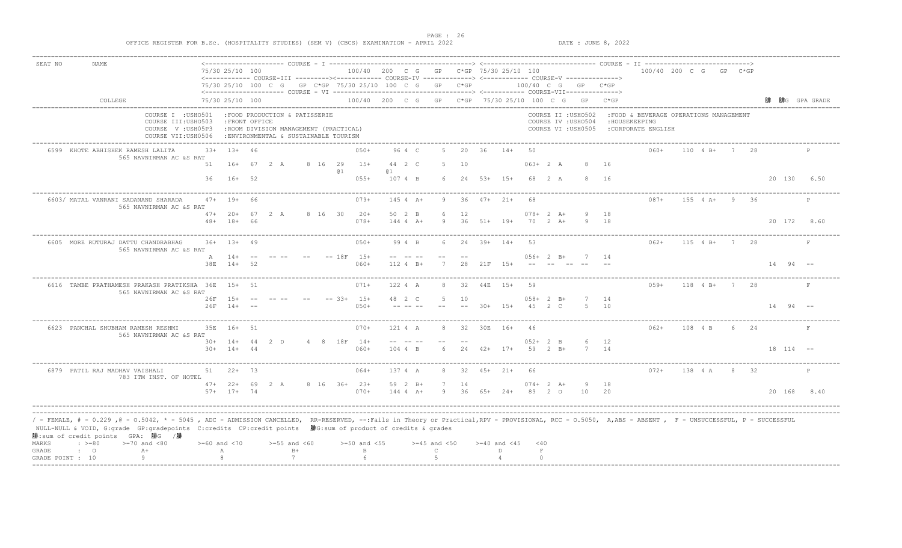OFFICE REGISTER FOR B.Sc. (HOSPITALITY STUDIES) (SEM V) (CBCS) EXAMINATION - APRIL 2022

DATE : JUNE 8, 2022

```
SEAT NO     NAME                             <-------------------- COURSE - I -------------------------------------> <------------------------------ COURSE - II ---------------------------->
                                              75/30 25/10 100                  100/40  200  C  G   GP   C*GP 75/30 25/10 100                                   100/40  200  C  G   GP  C*GP
                                              <----------- COURSE-III ---------><----------- COURSE-IV ------------> <------------ COURSE-V ------------->
                                              75/30 25/10 100  C  G   GP C*GP 75/30 25/10 100  C  G   GP   C*GP       100/40  C  G   GP   C*GP
                                              <-------------------- COURSE - VI ------------------------------------> <------------ COURSE-VII------------>
            COLLEGE                           75/30 25/10 100                  100/40  200  C  G   GP   C*GP  75/30 25/10 100  C  G   GP   C*GP                                             腓  腓G  GPA GRADE

                    COURSE I  :USH0501   :FOOD PRODUCTION & PATISSERIE                                  COURSE II :USH0502   :FOOD & BEVERAGE OPERATIONS MANAGEMENT
                    COURSE III:USH0503   :FRONT OFFICE                                                  COURSE IV :USH0504   :HOUSEKEEPING
                    COURSE  V :USH05P3   :ROOM DIVISION MANAGEMENT (PRACTICAL)                          COURSE VI :USH0505   :CORPORATE ENGLISH
                    COURSE VII:USH0506   :ENVIRONMENTAL & SUSTAINABLE TOURISM

 6599  KHOTE ABHISHEK RAMESH LALITA       33+  13+  46                   050+    96 4  C     5   20   36   14+   50                       060+   110  4 B+   7   28                P
       565 NAVNIRMAN AC &S RAT
                                          51   16+  67   2  A    8  16   29   15+    44  2  C    5   10        063+  2  A    8   16
                                                                        @1          @1
                                          36   16+  52                   055+   107 4  B     6   24   53+  15+   68   2  A    8   16                                     20  130   6.50

 6603/ MATAL VANRANI SADANAND SHARADA     47+  19+  66                   079+   145 4  A+    9   36   47+  21+   68                       087+   155  4 A+   9   36                P
       565 NAVNIRMAN AC &S RAT
                                          47+  20+  67   2  A    8  16   30   20+    50  2  B    6   12        078+  2  A+   9   18
                                          48+  18+  66                   078+   144 4  A+    9   36   51+  19+   70   2  A+   9   18                                     20  172   8.60

 6605  MORE RUTURAJ DATTU CHANDRABHAG     36+  13+  49                   050+    99 4  B     6   24   39+  14+   53                       062+   115  4 B+   7   28                F
       565 NAVNIRMAN AC &S RAT
                                          A    14+  --   -- --   --  -- 18F  15+    -- -- --   --  --        056+  2  B+   7   14
                                          38E  14+  52                   060+   112 4  B+    7   28   21F  15+   --   --  --  --  --                                     14   94   --

 6616  TAMBE PRATHAMESH PRAKASH PRATIKSHA 36E  15+  51                   071+   122 4  A     8   32   44E  15+   59                       059+   118  4 B+   7   28                F
       565 NAVNIRMAN AC &S RAT
                                          26F  15+  --   -- --   --  -- 33+  15+    48  2  C    5   10        058+  2  B+   7   14
                                          26F  14+  --                   050+    -- -- --   --  --   30+  15+   45   2  C    5   10                                     14   94   --

 6623  PANCHAL SHUBHAM RAMESH RESHMI      35E  16+  51                   070+   121 4  A     8   32   30E  16+   46                       062+   108  4 B    6   24                F
       565 NAVNIRMAN AC &S RAT
                                          30+  14+  44   2  D    4   8   18F  14+    -- -- --   --  --        052+  2  B    6   12
                                          30+  14+  44                   060+   104 4  B     6   24   42+  17+   59   2  B+   7   14                                     18  114   --

 6879  PATIL RAJ MADHAV VAISHALI          51   22+  73                   064+   137 4  A     8   32   45+  21+   66                       072+   138  4 A    8   32                P
       783 ITM INST. OF HOTEL
                                          47+  22+  69   2  A    8  16   36+  23+    59  2  B+   7   14        074+  2  A+   9   18
                                          57+  17+  74                   070+   144 4  A+    9   36   65+  24+   89   2  O   10   20                                     20  168   8.40
```

/ - FEMALE, # - 0.229 ,@ - 0.5042, * - 5045 , ADC - ADMISSION CANCELLED, RR-RESERVED, --:Fails in Theory or Practical,RPV - PROVISIONAL, RCC - 0.5050, A,ABS - ABSENT , F - UNSUCCESSFUL, P - SUCCESSFUL
NULL-NULL & VOID, G:grade GP:gradepoints C:credits CP:credit points 腓G:sum of product of credits & grades
腓:sum of credit points GPA: 腓G /腓

| MARKS | : >=80 | >=70 and <80 | >=60 and <70 | >=55 and <60 | >=50 and <55 | >=45 and <50 | >=40 and <45 | <40 |
|---|---|---|---|---|---|---|---|---|
| GRADE | : O | A+ | A | B+ | B | C | D | F |
| GRADE POINT | : 10 | 9 | 8 | 7 | 6 | 5 | 4 | 0 |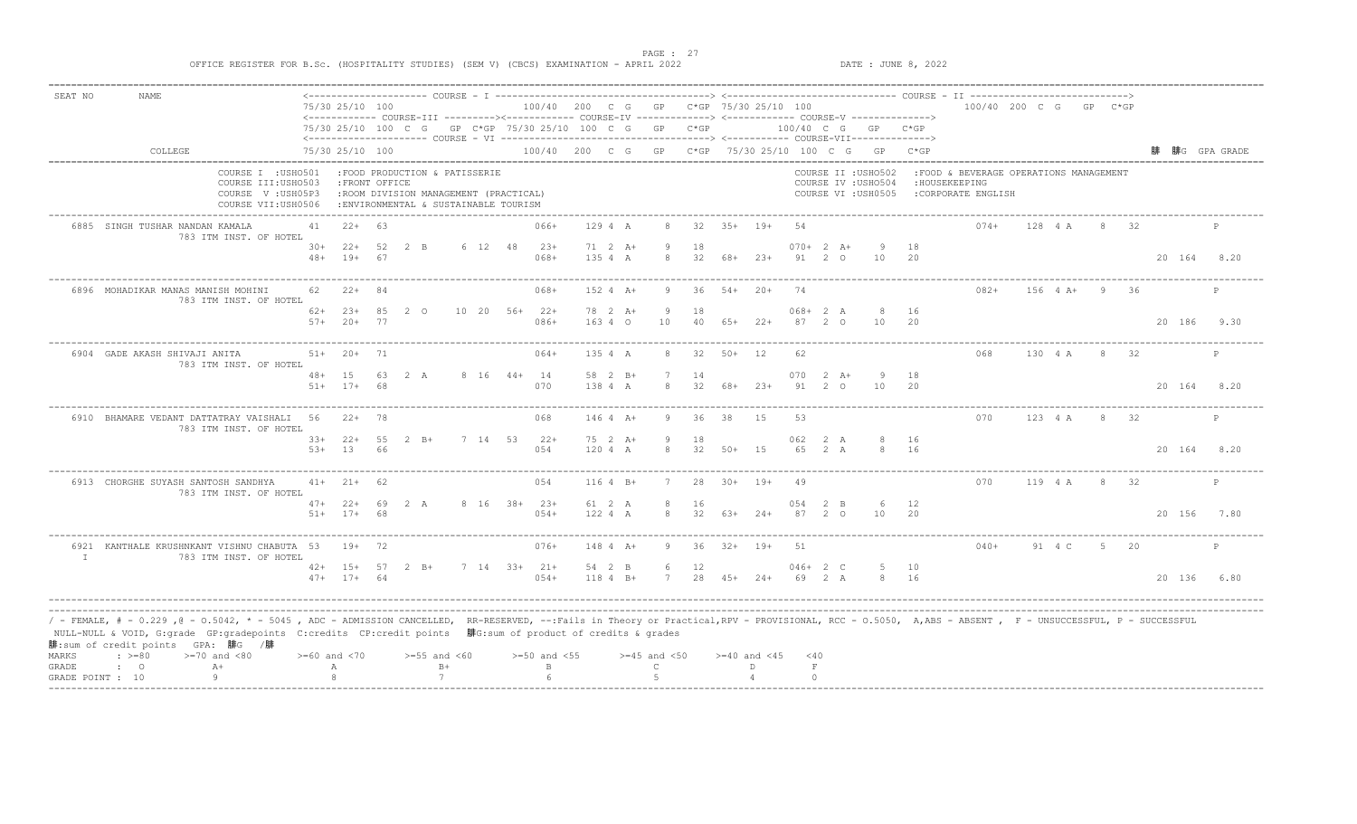OFFICE REGISTER FOR B.Sc. (HOSPITALITY STUDIES) (SEM V) (CBCS) EXAMINATION - APRIL 2022

DATE : JUNE 8, 2022

```
SEAT NO   NAME                          <--------------------- COURSE - I -------------------------------------> <------------------------------ COURSE - II ---------------------------->
                                        75/30 25/10 100                   100/40  200  C  G    GP   C*GP  75/30 25/10 100                        100/40  200  C  G    GP  C*GP
                                        <------------ COURSE-III ---------><------------ COURSE-IV -------------> <------------ COURSE-V -------------->
                                        75/30 25/10 100  C  G   GP  C*GP  75/30 25/10  100  C  G   GP    C*GP         100/40  C  G    GP    C*GP
                                        <----------------------- COURSE - VI -----------------------------------> <------------ COURSE-VII-------------->
          COLLEGE                       75/30 25/10 100                   100/40  200  C  G    GP   C*GP  75/30 25/10 100  C  G   GP   C*GP                               ∑C  ∑CG  GPA GRADE
```

COURSE I :USHO501 :FOOD PRODUCTION & PATISSERIE
COURSE II :USHO502 :FOOD & BEVERAGE OPERATIONS MANAGEMENT
COURSE III:USHO503 :FRONT OFFICE
COURSE IV :USHO504 :HOUSEKEEPING
COURSE V :USH05P3 :ROOM DIVISION MANAGEMENT (PRACTICAL)
COURSE VI :USHO505 :CORPORATE ENGLISH
COURSE VII:USHO506 :ENVIRONMENTAL & SUSTAINABLE TOURISM

```
6885  SINGH TUSHAR NANDAN KAMALA          41   22+  63              066+   129 4 A    8   32   35+  19+   54                            074+  128 4 A    8   32          P
      783 ITM INST. OF HOTEL              30+  22+  52  2 B   6 12  48   23+   71 2 A+   9   18              070+  2 A+    9   18
                                          48+  19+  67              068+   135 4 A    8   32   68+  23+   91  2 O   10   20                                    20 164  8.20

6896  MOHADIKAR MANAS MANISH MOHINI       62   22+  84              068+   152 4 A+   9   36   54+  20+   74                            082+  156 4 A+   9   36          P
      783 ITM INST. OF HOTEL              62+  23+  85  2 O  10 20  56+  22+   78 2 A+   9   18              068+  2 A     8   16
                                          57+  20+  77              086+   163 4 O   10   40   65+  22+   87  2 O   10   20                                    20 186  9.30

6904  GADE AKASH SHIVAJI ANITA            51+  20+  71              064+   135 4 A    8   32   50+  12    62                            068   130 4 A    8   32          P
      783 ITM INST. OF HOTEL              48+  15   63  2 A   8 16  44+  14    58 2 B+   7   14              070   2 A+    9   18
                                          51+  17+  68              070    138 4 A    8   32   68+  23+   91  2 O   10   20                                    20 164  8.20

6910  BHAMARE VEDANT DATTATRAY VAISHALI   56   22+  78              068    146 4 A+   9   36   38   15    53                            070   123 4 A    8   32          P
      783 ITM INST. OF HOTEL              33+  22+  55  2 B+  7 14  53   22+   75 2 A+   9   18              062   2 A     8   16
                                          53+  13   66              054    120 4 A    8   32   50+  15    65  2 A    8   16                                    20 164  8.20

6913  CHORGHE SUYASH SANTOSH SANDHYA      41+  21+  62              054    116 4 B+   7   28   30+  19+   49                            070   119 4 A    8   32          P
      783 ITM INST. OF HOTEL              47+  22+  69  2 A   8 16  38+  23+   61 2 A    8   16              054   2 B     6   12
                                          51+  17+  68              054+   122 4 A    8   32   63+  24+   87  2 O   10   20                                    20 156  7.80

6921  KANTHALE KRUSHNKANT VISHNU CHABUTA  53   19+  72              076+   148 4 A+   9   36   32+  19+   51                            040+   91 4 C    5   20          P
 I    783 ITM INST. OF HOTEL              42+  15+  57  2 B+  7 14  33+  21+   54 2 B    6   12              046+  2 C     5   10
                                          47+  17+  64              054+   118 4 B+   7   28   45+  24+   69  2 A    8   16                                    20 136  6.80
```

/ - FEMALE, # - 0.229 ,@ - O.5042, * - 5045 , ADC - ADMISSION CANCELLED, RR-RESERVED, --:Fails in Theory or Practical,RPV - PROVISIONAL, RCC - O.5050, A,ABS - ABSENT , F - UNSUCCESSFUL, P - SUCCESSFUL
NULL-NULL & VOID, G:grade GP:gradepoints C:credits CP:credit points ∑CG:sum of product of credits & grades
∑C:sum of credit points GPA: ∑CG /∑C

| MARKS | : >=80 | >=70 and <80 | >=60 and <70 | >=55 and <60 | >=50 and <55 | >=45 and <50 | >=40 and <45 | <40 |
|---|---|---|---|---|---|---|---|---|
| GRADE | : O | A+ | A | B+ | B | C | D | F |
| GRADE POINT | : 10 | 9 | 8 | 7 | 6 | 5 | 4 | 0 |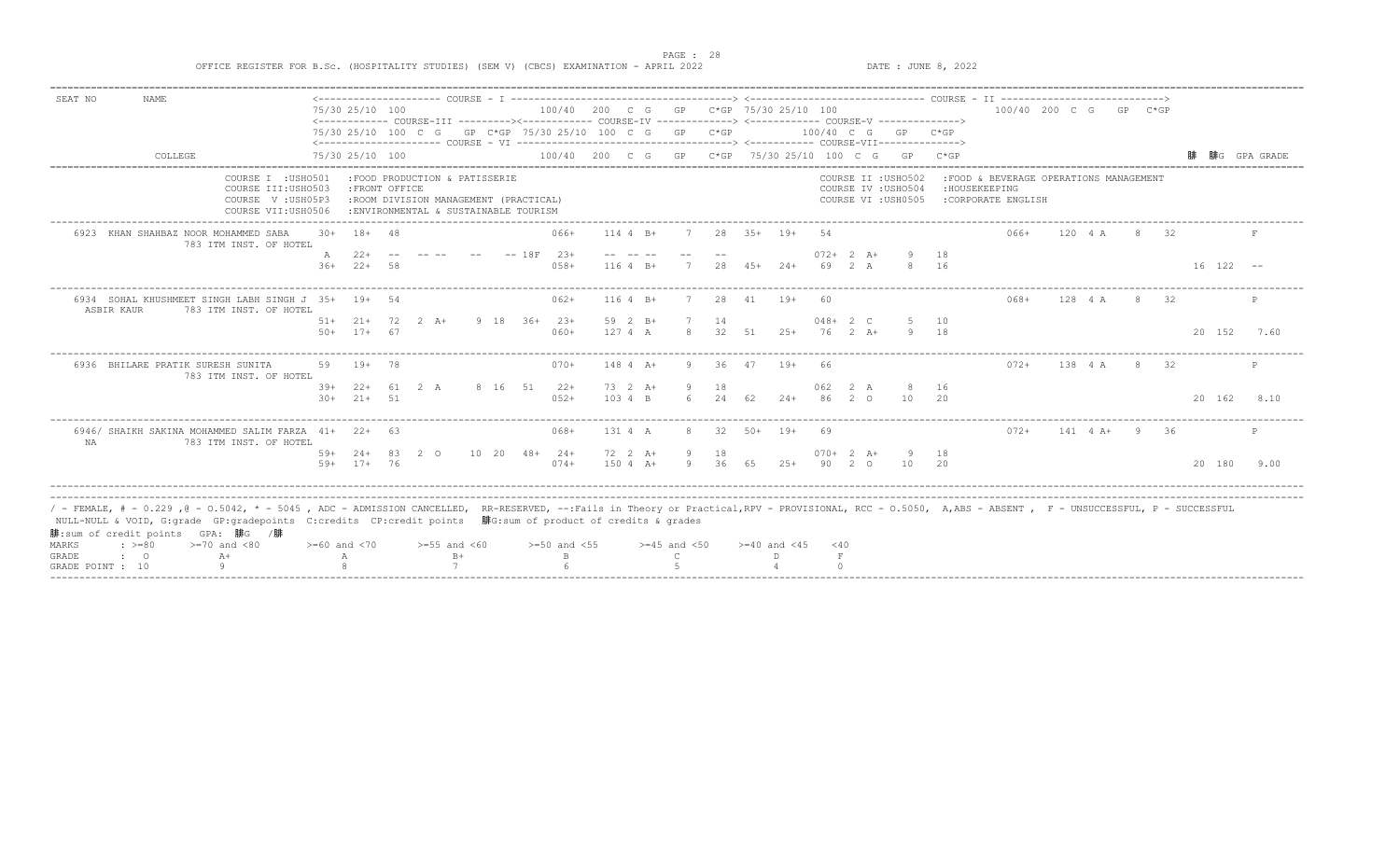OFFICE REGISTER FOR B.Sc. (HOSPITALITY STUDIES) (SEM V) (CBCS) EXAMINATION - APRIL 2022

DATE : JUNE 8, 2022

```
SEAT NO     NAME                              <--------------------- COURSE - I -------------------------------------> <------------------------------ COURSE - II ---------------------------->
                                              75/30 25/10 100                    100/40  200  C  G   GP   C*GP 75/30 25/10 100                                100/40  200  C  G   GP  C*GP
                                              <------------ COURSE-III ---------><------------ COURSE-IV -------------> <------------ COURSE-V -------------->
                                              75/30 25/10  100  C  G    GP  C*GP 75/30 25/10  100  C  G   GP   C*GP        100/40  C  G    GP   C*GP
                                              <----------------------- COURSE - VI -----------------------------------> <------------ COURSE-VII------------->
            COLLEGE                           75/30 25/10 100                    100/40  200  C  G   GP   C*GP  75/30 25/10 100  C  G   GP   C*GP                                        ∑C  ∑CG  GPA GRADE

                      COURSE I  :USHO501   :FOOD PRODUCTION & PATISSERIE                          COURSE II :USHO502   :FOOD & BEVERAGE OPERATIONS MANAGEMENT
                      COURSE III:USHO503   :FRONT OFFICE                                          COURSE IV :USHO504   :HOUSEKEEPING
                      COURSE  V :USH05P3   :ROOM DIVISION MANAGEMENT (PRACTICAL)                  COURSE VI :USHO505   :CORPORATE ENGLISH
                      COURSE VII:USHO506   :ENVIRONMENTAL & SUSTAINABLE TOURISM

 6923  KHAN SHAHBAZ NOOR MOHAMMED SABA    30+  18+  48                066+   114 4  B+   7   28  35+  19+  54                            066+   120  4 A    8   32              F
            783 ITM INST. OF HOTEL
                                          A    22+  --   -- --   --   -- 18F  23+  -- -- --  --  --        072+  2  A+   9   18
                                          36+  22+  58                058+   116 4  B+   7   28  45+  24+  69   2  A     8   16                                    16  122   --

 6934  SOHAL KHUSHMEET SINGH LABH SINGH J 35+  19+  54                062+   116 4  B+   7   28  41   19+  60                            068+   128  4 A    8   32              P
   ASBIR KAUR     783 ITM INST. OF HOTEL
                                          51+  21+  72   2  A+    9  18   36+  23+   59  2  B+   7   14        048+  2  C    5   10
                                          50+  17+  67                060+   127 4  A    8   32  51   25+  76   2  A+    9   18                                    20  152   7.60

 6936  BHILARE PRATIK SURESH SUNITA       59   19+  78                070+   148 4  A+   9   36  47   19+  66                            072+   138  4 A    8   32              P
            783 ITM INST. OF HOTEL
                                          39+  22+  61   2  A     8  16   51   22+   73  2  A+   9   18        062   2  A    8   16
                                          30+  21+  51                052+   103 4  B    6   24  62   24+  86   2  O    10   20                                    20  162   8.10

 6946/ SHAIKH SAKINA MOHAMMED SALIM FARZA 41+  22+  63                068+   131 4  A    8   32  50+  19+  69                            072+   141  4 A+   9   36              P
   NA             783 ITM INST. OF HOTEL
                                          59+  24+  83   2  O    10  20   48+  24+   72  2  A+   9   18        070+  2  A+   9   18
                                          59+  17+  76                074+   150 4  A+   9   36  65   25+  90   2  O    10   20                                    20  180   9.00
```

/ - FEMALE, # - 0.229 ,@ - O.5042, * - 5045 , ADC - ADMISSION CANCELLED, RR-RESERVED, --:Fails in Theory or Practical,RPV - PROVISIONAL, RCC - O.5050, A,ABS - ABSENT , F - UNSUCCESSFUL, P - SUCCESSFUL
NULL-NULL & VOID, G:grade GP:gradepoints C:credits CP:credit points ∑CG:sum of product of credits & grades
∑C:sum of credit points GPA: ∑CG /∑C

| | | | | | | | | |
|---|---|---|---|---|---|---|---|---|
| MARKS | : >=80 | >=70 and <80 | >=60 and <70 | >=55 and <60 | >=50 and <55 | >=45 and <50 | >=40 and <45 | <40 |
| GRADE | : O | A+ | A | B+ | B | C | D | F |
| GRADE POINT | : 10 | 9 | 8 | 7 | 6 | 5 | 4 | 0 |